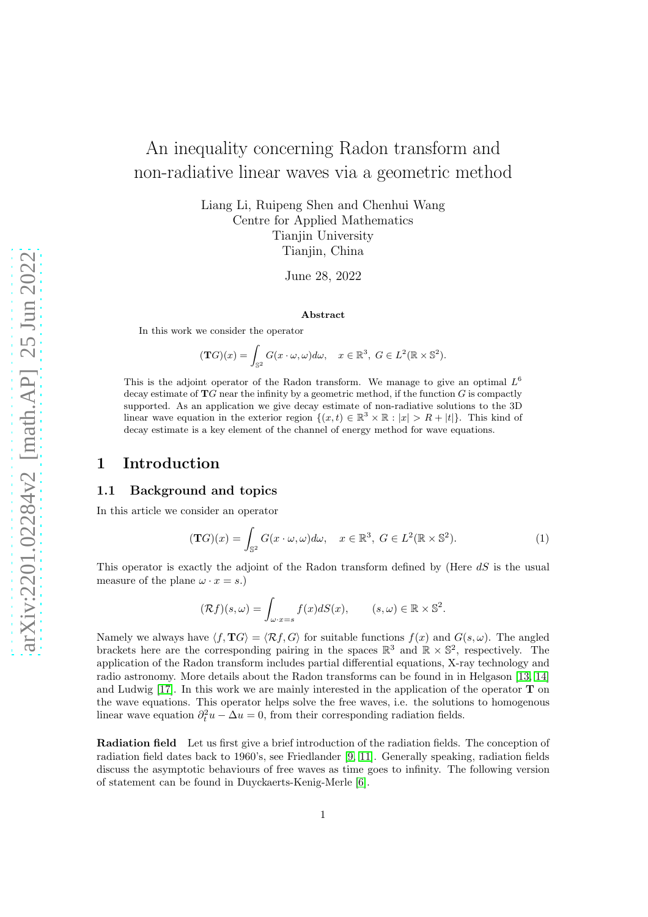# An inequality concerning Radon transform and non-radiative linear waves via a geometric method

Liang Li, Ruipeng Shen and Chenhui Wang
Centre for Applied Mathematics
Tianjin University
Tianjin, China

June 28, 2022

**Abstract**

In this work we consider the operator

$$(\mathbf{T}G)(x) = \int_{\mathbb{S}^2} G(x\cdot\omega, \omega) d\omega, \quad x \in \mathbb{R}^3,\ G \in L^2(\mathbb{R}\times\mathbb{S}^2).$$

This is the adjoint operator of the Radon transform. We manage to give an optimal $L^6$ decay estimate of $\mathbf{T}G$ near the infinity by a geometric method, if the function $G$ is compactly supported. As an application we give decay estimate of non-radiative solutions to the 3D linear wave equation in the exterior region $\{(x,t) \in \mathbb{R}^3 \times \mathbb{R} : |x| > R + |t|\}$. This kind of decay estimate is a key element of the channel of energy method for wave equations.

## 1 Introduction

### 1.1 Background and topics

In this article we consider an operator

$$(\mathbf{T}G)(x) = \int_{\mathbb{S}^2} G(x\cdot\omega, \omega) d\omega, \quad x \in \mathbb{R}^3,\ G \in L^2(\mathbb{R}\times\mathbb{S}^2). \tag{1}$$

This operator is exactly the adjoint of the Radon transform defined by (Here $dS$ is the usual measure of the plane $\omega \cdot x = s$.)

$$(\mathcal{R}f)(s,\omega) = \int_{\omega\cdot x = s} f(x) dS(x), \qquad (s,\omega) \in \mathbb{R}\times\mathbb{S}^2.$$

Namely we always have $\langle f, \mathbf{T}G\rangle = \langle \mathcal{R}f, G\rangle$ for suitable functions $f(x)$ and $G(s,\omega)$. The angled brackets here are the corresponding pairing in the spaces $\mathbb{R}^3$ and $\mathbb{R}\times\mathbb{S}^2$, respectively. The application of the Radon transform includes partial differential equations, X-ray technology and radio astronomy. More details about the Radon transforms can be found in in Helgason [13, 14] and Ludwig [17]. In this work we are mainly interested in the application of the operator $\mathbf{T}$ on the wave equations. This operator helps solve the free waves, i.e. the solutions to homogenous linear wave equation $\partial_t^2 u - \Delta u = 0$, from their corresponding radiation fields.

**Radiation field** Let us first give a brief introduction of the radiation fields. The conception of radiation field dates back to 1960's, see Friedlander [9, 11]. Generally speaking, radiation fields discuss the asymptotic behaviours of free waves as time goes to infinity. The following version of statement can be found in Duyckaerts-Kenig-Merle [6].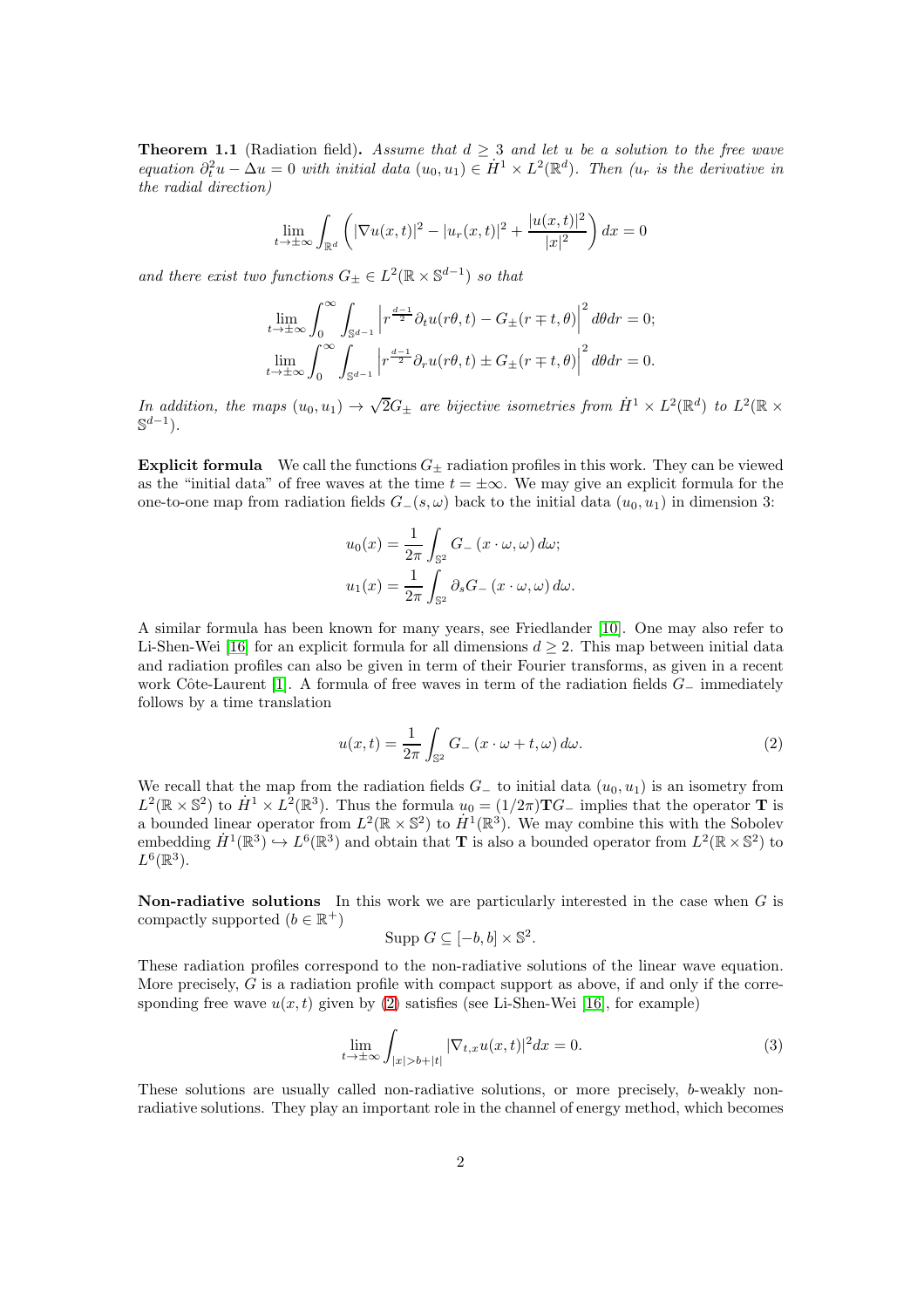**Theorem 1.1** (Radiation field)**.** *Assume that $d \geq 3$ and let $u$ be a solution to the free wave equation $\partial_t^2 u - \Delta u = 0$ with initial data $(u_0, u_1) \in \dot{H}^1 \times L^2(\mathbb{R}^d)$. Then ($u_r$ is the derivative in the radial direction)*

$$\lim_{t\to\pm\infty} \int_{\mathbb{R}^d} \left( |\nabla u(x,t)|^2 - |u_r(x,t)|^2 + \frac{|u(x,t)|^2}{|x|^2} \right) dx = 0$$

*and there exist two functions $G_\pm \in L^2(\mathbb{R} \times \mathbb{S}^{d-1})$ so that*

$$\lim_{t\to\pm\infty} \int_0^\infty \int_{\mathbb{S}^{d-1}} \left| r^{\frac{d-1}{2}} \partial_t u(r\theta, t) - G_\pm(r \mp t, \theta) \right|^2 d\theta dr = 0;$$

$$\lim_{t\to\pm\infty} \int_0^\infty \int_{\mathbb{S}^{d-1}} \left| r^{\frac{d-1}{2}} \partial_r u(r\theta, t) \pm G_\pm(r \mp t, \theta) \right|^2 d\theta dr = 0.$$

*In addition, the maps $(u_0, u_1) \to \sqrt{2} G_\pm$ are bijective isometries from $\dot{H}^1 \times L^2(\mathbb{R}^d)$ to $L^2(\mathbb{R} \times \mathbb{S}^{d-1})$.*

**Explicit formula** We call the functions $G_\pm$ radiation profiles in this work. They can be viewed as the "initial data" of free waves at the time $t = \pm\infty$. We may give an explicit formula for the one-to-one map from radiation fields $G_-(s,\omega)$ back to the initial data $(u_0, u_1)$ in dimension 3:

$$u_0(x) = \frac{1}{2\pi} \int_{\mathbb{S}^2} G_-(x \cdot \omega, \omega)\, d\omega;$$

$$u_1(x) = \frac{1}{2\pi} \int_{\mathbb{S}^2} \partial_s G_-(x \cdot \omega, \omega)\, d\omega.$$

A similar formula has been known for many years, see Friedlander [10]. One may also refer to Li-Shen-Wei [16] for an explicit formula for all dimensions $d \geq 2$. This map between initial data and radiation profiles can also be given in term of their Fourier transforms, as given in a recent work Côte-Laurent [1]. A formula of free waves in term of the radiation fields $G_-$ immediately follows by a time translation

$$u(x,t) = \frac{1}{2\pi} \int_{\mathbb{S}^2} G_-(x \cdot \omega + t, \omega)\, d\omega. \tag{2}$$

We recall that the map from the radiation fields $G_-$ to initial data $(u_0, u_1)$ is an isometry from $L^2(\mathbb{R} \times \mathbb{S}^2)$ to $\dot{H}^1 \times L^2(\mathbb{R}^3)$. Thus the formula $u_0 = (1/2\pi)\mathbf{T}G_-$ implies that the operator $\mathbf{T}$ is a bounded linear operator from $L^2(\mathbb{R} \times \mathbb{S}^2)$ to $\dot{H}^1(\mathbb{R}^3)$. We may combine this with the Sobolev embedding $\dot{H}^1(\mathbb{R}^3) \hookrightarrow L^6(\mathbb{R}^3)$ and obtain that $\mathbf{T}$ is also a bounded operator from $L^2(\mathbb{R} \times \mathbb{S}^2)$ to $L^6(\mathbb{R}^3)$.

**Non-radiative solutions** In this work we are particularly interested in the case when $G$ is compactly supported ($b \in \mathbb{R}^+$)

$$\text{Supp } G \subseteq [-b, b] \times \mathbb{S}^2.$$

These radiation profiles correspond to the non-radiative solutions of the linear wave equation. More precisely, $G$ is a radiation profile with compact support as above, if and only if the corresponding free wave $u(x,t)$ given by (2) satisfies (see Li-Shen-Wei [16], for example)

$$\lim_{t\to\pm\infty} \int_{|x|>b+|t|} |\nabla_{t,x} u(x,t)|^2 dx = 0. \tag{3}$$

These solutions are usually called non-radiative solutions, or more precisely, $b$-weakly non-radiative solutions. They play an important role in the channel of energy method, which becomes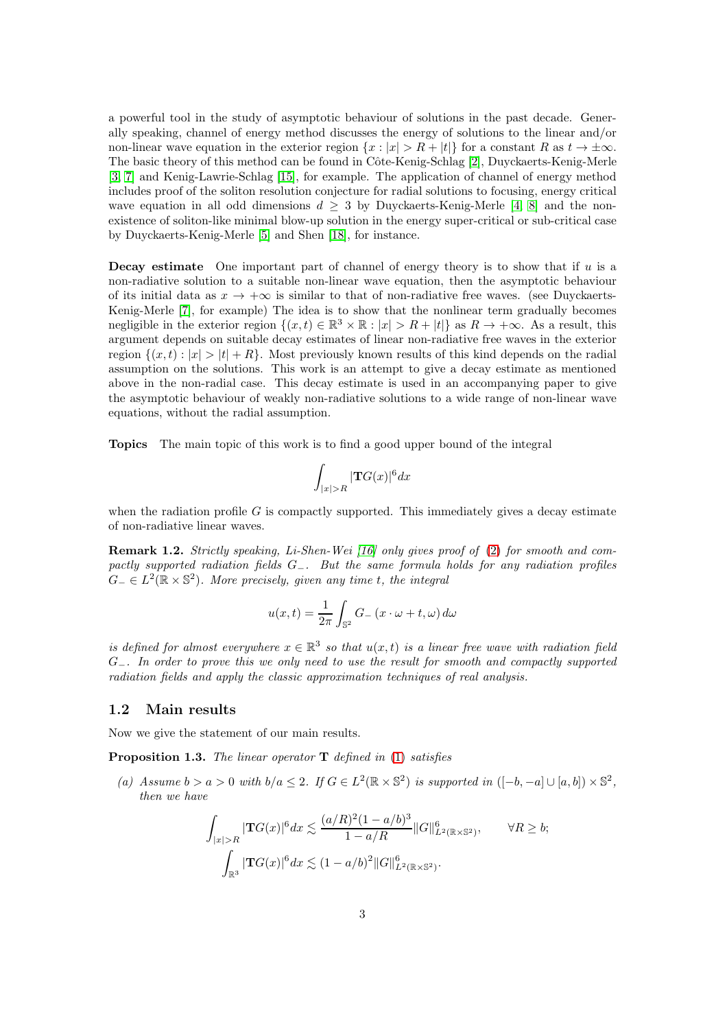a powerful tool in the study of asymptotic behaviour of solutions in the past decade. Generally speaking, channel of energy method discusses the energy of solutions to the linear and/or non-linear wave equation in the exterior region $\{x : |x| > R + |t|\}$ for a constant $R$ as $t \to \pm\infty$. The basic theory of this method can be found in Côte-Kenig-Schlag [2], Duyckaerts-Kenig-Merle [3, 7] and Kenig-Lawrie-Schlag [15], for example. The application of channel of energy method includes proof of the soliton resolution conjecture for radial solutions to focusing, energy critical wave equation in all odd dimensions $d \geq 3$ by Duyckaerts-Kenig-Merle [4, 8] and the non-existence of soliton-like minimal blow-up solution in the energy super-critical or sub-critical case by Duyckaerts-Kenig-Merle [5] and Shen [18], for instance.

**Decay estimate** One important part of channel of energy theory is to show that if $u$ is a non-radiative solution to a suitable non-linear wave equation, then the asymptotic behaviour of its initial data as $x \to +\infty$ is similar to that of non-radiative free waves. (see Duyckaerts-Kenig-Merle [7], for example) The idea is to show that the nonlinear term gradually becomes negligible in the exterior region $\{(x,t) \in \mathbb{R}^3 \times \mathbb{R} : |x| > R + |t|\}$ as $R \to +\infty$. As a result, this argument depends on suitable decay estimates of linear non-radiative free waves in the exterior region $\{(x,t) : |x| > |t| + R\}$. Most previously known results of this kind depends on the radial assumption on the solutions. This work is an attempt to give a decay estimate as mentioned above in the non-radial case. This decay estimate is used in an accompanying paper to give the asymptotic behaviour of weakly non-radiative solutions to a wide range of non-linear wave equations, without the radial assumption.

**Topics** The main topic of this work is to find a good upper bound of the integral

$$\int_{|x|>R} |\mathbf{T}G(x)|^6 dx$$

when the radiation profile $G$ is compactly supported. This immediately gives a decay estimate of non-radiative linear waves.

**Remark 1.2.** *Strictly speaking, Li-Shen-Wei [16] only gives proof of (2) for smooth and compactly supported radiation fields $G_-$. But the same formula holds for any radiation profiles $G_- \in L^2(\mathbb{R} \times \mathbb{S}^2)$. More precisely, given any time $t$, the integral*

$$u(x,t) = \frac{1}{2\pi} \int_{\mathbb{S}^2} G_- (x \cdot \omega + t, \omega) \, d\omega$$

*is defined for almost everywhere $x \in \mathbb{R}^3$ so that $u(x,t)$ is a linear free wave with radiation field $G_-$. In order to prove this we only need to use the result for smooth and compactly supported radiation fields and apply the classic approximation techniques of real analysis.*

## 1.2 Main results

Now we give the statement of our main results.

**Proposition 1.3.** *The linear operator $\mathbf{T}$ defined in (1) satisfies*

*(a) Assume $b > a > 0$ with $b/a \leq 2$. If $G \in L^2(\mathbb{R} \times \mathbb{S}^2)$ is supported in $([-b,-a] \cup [a,b]) \times \mathbb{S}^2$, then we have*

$$\int_{|x|>R} |\mathbf{T}G(x)|^6 dx \lesssim \frac{(a/R)^2(1-a/b)^3}{1-a/R} \|G\|_{L^2(\mathbb{R}\times\mathbb{S}^2)}^6, \qquad \forall R \geq b;$$

$$\int_{\mathbb{R}^3} |\mathbf{T}G(x)|^6 dx \lesssim (1-a/b)^2 \|G\|_{L^2(\mathbb{R}\times\mathbb{S}^2)}^6.$$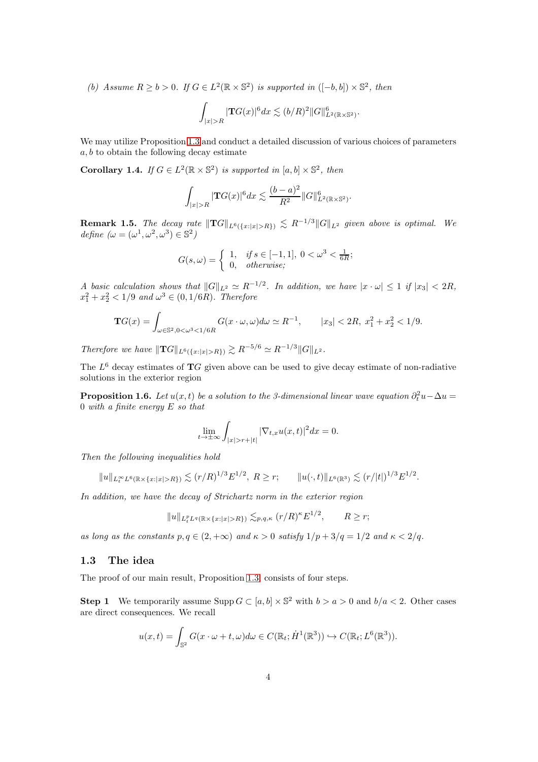*(b) Assume $R \geq b > 0$. If $G \in L^2(\mathbb{R} \times \mathbb{S}^2)$ is supported in $([-b, b]) \times \mathbb{S}^2$, then*

$$\int_{|x|>R} |\mathbf{T}G(x)|^6 dx \lesssim (b/R)^2 \|G\|_{L^2(\mathbb{R}\times\mathbb{S}^2)}^6.$$

We may utilize Proposition 1.3 and conduct a detailed discussion of various choices of parameters $a, b$ to obtain the following decay estimate

**Corollary 1.4.** *If $G \in L^2(\mathbb{R} \times \mathbb{S}^2)$ is supported in $[a, b] \times \mathbb{S}^2$, then*

$$\int_{|x|>R} |\mathbf{T}G(x)|^6 dx \lesssim \frac{(b-a)^2}{R^2} \|G\|_{L^2(\mathbb{R}\times\mathbb{S}^2)}^6.$$

**Remark 1.5.** *The decay rate $\|\mathbf{T}G\|_{L^6(\{x:|x|>R\})} \lesssim R^{-1/3}\|G\|_{L^2}$ given above is optimal. We define ($\omega = (\omega^1, \omega^2, \omega^3) \in \mathbb{S}^2$)*

$$G(s, \omega) = \begin{cases} 1, & \text{if } s \in [-1, 1],\ 0 < \omega^3 < \frac{1}{6R}; \\ 0, & \text{otherwise;} \end{cases}$$

*A basic calculation shows that $\|G\|_{L^2} \simeq R^{-1/2}$. In addition, we have $|x \cdot \omega| \leq 1$ if $|x_3| < 2R$, $x_1^2 + x_2^2 < 1/9$ and $\omega^3 \in (0, 1/6R)$. Therefore*

$$\mathbf{T}G(x) = \int_{\omega\in\mathbb{S}^2, 0<\omega^3<1/6R} G(x \cdot \omega, \omega) d\omega \simeq R^{-1}, \qquad |x_3| < 2R,\ x_1^2 + x_2^2 < 1/9.$$

*Therefore we have $\|\mathbf{T}G\|_{L^6(\{x:|x|>R\})} \gtrsim R^{-5/6} \simeq R^{-1/3}\|G\|_{L^2}$.*

The $L^6$ decay estimates of $\mathbf{T}G$ given above can be used to give decay estimate of non-radiative solutions in the exterior region

**Proposition 1.6.** *Let $u(x, t)$ be a solution to the 3-dimensional linear wave equation $\partial_t^2 u - \Delta u = 0$ with a finite energy $E$ so that*

$$\lim_{t\to\pm\infty} \int_{|x|>r+|t|} |\nabla_{t,x} u(x, t)|^2 dx = 0.$$

*Then the following inequalities hold*

$$\|u\|_{L_t^\infty L^6(\mathbb{R}\times\{x:|x|>R\})} \lesssim (r/R)^{1/3} E^{1/2},\ R \geq r; \qquad \|u(\cdot, t)\|_{L^6(\mathbb{R}^3)} \lesssim (r/|t|)^{1/3} E^{1/2}.$$

*In addition, we have the decay of Strichartz norm in the exterior region*

$$\|u\|_{L_t^p L^q(\mathbb{R}\times\{x:|x|>R\})} \lesssim_{p,q,\kappa} (r/R)^\kappa E^{1/2}, \qquad R \geq r;$$

*as long as the constants $p, q \in (2, +\infty)$ and $\kappa > 0$ satisfy $1/p + 3/q = 1/2$ and $\kappa < 2/q$.*

### 1.3 The idea

The proof of our main result, Proposition 1.3, consists of four steps.

**Step 1** We temporarily assume $\operatorname{Supp} G \subset [a, b] \times \mathbb{S}^2$ with $b > a > 0$ and $b/a < 2$. Other cases are direct consequences. We recall

$$u(x, t) = \int_{\mathbb{S}^2} G(x \cdot \omega + t, \omega) d\omega \in C(\mathbb{R}_t; \dot{H}^1(\mathbb{R}^3)) \hookrightarrow C(\mathbb{R}_t; L^6(\mathbb{R}^3)).$$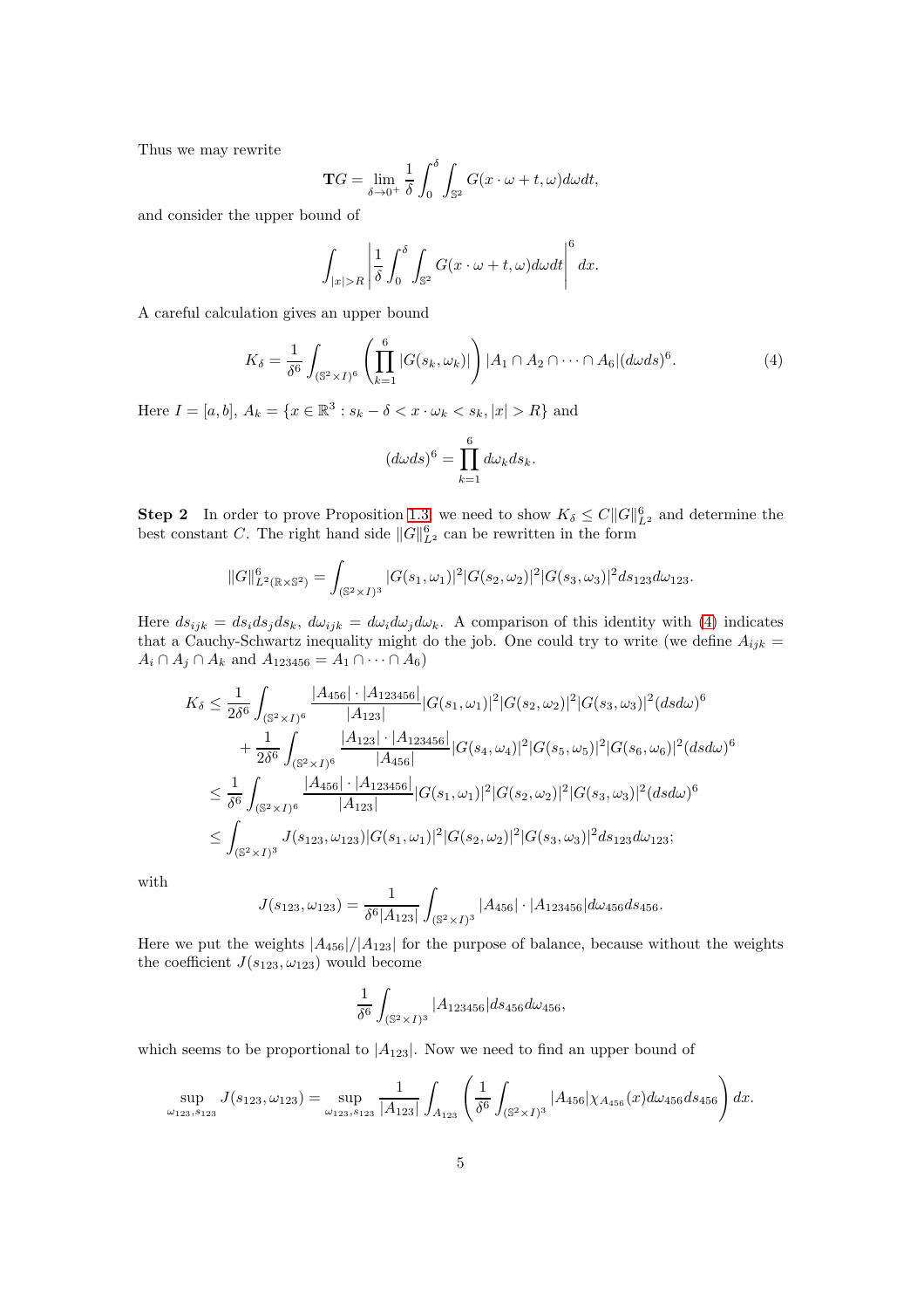Thus we may rewrite

$$\mathbf{T}G = \lim_{\delta\to 0^+} \frac{1}{\delta}\int_0^\delta \int_{\mathbb{S}^2} G(x\cdot\omega + t, \omega) d\omega dt,$$

and consider the upper bound of

$$\int_{|x|>R} \left| \frac{1}{\delta}\int_0^\delta \int_{\mathbb{S}^2} G(x\cdot\omega + t, \omega) d\omega dt \right|^6 dx.$$

A careful calculation gives an upper bound

$$K_\delta = \frac{1}{\delta^6}\int_{(\mathbb{S}^2\times I)^6} \left( \prod_{k=1}^{6} |G(s_k,\omega_k)| \right) |A_1 \cap A_2 \cap \cdots \cap A_6| (d\omega ds)^6. \tag{4}$$

Here $I = [a,b]$, $A_k = \{x \in \mathbb{R}^3 : s_k - \delta < x\cdot\omega_k < s_k, |x| > R\}$ and

$$(d\omega ds)^6 = \prod_{k=1}^{6} d\omega_k ds_k.$$

**Step 2** In order to prove Proposition 1.3, we need to show $K_\delta \leq C\|G\|_{L^2}^6$ and determine the best constant $C$. The right hand side $\|G\|_{L^2}^6$ can be rewritten in the form

$$\|G\|_{L^2(\mathbb{R}\times\mathbb{S}^2)}^6 = \int_{(\mathbb{S}^2\times I)^3} |G(s_1,\omega_1)|^2 |G(s_2,\omega_2)|^2 |G(s_3,\omega_3)|^2 ds_{123} d\omega_{123}.$$

Here $ds_{ijk} = ds_i ds_j ds_k$, $d\omega_{ijk} = d\omega_i d\omega_j d\omega_k$. A comparison of this identity with (4) indicates that a Cauchy-Schwartz inequality might do the job. One could try to write (we define $A_{ijk} = A_i \cap A_j \cap A_k$ and $A_{123456} = A_1 \cap \cdots \cap A_6$)

$$\begin{aligned}
K_\delta &\leq \frac{1}{2\delta^6}\int_{(\mathbb{S}^2\times I)^6} \frac{|A_{456}|\cdot|A_{123456}|}{|A_{123}|} |G(s_1,\omega_1)|^2 |G(s_2,\omega_2)|^2 |G(s_3,\omega_3)|^2 (dsd\omega)^6 \\
&\quad + \frac{1}{2\delta^6}\int_{(\mathbb{S}^2\times I)^6} \frac{|A_{123}|\cdot|A_{123456}|}{|A_{456}|} |G(s_4,\omega_4)|^2 |G(s_5,\omega_5)|^2 |G(s_6,\omega_6)|^2 (dsd\omega)^6 \\
&\leq \frac{1}{\delta^6}\int_{(\mathbb{S}^2\times I)^6} \frac{|A_{456}|\cdot|A_{123456}|}{|A_{123}|} |G(s_1,\omega_1)|^2 |G(s_2,\omega_2)|^2 |G(s_3,\omega_3)|^2 (dsd\omega)^6 \\
&\leq \int_{(\mathbb{S}^2\times I)^3} J(s_{123},\omega_{123}) |G(s_1,\omega_1)|^2 |G(s_2,\omega_2)|^2 |G(s_3,\omega_3)|^2 ds_{123} d\omega_{123};
\end{aligned}$$

with

$$J(s_{123},\omega_{123}) = \frac{1}{\delta^6 |A_{123}|}\int_{(\mathbb{S}^2\times I)^3} |A_{456}|\cdot|A_{123456}| d\omega_{456} ds_{456}.$$

Here we put the weights $|A_{456}|/|A_{123}|$ for the purpose of balance, because without the weights the coefficient $J(s_{123},\omega_{123})$ would become

$$\frac{1}{\delta^6}\int_{(\mathbb{S}^2\times I)^3} |A_{123456}| ds_{456} d\omega_{456},$$

which seems to be proportional to $|A_{123}|$. Now we need to find an upper bound of

$$\sup_{\omega_{123}, s_{123}} J(s_{123},\omega_{123}) = \sup_{\omega_{123}, s_{123}} \frac{1}{|A_{123}|}\int_{A_{123}} \left( \frac{1}{\delta^6}\int_{(\mathbb{S}^2\times I)^3} |A_{456}| \chi_{A_{456}}(x) d\omega_{456} ds_{456} \right) dx.$$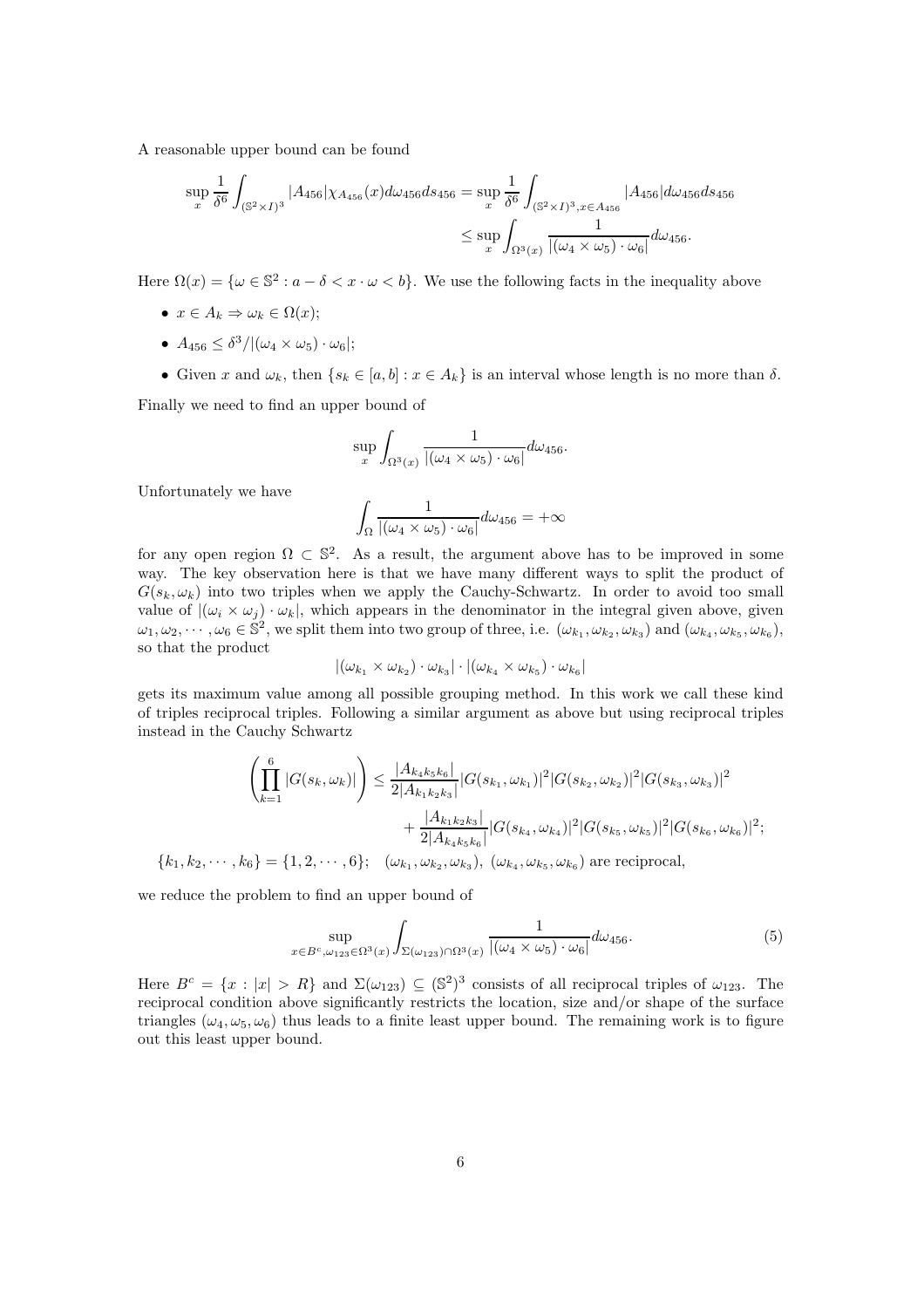A reasonable upper bound can be found

$$\sup_x \frac{1}{\delta^6} \int_{(\mathbb{S}^2 \times I)^3} |A_{456}| \chi_{A_{456}}(x) d\omega_{456} ds_{456} = \sup_x \frac{1}{\delta^6} \int_{(\mathbb{S}^2 \times I)^3, x \in A_{456}} |A_{456}| d\omega_{456} ds_{456}$$
$$\leq \sup_x \int_{\Omega^3(x)} \frac{1}{|(\omega_4 \times \omega_5) \cdot \omega_6|} d\omega_{456}.$$

Here $\Omega(x) = \{\omega \in \mathbb{S}^2 : a - \delta < x \cdot \omega < b\}$. We use the following facts in the inequality above

- $x \in A_k \Rightarrow \omega_k \in \Omega(x)$;
- $A_{456} \leq \delta^3 / |(\omega_4 \times \omega_5) \cdot \omega_6|$;
- Given $x$ and $\omega_k$, then $\{s_k \in [a, b] : x \in A_k\}$ is an interval whose length is no more than $\delta$.

Finally we need to find an upper bound of

$$\sup_x \int_{\Omega^3(x)} \frac{1}{|(\omega_4 \times \omega_5) \cdot \omega_6|} d\omega_{456}.$$

Unfortunately we have

$$\int_{\Omega} \frac{1}{|(\omega_4 \times \omega_5) \cdot \omega_6|} d\omega_{456} = +\infty$$

for any open region $\Omega \subset \mathbb{S}^2$. As a result, the argument above has to be improved in some way. The key observation here is that we have many different ways to split the product of $G(s_k, \omega_k)$ into two triples when we apply the Cauchy-Schwartz. In order to avoid too small value of $|(\omega_i \times \omega_j) \cdot \omega_k|$, which appears in the denominator in the integral given above, given $\omega_1, \omega_2, \cdots, \omega_6 \in \mathbb{S}^2$, we split them into two group of three, i.e. $(\omega_{k_1}, \omega_{k_2}, \omega_{k_3})$ and $(\omega_{k_4}, \omega_{k_5}, \omega_{k_6})$, so that the product

$$|(\omega_{k_1} \times \omega_{k_2}) \cdot \omega_{k_3}| \cdot |(\omega_{k_4} \times \omega_{k_5}) \cdot \omega_{k_6}|$$

gets its maximum value among all possible grouping method. In this work we call these kind of triples reciprocal triples. Following a similar argument as above but using reciprocal triples instead in the Cauchy Schwartz

$$\left( \prod_{k=1}^{6} |G(s_k, \omega_k)| \right) \leq \frac{|A_{k_4 k_5 k_6}|}{2|A_{k_1 k_2 k_3}|} |G(s_{k_1}, \omega_{k_1})|^2 |G(s_{k_2}, \omega_{k_2})|^2 |G(s_{k_3}, \omega_{k_3})|^2$$
$$+ \frac{|A_{k_1 k_2 k_3}|}{2|A_{k_4 k_5 k_6}|} |G(s_{k_4}, \omega_{k_4})|^2 |G(s_{k_5}, \omega_{k_5})|^2 |G(s_{k_6}, \omega_{k_6})|^2;$$

$\{k_1, k_2, \cdots, k_6\} = \{1, 2, \cdots, 6\}$; $\quad (\omega_{k_1}, \omega_{k_2}, \omega_{k_3}),\ (\omega_{k_4}, \omega_{k_5}, \omega_{k_6})$ are reciprocal,

we reduce the problem to find an upper bound of

$$\sup_{x \in B^c, \omega_{123} \in \Omega^3(x)} \int_{\Sigma(\omega_{123}) \cap \Omega^3(x)} \frac{1}{|(\omega_4 \times \omega_5) \cdot \omega_6|} d\omega_{456}. \tag{5}$$

Here $B^c = \{x : |x| > R\}$ and $\Sigma(\omega_{123}) \subseteq (\mathbb{S}^2)^3$ consists of all reciprocal triples of $\omega_{123}$. The reciprocal condition above significantly restricts the location, size and/or shape of the surface triangles $(\omega_4, \omega_5, \omega_6)$ thus leads to a finite least upper bound. The remaining work is to figure out this least upper bound.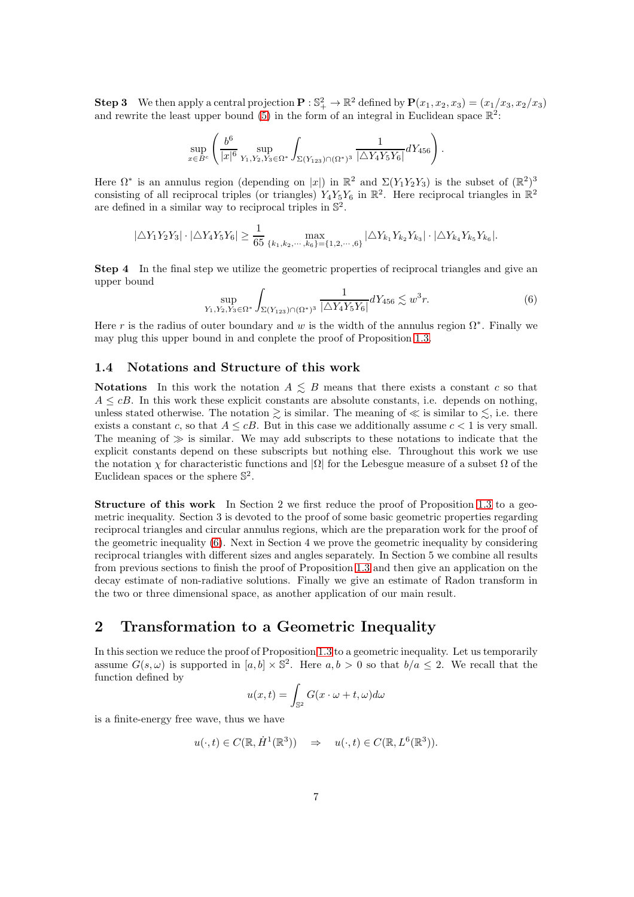**Step 3** We then apply a central projection $\mathbf{P} : \mathbb{S}^2_+ \rightarrow \mathbb{R}^2$ defined by $\mathbf{P}(x_1, x_2, x_3) = (x_1/x_3, x_2/x_3)$ and rewrite the least upper bound (5) in the form of an integral in Euclidean space $\mathbb{R}^2$:

$$\sup_{x \in B^c} \left( \frac{b^6}{|x|^6} \sup_{Y_1, Y_2, Y_3 \in \Omega^*} \int_{\Sigma(Y_{123}) \cap (\Omega^*)^3} \frac{1}{|\triangle Y_4 Y_5 Y_6|} dY_{456} \right).$$

Here $\Omega^*$ is an annulus region (depending on $|x|$) in $\mathbb{R}^2$ and $\Sigma(Y_1 Y_2 Y_3)$ is the subset of $(\mathbb{R}^2)^3$ consisting of all reciprocal triples (or triangles) $Y_4 Y_5 Y_6$ in $\mathbb{R}^2$. Here reciprocal triangles in $\mathbb{R}^2$ are defined in a similar way to reciprocal triples in $\mathbb{S}^2$.

$$|\triangle Y_1 Y_2 Y_3| \cdot |\triangle Y_4 Y_5 Y_6| \geq \frac{1}{65} \max_{\{k_1, k_2, \cdots, k_6\} = \{1, 2, \cdots, 6\}} |\triangle Y_{k_1} Y_{k_2} Y_{k_3}| \cdot |\triangle Y_{k_4} Y_{k_5} Y_{k_6}|.$$

**Step 4** In the final step we utilize the geometric properties of reciprocal triangles and give an upper bound

$$\sup_{Y_1, Y_2, Y_3 \in \Omega^*} \int_{\Sigma(Y_{123}) \cap (\Omega^*)^3} \frac{1}{|\triangle Y_4 Y_5 Y_6|} dY_{456} \lesssim w^3 r. \tag{6}$$

Here $r$ is the radius of outer boundary and $w$ is the width of the annulus region $\Omega^*$. Finally we may plug this upper bound in and conplete the proof of Proposition 1.3.

### 1.4 Notations and Structure of this work

**Notations** In this work the notation $A \lesssim B$ means that there exists a constant $c$ so that $A \leq cB$. In this work these explicit constants are absolute constants, i.e. depends on nothing, unless stated otherwise. The notation $\gtrsim$ is similar. The meaning of $\ll$ is similar to $\lesssim$, i.e. there exists a constant $c$, so that $A \leq cB$. But in this case we additionally assume $c < 1$ is very small. The meaning of $\gg$ is similar. We may add subscripts to these notations to indicate that the explicit constants depend on these subscripts but nothing else. Throughout this work we use the notation $\chi$ for characteristic functions and $|\Omega|$ for the Lebesgue measure of a subset $\Omega$ of the Euclidean spaces or the sphere $\mathbb{S}^2$.

**Structure of this work** In Section 2 we first reduce the proof of Proposition 1.3 to a geometric inequality. Section 3 is devoted to the proof of some basic geometric properties regarding reciprocal triangles and circular annulus regions, which are the preparation work for the proof of the geometric inequality (6). Next in Section 4 we prove the geometric inequality by considering reciprocal triangles with different sizes and angles separately. In Section 5 we combine all results from previous sections to finish the proof of Proposition 1.3 and then give an application on the decay estimate of non-radiative solutions. Finally we give an estimate of Radon transform in the two or three dimensional space, as another application of our main result.

## 2 Transformation to a Geometric Inequality

In this section we reduce the proof of Proposition 1.3 to a geometric inequality. Let us temporarily assume $G(s, \omega)$ is supported in $[a, b] \times \mathbb{S}^2$. Here $a, b > 0$ so that $b/a \leq 2$. We recall that the function defined by

$$u(x, t) = \int_{\mathbb{S}^2} G(x \cdot \omega + t, \omega) d\omega$$

is a finite-energy free wave, thus we have

$$u(\cdot, t) \in C(\mathbb{R}, \dot{H}^1(\mathbb{R}^3)) \quad \Rightarrow \quad u(\cdot, t) \in C(\mathbb{R}, L^6(\mathbb{R}^3)).$$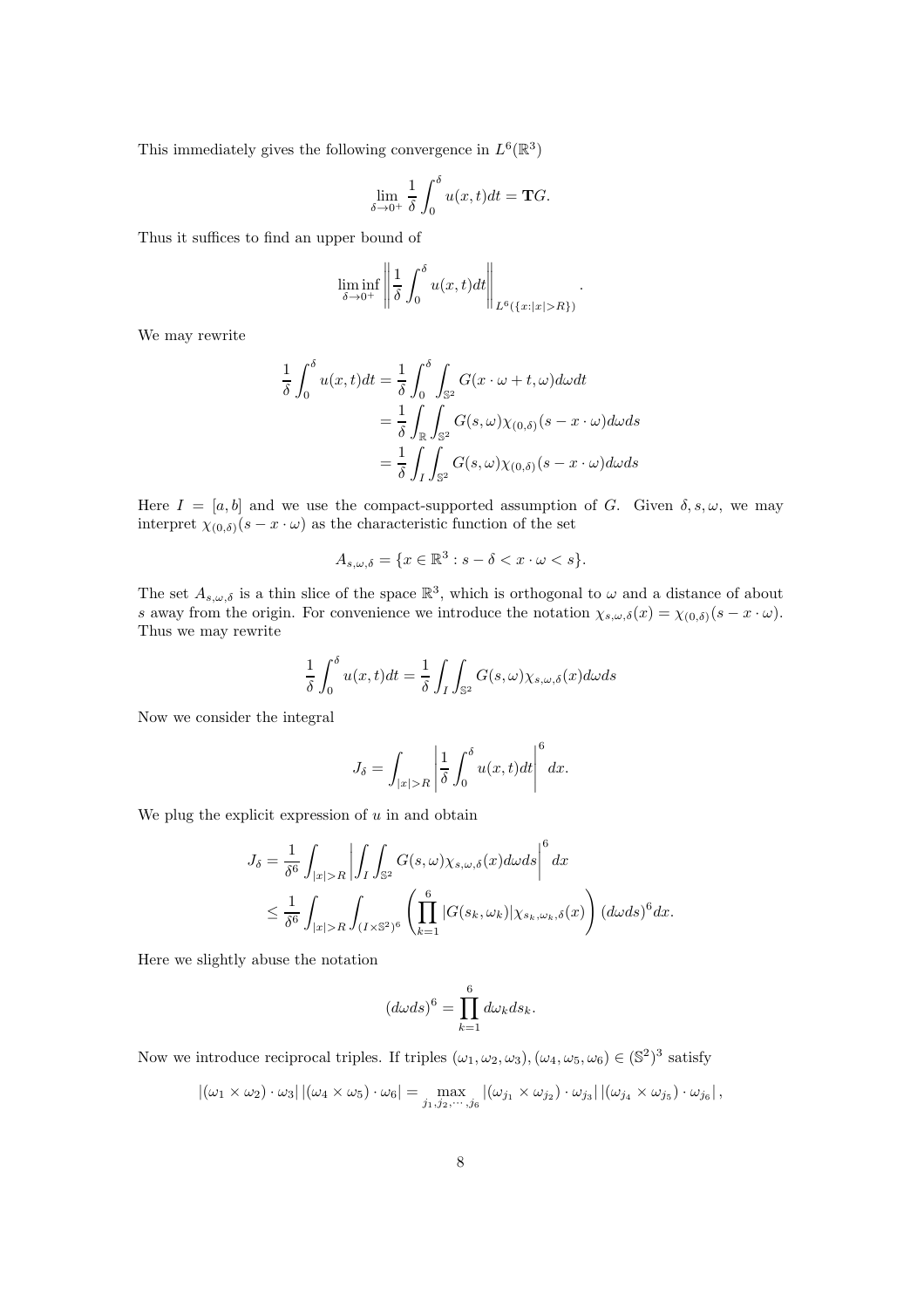This immediately gives the following convergence in $L^6(\mathbb{R}^3)$

$$\lim_{\delta\to 0^+} \frac{1}{\delta}\int_0^\delta u(x,t)dt = \mathbf{T}G.$$

Thus it suffices to find an upper bound of

$$\liminf_{\delta\to 0^+} \left\| \frac{1}{\delta}\int_0^\delta u(x,t)dt \right\|_{L^6(\{x:|x|>R\})}.$$

We may rewrite

$$\begin{aligned}
\frac{1}{\delta}\int_0^\delta u(x,t)dt &= \frac{1}{\delta}\int_0^\delta \int_{\mathbb{S}^2} G(x\cdot\omega+t,\omega)d\omega dt\\
&= \frac{1}{\delta}\int_{\mathbb{R}}\int_{\mathbb{S}^2} G(s,\omega)\chi_{(0,\delta)}(s-x\cdot\omega)d\omega ds\\
&= \frac{1}{\delta}\int_{I}\int_{\mathbb{S}^2} G(s,\omega)\chi_{(0,\delta)}(s-x\cdot\omega)d\omega ds
\end{aligned}$$

Here $I=[a,b]$ and we use the compact-supported assumption of $G$. Given $\delta, s, \omega$, we may interpret $\chi_{(0,\delta)}(s-x\cdot\omega)$ as the characteristic function of the set

$$A_{s,\omega,\delta} = \{x\in\mathbb{R}^3 : s-\delta < x\cdot\omega < s\}.$$

The set $A_{s,\omega,\delta}$ is a thin slice of the space $\mathbb{R}^3$, which is orthogonal to $\omega$ and a distance of about $s$ away from the origin. For convenience we introduce the notation $\chi_{s,\omega,\delta}(x) = \chi_{(0,\delta)}(s-x\cdot\omega)$. Thus we may rewrite

$$\frac{1}{\delta}\int_0^\delta u(x,t)dt = \frac{1}{\delta}\int_I\int_{\mathbb{S}^2} G(s,\omega)\chi_{s,\omega,\delta}(x)d\omega ds$$

Now we consider the integral

$$J_\delta = \int_{|x|>R}\left|\frac{1}{\delta}\int_0^\delta u(x,t)dt\right|^6 dx.$$

We plug the explicit expression of $u$ in and obtain

$$\begin{aligned}
J_\delta &= \frac{1}{\delta^6}\int_{|x|>R}\left|\int_I\int_{\mathbb{S}^2} G(s,\omega)\chi_{s,\omega,\delta}(x)d\omega ds\right|^6 dx\\
&\leq \frac{1}{\delta^6}\int_{|x|>R}\int_{(I\times\mathbb{S}^2)^6}\left(\prod_{k=1}^6 |G(s_k,\omega_k)|\chi_{s_k,\omega_k,\delta}(x)\right)(d\omega ds)^6 dx.
\end{aligned}$$

Here we slightly abuse the notation

$$(d\omega ds)^6 = \prod_{k=1}^6 d\omega_k ds_k.$$

Now we introduce reciprocal triples. If triples $(\omega_1,\omega_2,\omega_3), (\omega_4,\omega_5,\omega_6)\in(\mathbb{S}^2)^3$ satisfy

$$|(\omega_1\times\omega_2)\cdot\omega_3|\,|(\omega_4\times\omega_5)\cdot\omega_6| = \max_{j_1,j_2,\cdots,j_6}|(\omega_{j_1}\times\omega_{j_2})\cdot\omega_{j_3}|\,|(\omega_{j_4}\times\omega_{j_5})\cdot\omega_{j_6}|,$$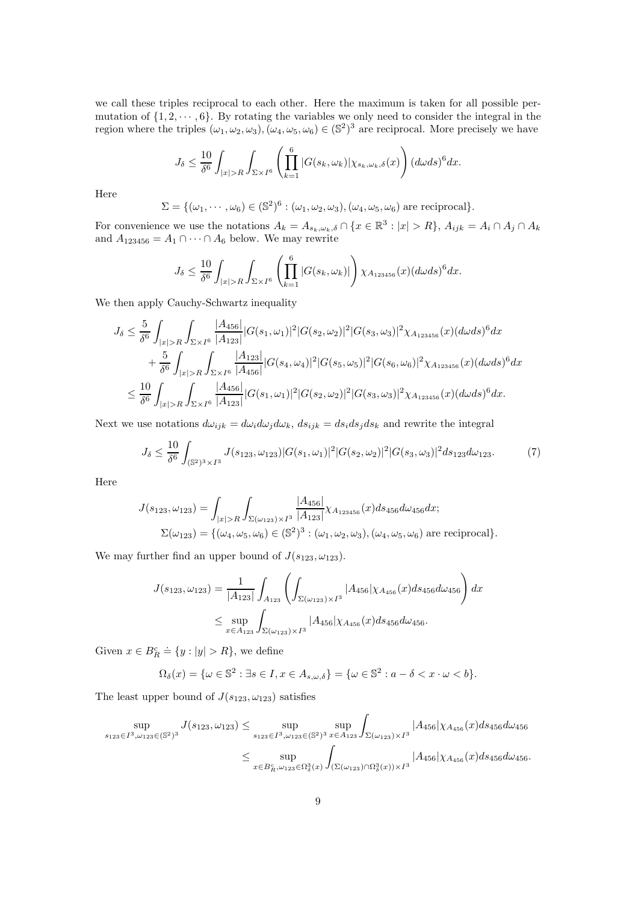we call these triples reciprocal to each other. Here the maximum is taken for all possible permutation of $\{1, 2, \cdots, 6\}$. By rotating the variables we only need to consider the integral in the region where the triples $(\omega_1, \omega_2, \omega_3), (\omega_4, \omega_5, \omega_6) \in (\mathbb{S}^2)^3$ are reciprocal. More precisely we have

$$J_\delta \leq \frac{10}{\delta^6} \int_{|x|>R} \int_{\Sigma \times I^6} \left( \prod_{k=1}^{6} |G(s_k, \omega_k)| \chi_{s_k, \omega_k, \delta}(x) \right) (d\omega ds)^6 dx.$$

Here

$$\Sigma = \{(\omega_1, \cdots, \omega_6) \in (\mathbb{S}^2)^6 : (\omega_1, \omega_2, \omega_3), (\omega_4, \omega_5, \omega_6) \text{ are reciprocal}\}.$$

For convenience we use the notations $A_k = A_{s_k, \omega_k, \delta} \cap \{x \in \mathbb{R}^3 : |x| > R\}$, $A_{ijk} = A_i \cap A_j \cap A_k$ and $A_{123456} = A_1 \cap \cdots \cap A_6$ below. We may rewrite

$$J_\delta \leq \frac{10}{\delta^6} \int_{|x|>R} \int_{\Sigma \times I^6} \left( \prod_{k=1}^{6} |G(s_k, \omega_k)| \right) \chi_{A_{123456}}(x) (d\omega ds)^6 dx.$$

We then apply Cauchy-Schwartz inequality

$$\begin{aligned}
J_\delta \leq & \frac{5}{\delta^6} \int_{|x|>R} \int_{\Sigma \times I^6} \frac{|A_{456}|}{|A_{123}|} |G(s_1, \omega_1)|^2 |G(s_2, \omega_2)|^2 |G(s_3, \omega_3)|^2 \chi_{A_{123456}}(x) (d\omega ds)^6 dx \\
& + \frac{5}{\delta^6} \int_{|x|>R} \int_{\Sigma \times I^6} \frac{|A_{123}|}{|A_{456}|} |G(s_4, \omega_4)|^2 |G(s_5, \omega_5)|^2 |G(s_6, \omega_6)|^2 \chi_{A_{123456}}(x) (d\omega ds)^6 dx \\
\leq & \frac{10}{\delta^6} \int_{|x|>R} \int_{\Sigma \times I^6} \frac{|A_{456}|}{|A_{123}|} |G(s_1, \omega_1)|^2 |G(s_2, \omega_2)|^2 |G(s_3, \omega_3)|^2 \chi_{A_{123456}}(x) (d\omega ds)^6 dx.
\end{aligned}$$

Next we use notations $d\omega_{ijk} = d\omega_i d\omega_j d\omega_k$, $ds_{ijk} = ds_i ds_j ds_k$ and rewrite the integral

$$J_\delta \leq \frac{10}{\delta^6} \int_{(\mathbb{S}^2)^3 \times I^3} J(s_{123}, \omega_{123}) |G(s_1, \omega_1)|^2 |G(s_2, \omega_2)|^2 |G(s_3, \omega_3)|^2 ds_{123} d\omega_{123}. \tag{7}$$

Here

$$\begin{aligned}
J(s_{123}, \omega_{123}) &= \int_{|x|>R} \int_{\Sigma(\omega_{123}) \times I^3} \frac{|A_{456}|}{|A_{123}|} \chi_{A_{123456}}(x) ds_{456} d\omega_{456} dx; \\
\Sigma(\omega_{123}) &= \{(\omega_4, \omega_5, \omega_6) \in (\mathbb{S}^2)^3 : (\omega_1, \omega_2, \omega_3), (\omega_4, \omega_5, \omega_6) \text{ are reciprocal}\}.
\end{aligned}$$

We may further find an upper bound of $J(s_{123}, \omega_{123})$.

$$\begin{aligned}
J(s_{123}, \omega_{123}) &= \frac{1}{|A_{123}|} \int_{A_{123}} \left( \int_{\Sigma(\omega_{123}) \times I^3} |A_{456}| \chi_{A_{456}}(x) ds_{456} d\omega_{456} \right) dx \\
&\leq \sup_{x \in A_{123}} \int_{\Sigma(\omega_{123}) \times I^3} |A_{456}| \chi_{A_{456}}(x) ds_{456} d\omega_{456}.
\end{aligned}$$

Given $x \in B_R^c \doteq \{y : |y| > R\}$, we define

$$\Omega_\delta(x) = \{\omega \in \mathbb{S}^2 : \exists s \in I, x \in A_{s,\omega,\delta}\} = \{\omega \in \mathbb{S}^2 : a - \delta < x \cdot \omega < b\}.$$

The least upper bound of $J(s_{123}, \omega_{123})$ satisfies

$$\begin{aligned}
\sup_{s_{123} \in I^3, \omega_{123} \in (\mathbb{S}^2)^3} J(s_{123}, \omega_{123}) &\leq \sup_{s_{123} \in I^3, \omega_{123} \in (\mathbb{S}^2)^3} \sup_{x \in A_{123}} \int_{\Sigma(\omega_{123}) \times I^3} |A_{456}| \chi_{A_{456}}(x) ds_{456} d\omega_{456} \\
&\leq \sup_{x \in B_R^c, \omega_{123} \in \Omega_\delta^3(x)} \int_{(\Sigma(\omega_{123}) \cap \Omega_\delta^3(x)) \times I^3} |A_{456}| \chi_{A_{456}}(x) ds_{456} d\omega_{456}.
\end{aligned}$$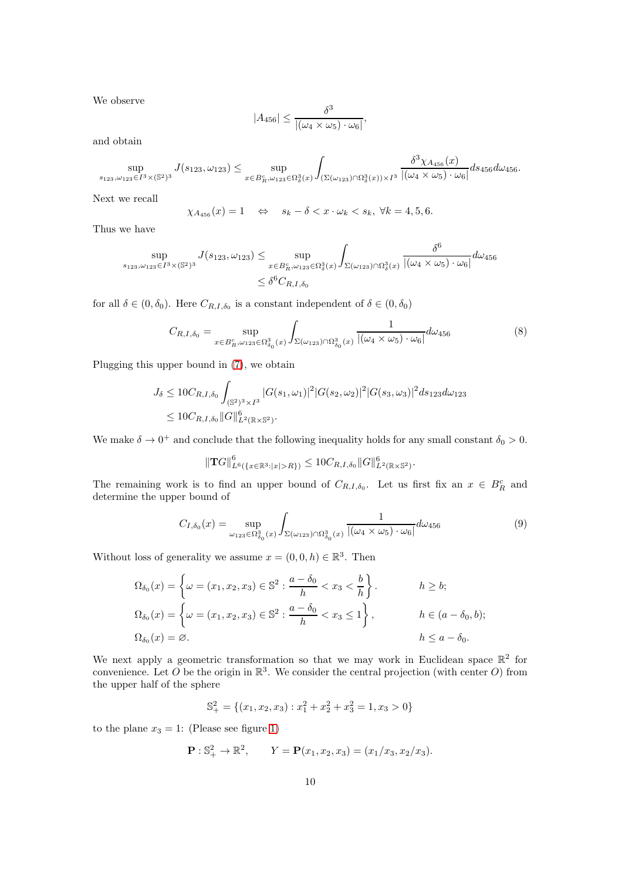We observe

$$|A_{456}| \leq \frac{\delta^3}{|(\omega_4 \times \omega_5) \cdot \omega_6|},$$

and obtain

$$\sup_{s_{123}, \omega_{123} \in I^3 \times (\mathbb{S}^2)^3} J(s_{123}, \omega_{123}) \leq \sup_{x \in B_R^c, \omega_{123} \in \Omega_\delta^3(x)} \int_{(\Sigma(\omega_{123}) \cap \Omega_\delta^3(x)) \times I^3} \frac{\delta^3 \chi_{A_{456}}(x)}{|(\omega_4 \times \omega_5) \cdot \omega_6|} ds_{456} d\omega_{456}.$$

Next we recall

$$\chi_{A_{456}}(x) = 1 \quad \Leftrightarrow \quad s_k - \delta < x \cdot \omega_k < s_k, \ \forall k = 4, 5, 6.$$

Thus we have

$$\begin{aligned}
\sup_{s_{123}, \omega_{123} \in I^3 \times (\mathbb{S}^2)^3} J(s_{123}, \omega_{123}) &\leq \sup_{x \in B_R^c, \omega_{123} \in \Omega_\delta^3(x)} \int_{\Sigma(\omega_{123}) \cap \Omega_\delta^3(x)} \frac{\delta^6}{|(\omega_4 \times \omega_5) \cdot \omega_6|} d\omega_{456} \\
&\leq \delta^6 C_{R,I,\delta_0}
\end{aligned}$$

for all $\delta \in (0, \delta_0)$. Here $C_{R,I,\delta_0}$ is a constant independent of $\delta \in (0, \delta_0)$

$$C_{R,I,\delta_0} = \sup_{x \in B_R^c, \omega_{123} \in \Omega_{\delta_0}^3(x)} \int_{\Sigma(\omega_{123}) \cap \Omega_{\delta_0}^3(x)} \frac{1}{|(\omega_4 \times \omega_5) \cdot \omega_6|} d\omega_{456} \tag{8}$$

Plugging this upper bound in (7), we obtain

$$\begin{aligned}
J_\delta &\leq 10 C_{R,I,\delta_0} \int_{(\mathbb{S}^2)^3 \times I^3} |G(s_1, \omega_1)|^2 |G(s_2, \omega_2)|^2 |G(s_3, \omega_3)|^2 ds_{123} d\omega_{123} \\
&\leq 10 C_{R,I,\delta_0} \|G\|^6_{L^2(\mathbb{R} \times \mathbb{S}^2)}.
\end{aligned}$$

We make $\delta \to 0^+$ and conclude that the following inequality holds for any small constant $\delta_0 > 0$.

$$\|\mathbf{T}G\|^6_{L^6(\{x \in \mathbb{R}^3 : |x| > R\})} \leq 10 C_{R,I,\delta_0} \|G\|^6_{L^2(\mathbb{R} \times \mathbb{S}^2)}.$$

The remaining work is to find an upper bound of $C_{R,I,\delta_0}$. Let us first fix an $x \in B_R^c$ and determine the upper bound of

$$C_{I,\delta_0}(x) = \sup_{\omega_{123} \in \Omega_{\delta_0}^3(x)} \int_{\Sigma(\omega_{123}) \cap \Omega_{\delta_0}^3(x)} \frac{1}{|(\omega_4 \times \omega_5) \cdot \omega_6|} d\omega_{456} \tag{9}$$

Without loss of generality we assume $x = (0, 0, h) \in \mathbb{R}^3$. Then

$$\begin{aligned}
&\Omega_{\delta_0}(x) = \left\{ \omega = (x_1, x_2, x_3) \in \mathbb{S}^2 : \frac{a - \delta_0}{h} < x_3 < \frac{b}{h} \right\}. && h \geq b; \\
&\Omega_{\delta_0}(x) = \left\{ \omega = (x_1, x_2, x_3) \in \mathbb{S}^2 : \frac{a - \delta_0}{h} < x_3 \leq 1 \right\}, && h \in (a - \delta_0, b); \\
&\Omega_{\delta_0}(x) = \varnothing. && h \leq a - \delta_0.
\end{aligned}$$

We next apply a geometric transformation so that we may work in Euclidean space $\mathbb{R}^2$ for convenience. Let $O$ be the origin in $\mathbb{R}^3$. We consider the central projection (with center $O$) from the upper half of the sphere

$$\mathbb{S}^2_+ = \{(x_1, x_2, x_3) : x_1^2 + x_2^2 + x_3^2 = 1, x_3 > 0\}$$

to the plane $x_3 = 1$: (Please see figure 1)

$$\mathbf{P} : \mathbb{S}^2_+ \to \mathbb{R}^2, \qquad Y = \mathbf{P}(x_1, x_2, x_3) = (x_1/x_3, x_2/x_3).$$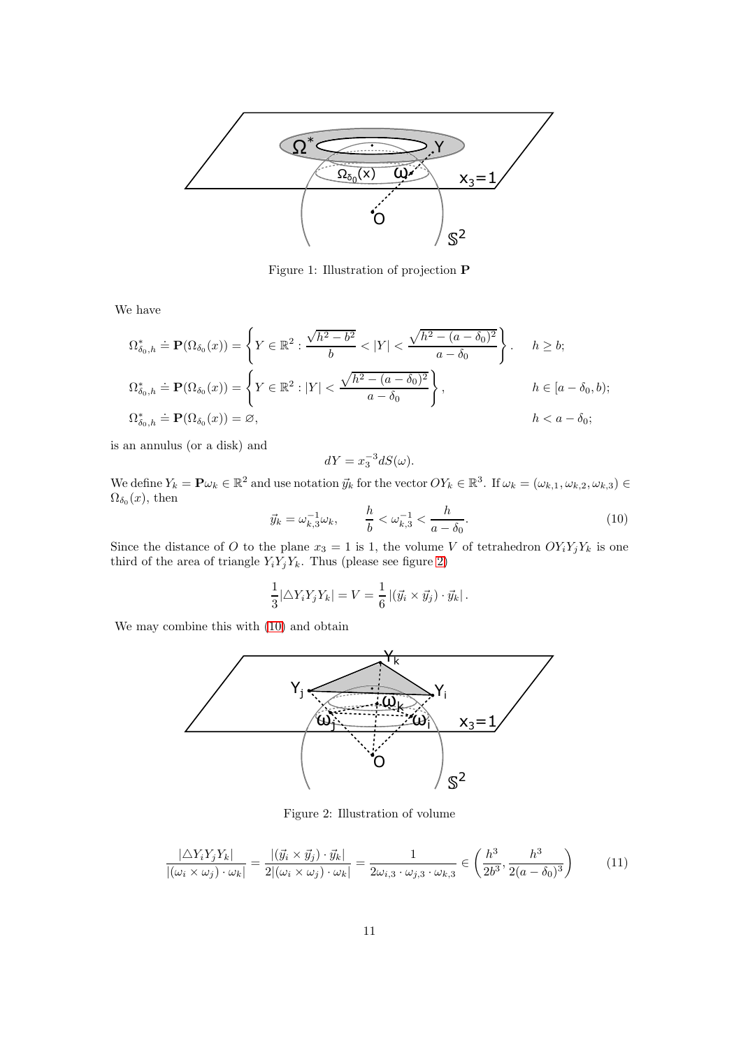Figure 1: Illustration of projection $\mathbf{P}$

We have

$$\Omega^*_{\delta_0,h} \doteq \mathbf{P}(\Omega_{\delta_0}(x)) = \left\{Y \in \mathbb{R}^2 : \frac{\sqrt{h^2-b^2}}{b} < |Y| < \frac{\sqrt{h^2-(a-\delta_0)^2}}{a-\delta_0}\right\}. \qquad h \geq b;$$

$$\Omega^*_{\delta_0,h} \doteq \mathbf{P}(\Omega_{\delta_0}(x)) = \left\{Y \in \mathbb{R}^2 : |Y| < \frac{\sqrt{h^2-(a-\delta_0)^2}}{a-\delta_0}\right\}, \qquad h \in [a-\delta_0, b);$$

$$\Omega^*_{\delta_0,h} \doteq \mathbf{P}(\Omega_{\delta_0}(x)) = \varnothing, \qquad h < a-\delta_0;$$

is an annulus (or a disk) and

$$dY = x_3^{-3} dS(\omega).$$

We define $Y_k = \mathbf{P}\omega_k \in \mathbb{R}^2$ and use notation $\vec{y}_k$ for the vector $OY_k \in \mathbb{R}^3$. If $\omega_k = (\omega_{k,1}, \omega_{k,2}, \omega_{k,3}) \in \Omega_{\delta_0}(x)$, then

$$\vec{y}_k = \omega_{k,3}^{-1}\omega_k, \qquad \frac{h}{b} < \omega_{k,3}^{-1} < \frac{h}{a-\delta_0}. \tag{10}$$

Since the distance of $O$ to the plane $x_3 = 1$ is 1, the volume $V$ of tetrahedron $OY_iY_jY_k$ is one third of the area of triangle $Y_iY_jY_k$. Thus (please see figure 2)

$$\frac{1}{3}|\triangle Y_iY_jY_k| = V = \frac{1}{6}\left|(\vec{y}_i \times \vec{y}_j)\cdot \vec{y}_k\right|.$$

We may combine this with (10) and obtain

Figure 2: Illustration of volume

$$\frac{|\triangle Y_iY_jY_k|}{|(\omega_i \times \omega_j)\cdot \omega_k|} = \frac{|(\vec{y}_i \times \vec{y}_j)\cdot \vec{y}_k|}{2|(\omega_i \times \omega_j)\cdot \omega_k|} = \frac{1}{2\omega_{i,3}\cdot \omega_{j,3}\cdot \omega_{k,3}} \in \left(\frac{h^3}{2b^3}, \frac{h^3}{2(a-\delta_0)^3}\right) \tag{11}$$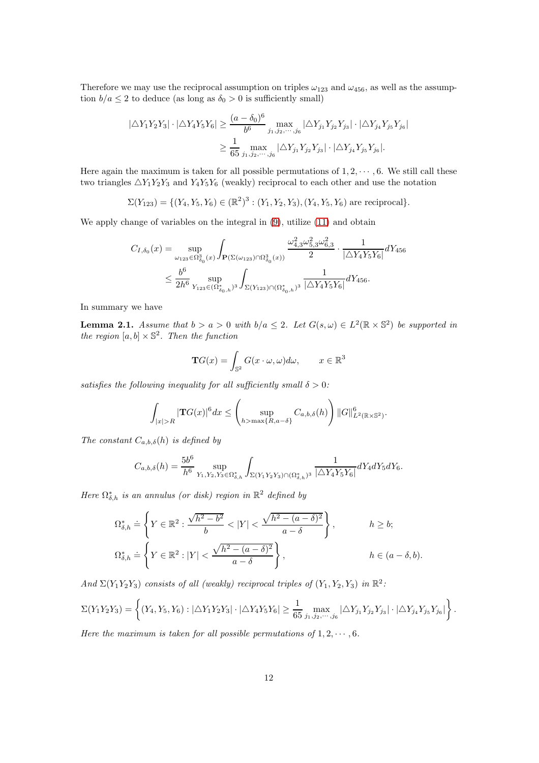Therefore we may use the reciprocal assumption on triples $\omega_{123}$ and $\omega_{456}$, as well as the assumption $b/a \leq 2$ to deduce (as long as $\delta_0 > 0$ is sufficiently small)

$$|\triangle Y_1Y_2Y_3| \cdot |\triangle Y_4Y_5Y_6| \geq \frac{(a-\delta_0)^6}{b^6} \max_{j_1,j_2,\cdots,j_6} |\triangle Y_{j_1}Y_{j_2}Y_{j_3}| \cdot |\triangle Y_{j_4}Y_{j_5}Y_{j_6}|$$
$$\geq \frac{1}{65} \max_{j_1,j_2,\cdots,j_6} |\triangle Y_{j_1}Y_{j_2}Y_{j_3}| \cdot |\triangle Y_{j_4}Y_{j_5}Y_{j_6}|.$$

Here again the maximum is taken for all possible permutations of $1,2,\cdots,6$. We still call these two triangles $\triangle Y_1Y_2Y_3$ and $Y_4Y_5Y_6$ (weakly) reciprocal to each other and use the notation

$$\Sigma(Y_{123}) = \{(Y_4,Y_5,Y_6) \in (\mathbb{R}^2)^3 : (Y_1,Y_2,Y_3),(Y_4,Y_5,Y_6) \text{ are reciprocal}\}.$$

We apply change of variables on the integral in (9), utilize (11) and obtain

$$C_{I,\delta_0}(x) = \sup_{\omega_{123}\in\Omega_{\delta_0}^3(x)} \int_{\mathbf{P}(\Sigma(\omega_{123})\cap\Omega_{\delta_0}^3(x))} \frac{\omega_{4,3}^2\omega_{5,3}^2\omega_{6,3}^2}{2} \cdot \frac{1}{|\triangle Y_4Y_5Y_6|} dY_{456}$$
$$\leq \frac{b^6}{2h^6} \sup_{Y_{123}\in(\Omega_{\delta_0,h}^*)^3} \int_{\Sigma(Y_{123})\cap(\Omega_{\delta_0,h}^*)^3} \frac{1}{|\triangle Y_4Y_5Y_6|} dY_{456}.$$

In summary we have

**Lemma 2.1.** *Assume that $b > a > 0$ with $b/a \leq 2$. Let $G(s,\omega) \in L^2(\mathbb{R}\times\mathbb{S}^2)$ be supported in the region $[a,b]\times\mathbb{S}^2$. Then the function*

$$\mathbf{T}G(x) = \int_{\mathbb{S}^2} G(x\cdot\omega,\omega)d\omega, \qquad x\in\mathbb{R}^3$$

*satisfies the following inequality for all sufficiently small $\delta > 0$:*

$$\int_{|x|>R} |\mathbf{T}G(x)|^6 dx \leq \left(\sup_{h>\max\{R,a-\delta\}} C_{a,b,\delta}(h)\right) \|G\|_{L^2(\mathbb{R}\times\mathbb{S}^2)}^6.$$

*The constant $C_{a,b,\delta}(h)$ is defined by*

$$C_{a,b,\delta}(h) = \frac{5b^6}{h^6} \sup_{Y_1,Y_2,Y_3\in\Omega_{\delta,h}^*} \int_{\Sigma(Y_1Y_2Y_3)\cap(\Omega_{\delta,h}^*)^3} \frac{1}{|\triangle Y_4Y_5Y_6|} dY_4dY_5dY_6.$$

*Here $\Omega_{\delta,h}^*$ is an annulus (or disk) region in $\mathbb{R}^2$ defined by*

$$\Omega_{\delta,h}^* \doteq \left\{Y\in\mathbb{R}^2 : \frac{\sqrt{h^2-b^2}}{b} < |Y| < \frac{\sqrt{h^2-(a-\delta)^2}}{a-\delta}\right\}, \qquad h\geq b;$$
$$\Omega_{\delta,h}^* \doteq \left\{Y\in\mathbb{R}^2 : |Y| < \frac{\sqrt{h^2-(a-\delta)^2}}{a-\delta}\right\}, \qquad h\in(a-\delta,b).$$

*And $\Sigma(Y_1Y_2Y_3)$ consists of all (weakly) reciprocal triples of $(Y_1,Y_2,Y_3)$ in $\mathbb{R}^2$:*

$$\Sigma(Y_1Y_2Y_3) = \left\{(Y_4,Y_5,Y_6) : |\triangle Y_1Y_2Y_3|\cdot|\triangle Y_4Y_5Y_6| \geq \frac{1}{65}\max_{j_1,j_2,\cdots,j_6} |\triangle Y_{j_1}Y_{j_2}Y_{j_3}|\cdot|\triangle Y_{j_4}Y_{j_5}Y_{j_6}|\right\}.$$

*Here the maximum is taken for all possible permutations of $1,2,\cdots,6$.*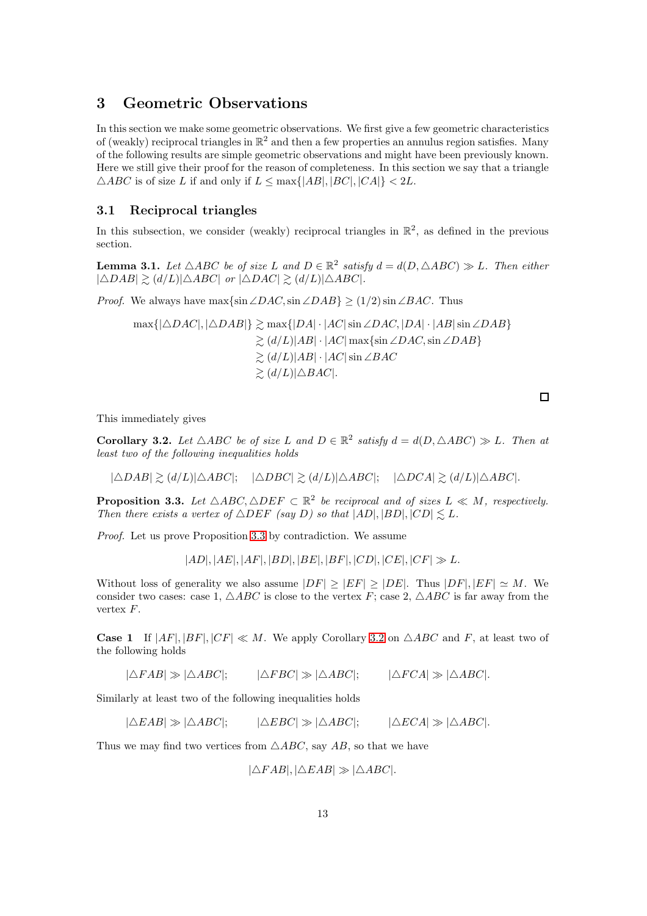## 3 Geometric Observations

In this section we make some geometric observations. We first give a few geometric characteristics of (weakly) reciprocal triangles in $\mathbb{R}^2$ and then a few properties an annulus region satisfies. Many of the following results are simple geometric observations and might have been previously known. Here we still give their proof for the reason of completeness. In this section we say that a triangle $\triangle ABC$ is of size $L$ if and only if $L \leq \max\{|AB|, |BC|, |CA|\} < 2L$.

### 3.1 Reciprocal triangles

In this subsection, we consider (weakly) reciprocal triangles in $\mathbb{R}^2$, as defined in the previous section.

**Lemma 3.1.** *Let $\triangle ABC$ be of size $L$ and $D \in \mathbb{R}^2$ satisfy $d = d(D, \triangle ABC) \gg L$. Then either $|\triangle DAB| \gtrsim (d/L)|\triangle ABC|$ or $|\triangle DAC| \gtrsim (d/L)|\triangle ABC|$.*

*Proof.* We always have $\max\{\sin \angle DAC, \sin \angle DAB\} \geq (1/2) \sin \angle BAC$. Thus

$$
\begin{aligned}
\max\{|\triangle DAC|, |\triangle DAB|\} &\gtrsim \max\{|DA| \cdot |AC| \sin \angle DAC, |DA| \cdot |AB| \sin \angle DAB\} \\
&\gtrsim (d/L)|AB| \cdot |AC| \max\{\sin \angle DAC, \sin \angle DAB\} \\
&\gtrsim (d/L)|AB| \cdot |AC| \sin \angle BAC \\
&\gtrsim (d/L)|\triangle BAC|.
\end{aligned}
$$

□

This immediately gives

**Corollary 3.2.** *Let $\triangle ABC$ be of size $L$ and $D \in \mathbb{R}^2$ satisfy $d = d(D, \triangle ABC) \gg L$. Then at least two of the following inequalities holds*

$$
|\triangle DAB| \gtrsim (d/L)|\triangle ABC|; \quad |\triangle DBC| \gtrsim (d/L)|\triangle ABC|; \quad |\triangle DCA| \gtrsim (d/L)|\triangle ABC|.
$$

**Proposition 3.3.** *Let $\triangle ABC, \triangle DEF \subset \mathbb{R}^2$ be reciprocal and of sizes $L \ll M$, respectively. Then there exists a vertex of $\triangle DEF$ (say $D$) so that $|AD|, |BD|, |CD| \lesssim L$.*

*Proof.* Let us prove Proposition 3.3 by contradiction. We assume

$$
|AD|, |AE|, |AF|, |BD|, |BE|, |BF|, |CD|, |CE|, |CF| \gg L.
$$

Without loss of generality we also assume $|DF| \geq |EF| \geq |DE|$. Thus $|DF|, |EF| \simeq M$. We consider two cases: case 1, $\triangle ABC$ is close to the vertex $F$; case 2, $\triangle ABC$ is far away from the vertex $F$.

**Case 1** If $|AF|, |BF|, |CF| \ll M$. We apply Corollary 3.2 on $\triangle ABC$ and $F$, at least two of the following holds

$$
|\triangle FAB| \gg |\triangle ABC|; \qquad |\triangle FBC| \gg |\triangle ABC|; \qquad |\triangle FCA| \gg |\triangle ABC|.
$$

Similarly at least two of the following inequalities holds

$$
|\triangle EAB| \gg |\triangle ABC|; \qquad |\triangle EBC| \gg |\triangle ABC|; \qquad |\triangle ECA| \gg |\triangle ABC|.
$$

Thus we may find two vertices from $\triangle ABC$, say $AB$, so that we have

$$
|\triangle FAB|, |\triangle EAB| \gg |\triangle ABC|.
$$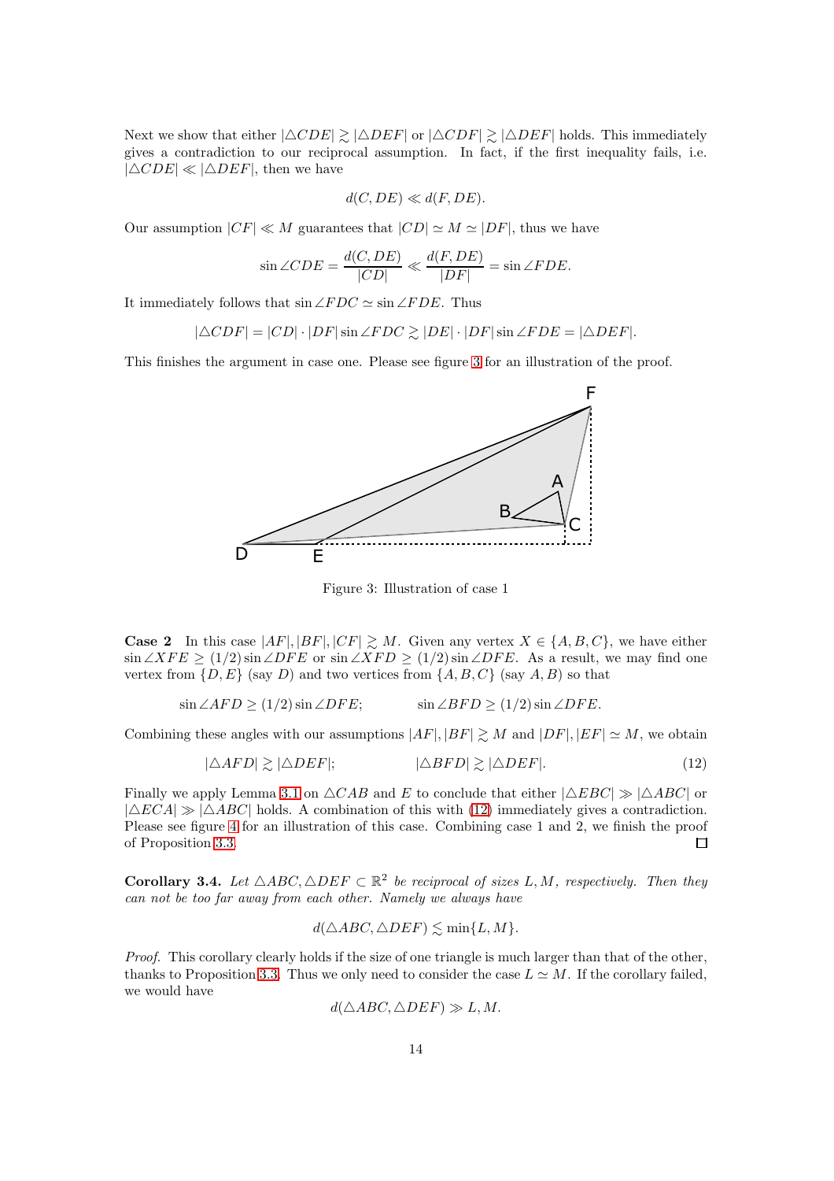Next we show that either $|\triangle CDE| \gtrsim |\triangle DEF|$ or $|\triangle CDF| \gtrsim |\triangle DEF|$ holds. This immediately gives a contradiction to our reciprocal assumption. In fact, if the first inequality fails, i.e. $|\triangle CDE| \ll |\triangle DEF|$, then we have

$$d(C, DE) \ll d(F, DE).$$

Our assumption $|CF| \ll M$ guarantees that $|CD| \simeq M \simeq |DF|$, thus we have

$$\sin \angle CDE = \frac{d(C, DE)}{|CD|} \ll \frac{d(F, DE)}{|DF|} = \sin \angle FDE.$$

It immediately follows that $\sin \angle FDC \simeq \sin \angle FDE$. Thus

$$|\triangle CDF| = |CD| \cdot |DF| \sin \angle FDC \gtrsim |DE| \cdot |DF| \sin \angle FDE = |\triangle DEF|.$$

This finishes the argument in case one. Please see figure 3 for an illustration of the proof.

Figure 3: Illustration of case 1

**Case 2** In this case $|AF|, |BF|, |CF| \gtrsim M$. Given any vertex $X \in \{A, B, C\}$, we have either $\sin \angle XFE \geq (1/2) \sin \angle DFE$ or $\sin \angle XFD \geq (1/2) \sin \angle DFE$. As a result, we may find one vertex from $\{D, E\}$ (say $D$) and two vertices from $\{A, B, C\}$ (say $A, B$) so that

$$\sin \angle AFD \geq (1/2) \sin \angle DFE; \qquad \sin \angle BFD \geq (1/2) \sin \angle DFE.$$

Combining these angles with our assumptions $|AF|, |BF| \gtrsim M$ and $|DF|, |EF| \simeq M$, we obtain

$$|\triangle AFD| \gtrsim |\triangle DEF|; \qquad |\triangle BFD| \gtrsim |\triangle DEF|. \tag{12}$$

Finally we apply Lemma 3.1 on $\triangle CAB$ and $E$ to conclude that either $|\triangle EBC| \gg |\triangle ABC|$ or $|\triangle ECA| \gg |\triangle ABC|$ holds. A combination of this with (12) immediately gives a contradiction. Please see figure 4 for an illustration of this case. Combining case 1 and 2, we finish the proof of Proposition 3.3. □

**Corollary 3.4.** *Let $\triangle ABC, \triangle DEF \subset \mathbb{R}^2$ be reciprocal of sizes $L, M$, respectively. Then they can not be too far away from each other. Namely we always have*

$$d(\triangle ABC, \triangle DEF) \lesssim \min\{L, M\}.$$

*Proof.* This corollary clearly holds if the size of one triangle is much larger than that of the other, thanks to Proposition 3.3. Thus we only need to consider the case $L \simeq M$. If the corollary failed, we would have

$$d(\triangle ABC, \triangle DEF) \gg L, M.$$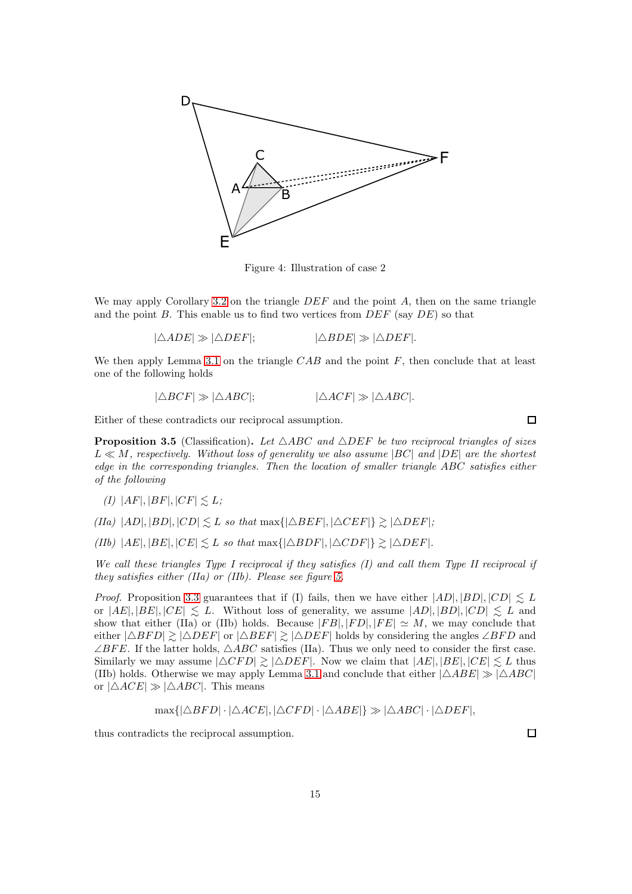Figure 4: Illustration of case 2

We may apply Corollary 3.2 on the triangle $DEF$ and the point $A$, then on the same triangle and the point $B$. This enable us to find two vertices from $DEF$ (say $DE$) so that

$$|\triangle ADE| \gg |\triangle DEF|; \qquad |\triangle BDE| \gg |\triangle DEF|.$$

We then apply Lemma 3.1 on the triangle $CAB$ and the point $F$, then conclude that at least one of the following holds

$$|\triangle BCF| \gg |\triangle ABC|; \qquad |\triangle ACF| \gg |\triangle ABC|.$$

Either of these contradicts our reciprocal assumption. □

**Proposition 3.5** (Classification). *Let $\triangle ABC$ and $\triangle DEF$ be two reciprocal triangles of sizes $L \ll M$, respectively. Without loss of generality we also assume $|BC|$ and $|DE|$ are the shortest edge in the corresponding triangles. Then the location of smaller triangle $ABC$ satisfies either of the following*

*(I) $|AF|, |BF|, |CF| \lesssim L$;*

*(IIa) $|AD|, |BD|, |CD| \lesssim L$ so that $\max\{|\triangle BEF|, |\triangle CEF|\} \gtrsim |\triangle DEF|$;*

*(IIb) $|AE|, |BE|, |CE| \lesssim L$ so that $\max\{|\triangle BDF|, |\triangle CDF|\} \gtrsim |\triangle DEF|$.*

*We call these triangles Type I reciprocal if they satisfies (I) and call them Type II reciprocal if they satisfies either (IIa) or (IIb). Please see figure 5.*

*Proof.* Proposition 3.3 guarantees that if (I) fails, then we have either $|AD|, |BD|, |CD| \lesssim L$ or $|AE|, |BE|, |CE| \lesssim L$. Without loss of generality, we assume $|AD|, |BD|, |CD| \lesssim L$ and show that either (IIa) or (IIb) holds. Because $|FB|, |FD|, |FE| \simeq M$, we may conclude that either $|\triangle BFD| \gtrsim |\triangle DEF|$ or $|\triangle BEF| \gtrsim |\triangle DEF|$ holds by considering the angles $\angle BFD$ and $\angle BFE$. If the latter holds, $\triangle ABC$ satisfies (IIa). Thus we only need to consider the first case. Similarly we may assume $|\triangle CFD| \gtrsim |\triangle DEF|$. Now we claim that $|AE|, |BE|, |CE| \lesssim L$ thus (IIb) holds. Otherwise we may apply Lemma 3.1 and conclude that either $|\triangle ABE| \gg |\triangle ABC|$ or $|\triangle ACE| \gg |\triangle ABC|$. This means

$$\max\{|\triangle BFD| \cdot |\triangle ACE|, |\triangle CFD| \cdot |\triangle ABE|\} \gg |\triangle ABC| \cdot |\triangle DEF|,$$

thus contradicts the reciprocal assumption. □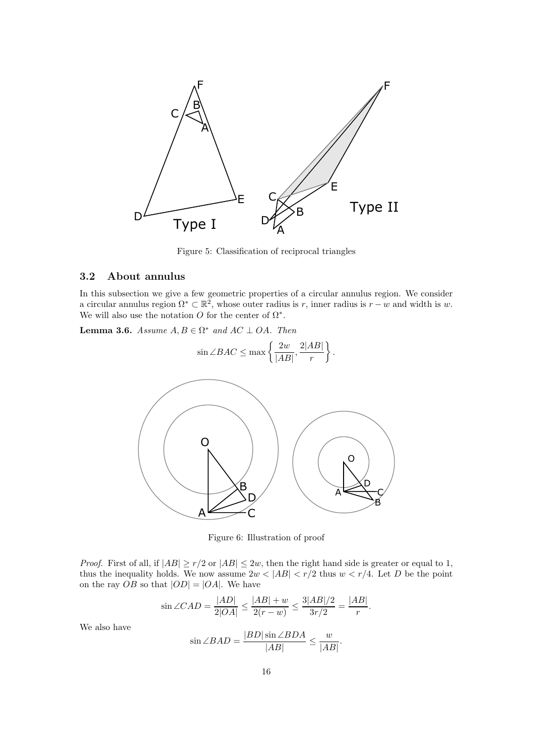Figure 5: Classification of reciprocal triangles

### 3.2 About annulus

In this subsection we give a few geometric properties of a circular annulus region. We consider a circular annulus region $\Omega^* \subset \mathbb{R}^2$, whose outer radius is $r$, inner radius is $r - w$ and width is $w$. We will also use the notation $O$ for the center of $\Omega^*$.

**Lemma 3.6.** *Assume $A, B \in \Omega^*$ and $AC \perp OA$. Then*

$$\sin \angle BAC \leq \max \left\{ \frac{2w}{|AB|}, \frac{2|AB|}{r} \right\}.$$

Figure 6: Illustration of proof

*Proof.* First of all, if $|AB| \geq r/2$ or $|AB| \leq 2w$, then the right hand side is greater or equal to 1, thus the inequality holds. We now assume $2w < |AB| < r/2$ thus $w < r/4$. Let $D$ be the point on the ray $OB$ so that $|OD| = |OA|$. We have

$$\sin \angle CAD = \frac{|AD|}{2|OA|} \leq \frac{|AB| + w}{2(r - w)} \leq \frac{3|AB|/2}{3r/2} = \frac{|AB|}{r}.$$

We also have

$$\sin \angle BAD = \frac{|BD| \sin \angle BDA}{|AB|} \leq \frac{w}{|AB|}.$$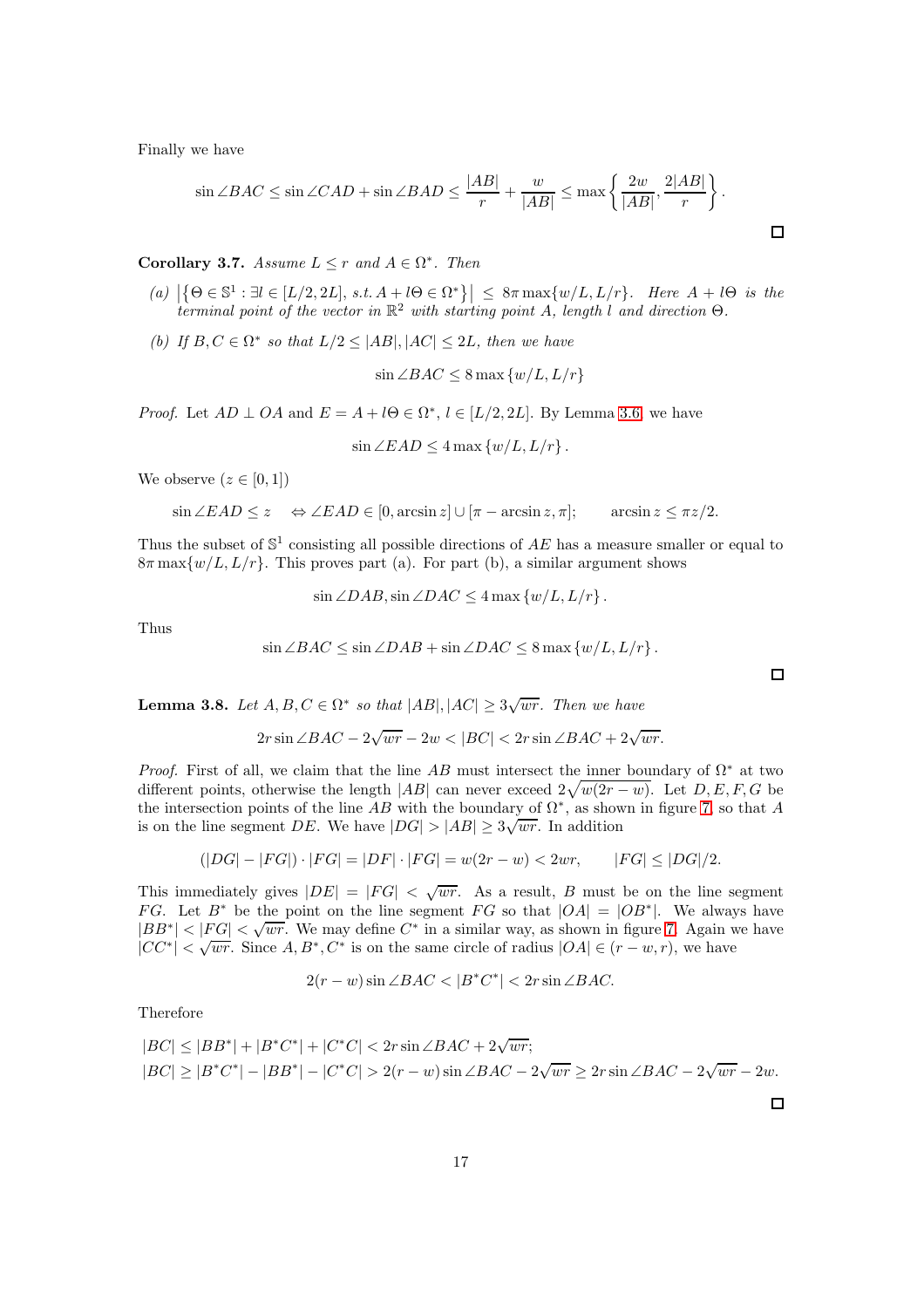Finally we have

$$\sin \angle BAC \le \sin \angle CAD + \sin \angle BAD \le \frac{|AB|}{r} + \frac{w}{|AB|} \le \max\left\{\frac{2w}{|AB|}, \frac{2|AB|}{r}\right\}.$$

□

**Corollary 3.7.** *Assume $L \le r$ and $A \in \Omega^*$. Then*

*(a) $\left|\left\{\Theta \in \mathbb{S}^1 : \exists l \in [L/2, 2L], \text{ s.t. } A + l\Theta \in \Omega^*\right\}\right| \le 8\pi \max\{w/L, L/r\}$. Here $A + l\Theta$ is the terminal point of the vector in $\mathbb{R}^2$ with starting point $A$, length $l$ and direction $\Theta$.*

*(b) If $B, C \in \Omega^*$ so that $L/2 \le |AB|, |AC| \le 2L$, then we have*

$$\sin \angle BAC \le 8 \max\{w/L, L/r\}$$

*Proof.* Let $AD \perp OA$ and $E = A + l\Theta \in \Omega^*$, $l \in [L/2, 2L]$. By Lemma 3.6, we have

$$\sin \angle EAD \le 4 \max\{w/L, L/r\}.$$

We observe ($z \in [0, 1]$)

$$\sin \angle EAD \le z \quad \Leftrightarrow \angle EAD \in [0, \arcsin z] \cup [\pi - \arcsin z, \pi]; \qquad \arcsin z \le \pi z/2.$$

Thus the subset of $\mathbb{S}^1$ consisting all possible directions of $AE$ has a measure smaller or equal to $8\pi \max\{w/L, L/r\}$. This proves part (a). For part (b), a similar argument shows

$$\sin \angle DAB, \sin \angle DAC \le 4 \max\{w/L, L/r\}.$$

Thus

$$\sin \angle BAC \le \sin \angle DAB + \sin \angle DAC \le 8 \max\{w/L, L/r\}.$$

□

**Lemma 3.8.** *Let $A, B, C \in \Omega^*$ so that $|AB|, |AC| \ge 3\sqrt{wr}$. Then we have*

$$2r \sin \angle BAC - 2\sqrt{wr} - 2w < |BC| < 2r \sin \angle BAC + 2\sqrt{wr}.$$

*Proof.* First of all, we claim that the line $AB$ must intersect the inner boundary of $\Omega^*$ at two different points, otherwise the length $|AB|$ can never exceed $2\sqrt{w(2r-w)}$. Let $D, E, F, G$ be the intersection points of the line $AB$ with the boundary of $\Omega^*$, as shown in figure 7, so that $A$ is on the line segment $DE$. We have $|DG| > |AB| \ge 3\sqrt{wr}$. In addition

$$(|DG| - |FG|) \cdot |FG| = |DF| \cdot |FG| = w(2r - w) < 2wr, \qquad |FG| \le |DG|/2.$$

This immediately gives $|DE| = |FG| < \sqrt{wr}$. As a result, $B$ must be on the line segment $FG$. Let $B^*$ be the point on the line segment $FG$ so that $|OA| = |OB^*|$. We always have $|BB^*| < |FG| < \sqrt{wr}$. We may define $C^*$ in a similar way, as shown in figure 7. Again we have $|CC^*| < \sqrt{wr}$. Since $A, B^*, C^*$ is on the same circle of radius $|OA| \in (r - w, r)$, we have

$$2(r - w) \sin \angle BAC < |B^*C^*| < 2r \sin \angle BAC.$$

Therefore

$$|BC| \le |BB^*| + |B^*C^*| + |C^*C| < 2r \sin \angle BAC + 2\sqrt{wr};$$
$$|BC| \ge |B^*C^*| - |BB^*| - |C^*C| > 2(r - w) \sin \angle BAC - 2\sqrt{wr} \ge 2r \sin \angle BAC - 2\sqrt{wr} - 2w.$$

□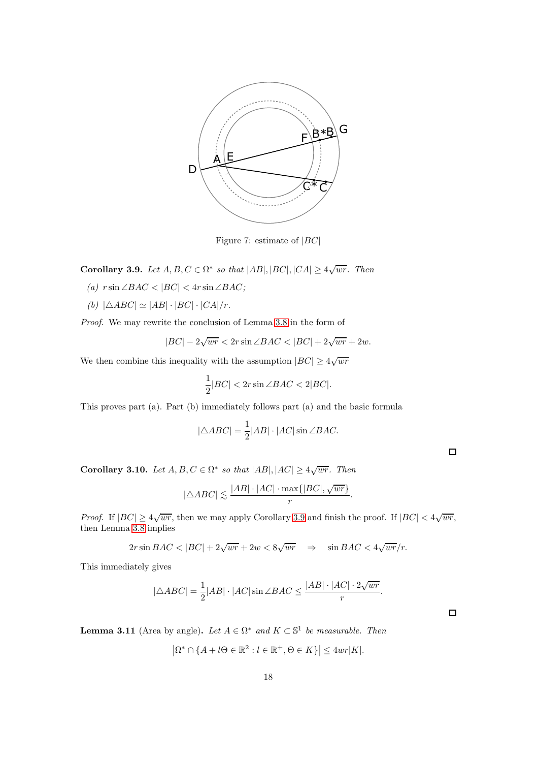Figure 7: estimate of $|BC|$

**Corollary 3.9.** *Let $A, B, C \in \Omega^*$ so that $|AB|, |BC|, |CA| \geq 4\sqrt{wr}$. Then*

*(a) $r \sin \angle BAC < |BC| < 4r \sin \angle BAC$;*

*(b) $|\triangle ABC| \simeq |AB| \cdot |BC| \cdot |CA|/r$.*

*Proof.* We may rewrite the conclusion of Lemma 3.8 in the form of

$$|BC| - 2\sqrt{wr} < 2r \sin \angle BAC < |BC| + 2\sqrt{wr} + 2w.$$

We then combine this inequality with the assumption $|BC| \geq 4\sqrt{wr}$

$$\frac{1}{2}|BC| < 2r \sin \angle BAC < 2|BC|.$$

This proves part (a). Part (b) immediately follows part (a) and the basic formula

$$|\triangle ABC| = \frac{1}{2}|AB| \cdot |AC| \sin \angle BAC.$$

□

**Corollary 3.10.** *Let $A, B, C \in \Omega^*$ so that $|AB|, |AC| \geq 4\sqrt{wr}$. Then*

$$|\triangle ABC| \lesssim \frac{|AB| \cdot |AC| \cdot \max\{|BC|, \sqrt{wr}\}}{r}.$$

*Proof.* If $|BC| \geq 4\sqrt{wr}$, then we may apply Corollary 3.9 and finish the proof. If $|BC| < 4\sqrt{wr}$, then Lemma 3.8 implies

$$2r \sin BAC < |BC| + 2\sqrt{wr} + 2w < 8\sqrt{wr} \quad \Rightarrow \quad \sin BAC < 4\sqrt{wr}/r.$$

This immediately gives

$$|\triangle ABC| = \frac{1}{2}|AB| \cdot |AC| \sin \angle BAC \leq \frac{|AB| \cdot |AC| \cdot 2\sqrt{wr}}{r}.$$

□

**Lemma 3.11** (Area by angle)**.** *Let $A \in \Omega^*$ and $K \subset \mathbb{S}^1$ be measurable. Then*

$$\left|\Omega^* \cap \{A + l\Theta \in \mathbb{R}^2 : l \in \mathbb{R}^+, \Theta \in K\}\right| \leq 4wr|K|.$$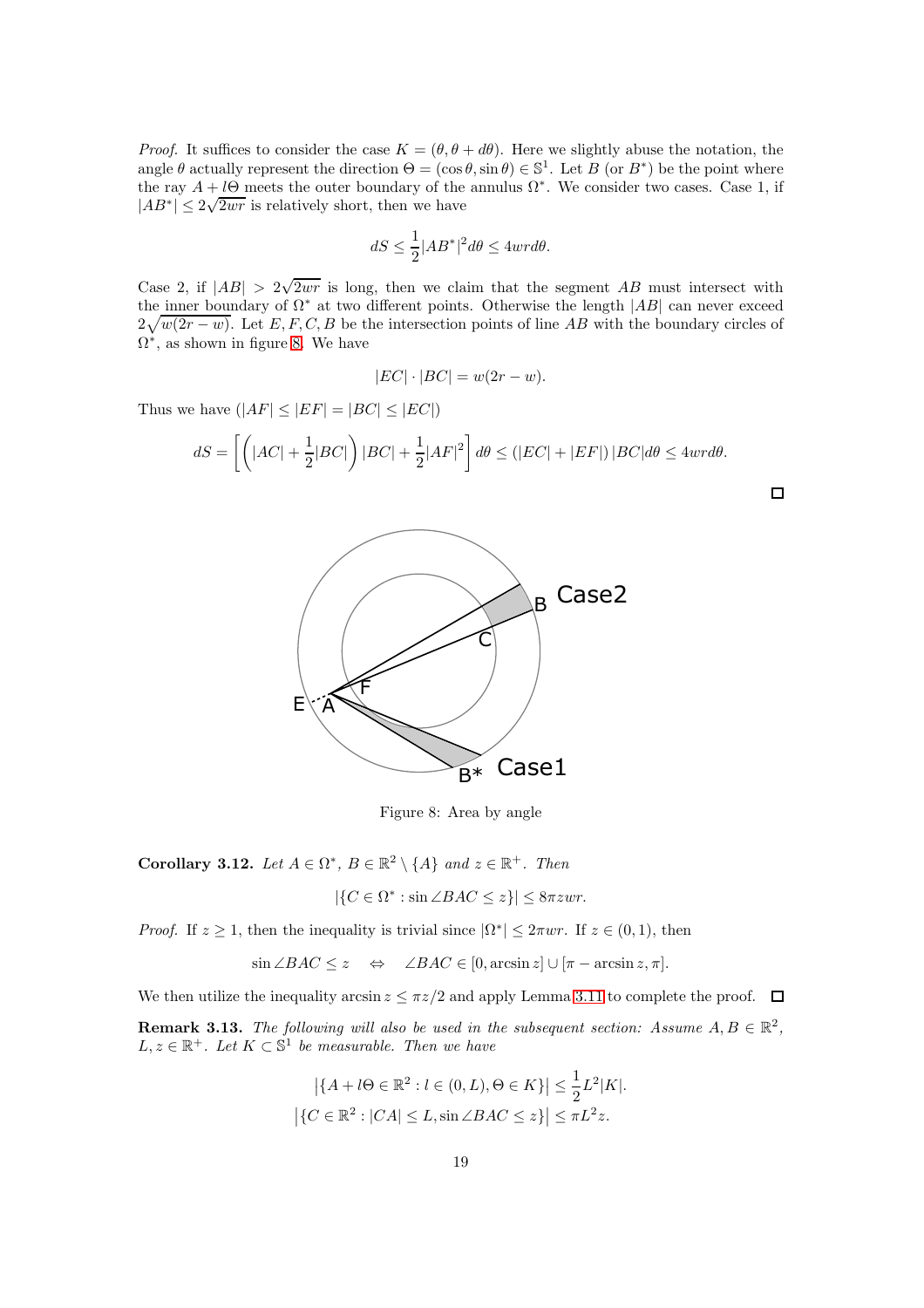*Proof.* It suffices to consider the case $K = (\theta, \theta + d\theta)$. Here we slightly abuse the notation, the angle $\theta$ actually represent the direction $\Theta = (\cos\theta, \sin\theta) \in \mathbb{S}^1$. Let $B$ (or $B^*$) be the point where the ray $A + l\Theta$ meets the outer boundary of the annulus $\Omega^*$. We consider two cases. Case 1, if $|AB^*| \le 2\sqrt{2wr}$ is relatively short, then we have

$$dS \le \frac{1}{2}|AB^*|^2 d\theta \le 4wrd\theta.$$

Case 2, if $|AB| > 2\sqrt{2wr}$ is long, then we claim that the segment $AB$ must intersect with the inner boundary of $\Omega^*$ at two different points. Otherwise the length $|AB|$ can never exceed $2\sqrt{w(2r-w)}$. Let $E, F, C, B$ be the intersection points of line $AB$ with the boundary circles of $\Omega^*$, as shown in figure 8. We have

$$|EC| \cdot |BC| = w(2r - w).$$

Thus we have $(|AF| \le |EF| = |BC| \le |EC|)$

$$dS = \left[\left(|AC| + \frac{1}{2}|BC|\right)|BC| + \frac{1}{2}|AF|^2\right] d\theta \le (|EC| + |EF|)\,|BC| d\theta \le 4wrd\theta.$$

□

Figure 8: Area by angle

**Corollary 3.12.** *Let $A \in \Omega^*$, $B \in \mathbb{R}^2 \setminus \{A\}$ and $z \in \mathbb{R}^+$. Then*

$$|\{C \in \Omega^* : \sin\angle BAC \le z\}| \le 8\pi zwr.$$

*Proof.* If $z \ge 1$, then the inequality is trivial since $|\Omega^*| \le 2\pi wr$. If $z \in (0, 1)$, then

$$\sin\angle BAC \le z \quad \Leftrightarrow \quad \angle BAC \in [0, \arcsin z] \cup [\pi - \arcsin z, \pi].$$

We then utilize the inequality $\arcsin z \le \pi z/2$ and apply Lemma 3.11 to complete the proof. □

**Remark 3.13.** *The following will also be used in the subsequent section: Assume $A, B \in \mathbb{R}^2$, $L, z \in \mathbb{R}^+$. Let $K \subset \mathbb{S}^1$ be measurable. Then we have*

$$\left|\{A + l\Theta \in \mathbb{R}^2 : l \in (0, L), \Theta \in K\}\right| \le \frac{1}{2}L^2|K|.$$

$$\left|\{C \in \mathbb{R}^2 : |CA| \le L, \sin\angle BAC \le z\}\right| \le \pi L^2 z.$$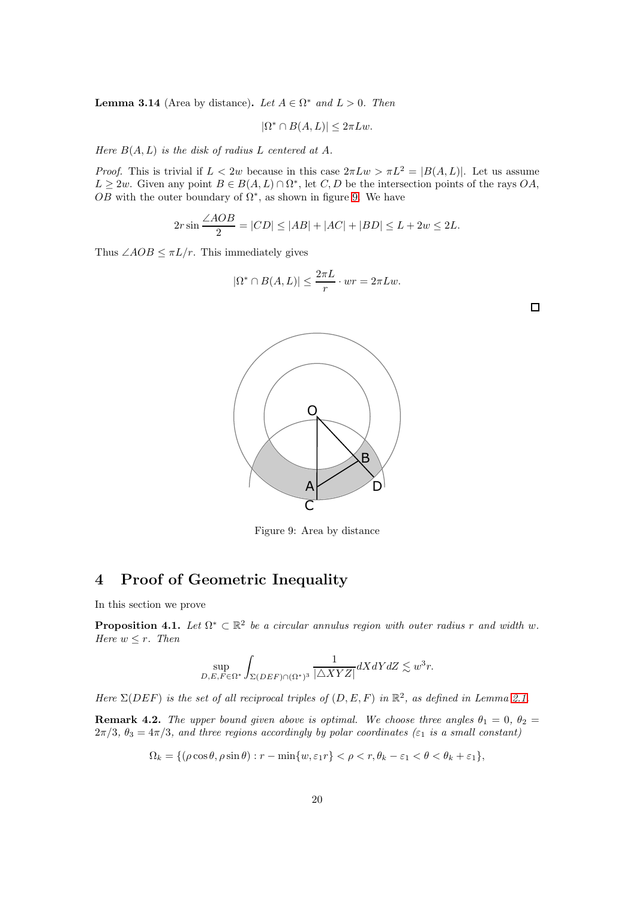**Lemma 3.14** (Area by distance)**.** *Let $A \in \Omega^*$ and $L > 0$. Then*

$$|\Omega^* \cap B(A, L)| \leq 2\pi L w.$$

*Here $B(A, L)$ is the disk of radius $L$ centered at $A$.*

*Proof.* This is trivial if $L < 2w$ because in this case $2\pi L w > \pi L^2 = |B(A, L)|$. Let us assume $L \geq 2w$. Given any point $B \in B(A, L) \cap \Omega^*$, let $C, D$ be the intersection points of the rays $OA$, $OB$ with the outer boundary of $\Omega^*$, as shown in figure 9. We have

$$2r \sin \frac{\angle AOB}{2} = |CD| \leq |AB| + |AC| + |BD| \leq L + 2w \leq 2L.$$

Thus $\angle AOB \leq \pi L/r$. This immediately gives

$$|\Omega^* \cap B(A, L)| \leq \frac{2\pi L}{r} \cdot wr = 2\pi L w.$$

□

Figure 9: Area by distance

# 4 Proof of Geometric Inequality

In this section we prove

**Proposition 4.1.** *Let $\Omega^* \subset \mathbb{R}^2$ be a circular annulus region with outer radius $r$ and width $w$. Here $w \leq r$. Then*

$$\sup_{D,E,F \in \Omega^*} \int_{\Sigma(DEF) \cap (\Omega^*)^3} \frac{1}{|\triangle XYZ|} dX dY dZ \lesssim w^3 r.$$

*Here $\Sigma(DEF)$ is the set of all reciprocal triples of $(D, E, F)$ in $\mathbb{R}^2$, as defined in Lemma 2.1.*

**Remark 4.2.** *The upper bound given above is optimal. We choose three angles $\theta_1 = 0$, $\theta_2 = 2\pi/3$, $\theta_3 = 4\pi/3$, and three regions accordingly by polar coordinates ($\varepsilon_1$ is a small constant)*

$$\Omega_k = \{(\rho \cos \theta, \rho \sin \theta) : r - \min\{w, \varepsilon_1 r\} < \rho < r, \theta_k - \varepsilon_1 < \theta < \theta_k + \varepsilon_1\},$$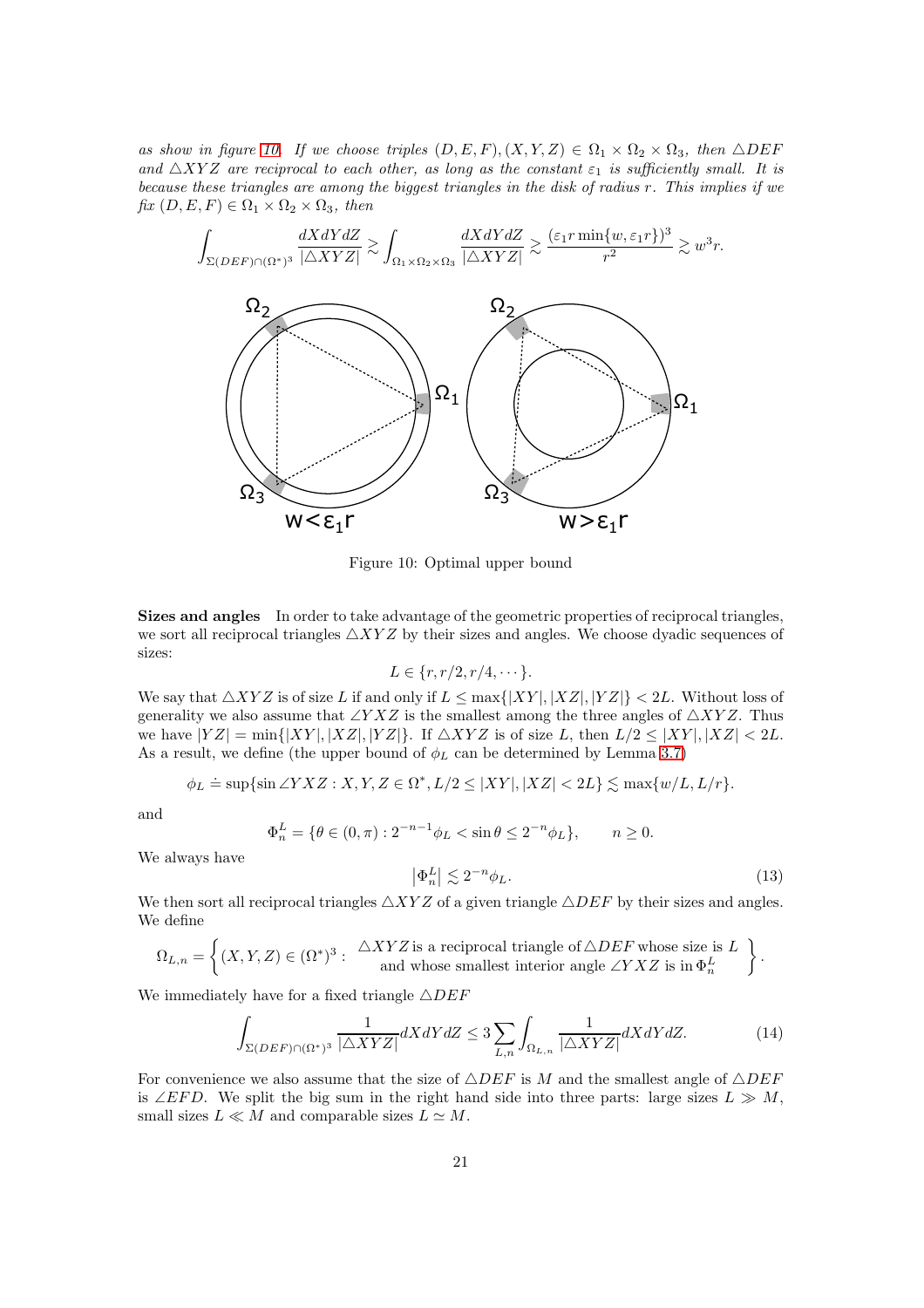*as show in figure 10. If we choose triples $(D,E,F),(X,Y,Z) \in \Omega_1 \times \Omega_2 \times \Omega_3$, then $\triangle DEF$ and $\triangle XYZ$ are reciprocal to each other, as long as the constant $\varepsilon_1$ is sufficiently small. It is because these triangles are among the biggest triangles in the disk of radius $r$. This implies if we fix $(D,E,F) \in \Omega_1 \times \Omega_2 \times \Omega_3$, then*

$$\int_{\Sigma(DEF)\cap(\Omega^*)^3} \frac{dXdYdZ}{|\triangle XYZ|} \gtrsim \int_{\Omega_1\times\Omega_2\times\Omega_3} \frac{dXdYdZ}{|\triangle XYZ|} \gtrsim \frac{(\varepsilon_1 r \min\{w, \varepsilon_1 r\})^3}{r^2} \gtrsim w^3 r.$$

Figure 10: Optimal upper bound

**Sizes and angles** In order to take advantage of the geometric properties of reciprocal triangles, we sort all reciprocal triangles $\triangle XYZ$ by their sizes and angles. We choose dyadic sequences of sizes:

$$L \in \{r, r/2, r/4, \cdots\}.$$

We say that $\triangle XYZ$ is of size $L$ if and only if $L \leq \max\{|XY|,|XZ|,|YZ|\} < 2L$. Without loss of generality we also assume that $\angle YXZ$ is the smallest among the three angles of $\triangle XYZ$. Thus we have $|YZ| = \min\{|XY|,|XZ|,|YZ|\}$. If $\triangle XYZ$ is of size $L$, then $L/2 \leq |XY|,|XZ| < 2L$. As a result, we define (the upper bound of $\phi_L$ can be determined by Lemma 3.7)

$$\phi_L \doteq \sup\{\sin\angle YXZ : X,Y,Z \in \Omega^*, L/2 \leq |XY|,|XZ| < 2L\} \lesssim \max\{w/L, L/r\}.$$

and

$$\Phi_n^L = \{\theta \in (0,\pi) : 2^{-n-1}\phi_L < \sin\theta \leq 2^{-n}\phi_L\}, \qquad n \geq 0.$$

We always have

$$\left|\Phi_n^L\right| \lesssim 2^{-n}\phi_L. \tag{13}$$

We then sort all reciprocal triangles $\triangle XYZ$ of a given triangle $\triangle DEF$ by their sizes and angles. We define

$$\Omega_{L,n} = \left\{(X,Y,Z) \in (\Omega^*)^3 : \begin{array}{c}\triangle XYZ \text{ is a reciprocal triangle of } \triangle DEF \text{ whose size is } L \\ \text{and whose smallest interior angle } \angle YXZ \text{ is in } \Phi_n^L\end{array}\right\}.$$

We immediately have for a fixed triangle $\triangle DEF$

$$\int_{\Sigma(DEF)\cap(\Omega^*)^3} \frac{1}{|\triangle XYZ|} dXdYdZ \leq 3\sum_{L,n}\int_{\Omega_{L,n}} \frac{1}{|\triangle XYZ|} dXdYdZ. \tag{14}$$

For convenience we also assume that the size of $\triangle DEF$ is $M$ and the smallest angle of $\triangle DEF$ is $\angle EFD$. We split the big sum in the right hand side into three parts: large sizes $L \gg M$, small sizes $L \ll M$ and comparable sizes $L \simeq M$.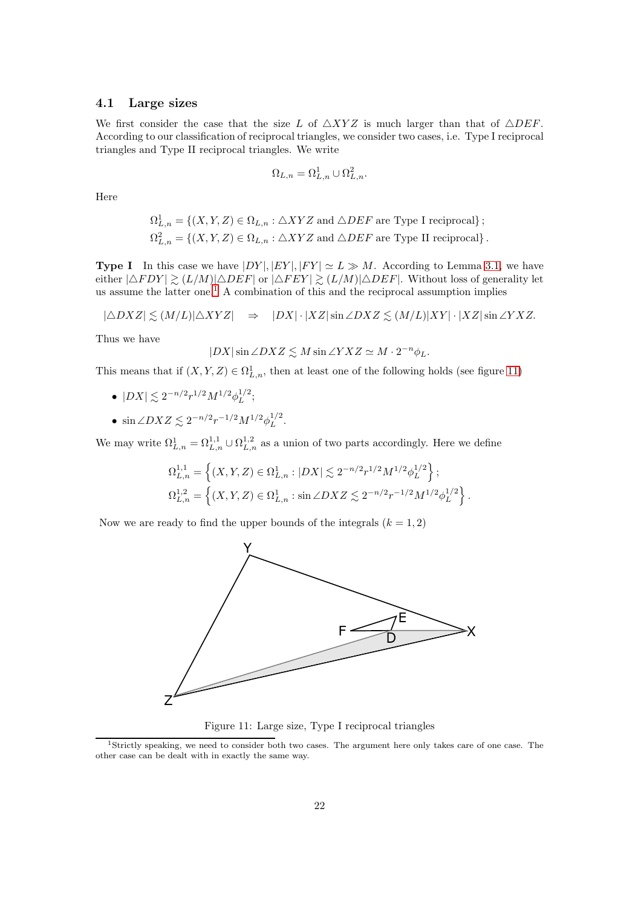### 4.1 Large sizes

We first consider the case that the size $L$ of $\triangle XYZ$ is much larger than that of $\triangle DEF$. According to our classification of reciprocal triangles, we consider two cases, i.e. Type I reciprocal triangles and Type II reciprocal triangles. We write

$$\Omega_{L,n} = \Omega_{L,n}^1 \cup \Omega_{L,n}^2.$$

Here

$$\Omega_{L,n}^1 = \{(X,Y,Z) \in \Omega_{L,n} : \triangle XYZ \text{ and } \triangle DEF \text{ are Type I reciprocal}\};$$
$$\Omega_{L,n}^2 = \{(X,Y,Z) \in \Omega_{L,n} : \triangle XYZ \text{ and } \triangle DEF \text{ are Type II reciprocal}\}.$$

**Type I** In this case we have $|DY|, |EY|, |FY| \simeq L \gg M$. According to Lemma 3.1, we have either $|\triangle FDY| \gtrsim (L/M)|\triangle DEF|$ or $|\triangle FEY| \gtrsim (L/M)|\triangle DEF|$. Without loss of generality let us assume the latter one.[1] A combination of this and the reciprocal assumption implies

$$|\triangle DXZ| \lesssim (M/L)|\triangle XYZ| \quad \Rightarrow \quad |DX| \cdot |XZ| \sin \angle DXZ \lesssim (M/L)|XY| \cdot |XZ| \sin \angle YXZ.$$

Thus we have

$$|DX| \sin \angle DXZ \lesssim M \sin \angle YXZ \simeq M \cdot 2^{-n}\phi_L.$$

This means that if $(X,Y,Z) \in \Omega_{L,n}^1$, then at least one of the following holds (see figure 11)

- $|DX| \lesssim 2^{-n/2} r^{1/2} M^{1/2} \phi_L^{1/2}$;
- $\sin \angle DXZ \lesssim 2^{-n/2} r^{-1/2} M^{1/2} \phi_L^{1/2}$.

We may write $\Omega_{L,n}^1 = \Omega_{L,n}^{1,1} \cup \Omega_{L,n}^{1,2}$ as a union of two parts accordingly. Here we define

$$\Omega_{L,n}^{1,1} = \left\{(X,Y,Z) \in \Omega_{L,n}^1 : |DX| \lesssim 2^{-n/2} r^{1/2} M^{1/2} \phi_L^{1/2}\right\};$$
$$\Omega_{L,n}^{1,2} = \left\{(X,Y,Z) \in \Omega_{L,n}^1 : \sin \angle DXZ \lesssim 2^{-n/2} r^{-1/2} M^{1/2} \phi_L^{1/2}\right\}.$$

Now we are ready to find the upper bounds of the integrals ($k = 1, 2$)

Figure 11: Large size, Type I reciprocal triangles

[1] Strictly speaking, we need to consider both two cases. The argument here only takes care of one case. The other case can be dealt with in exactly the same way.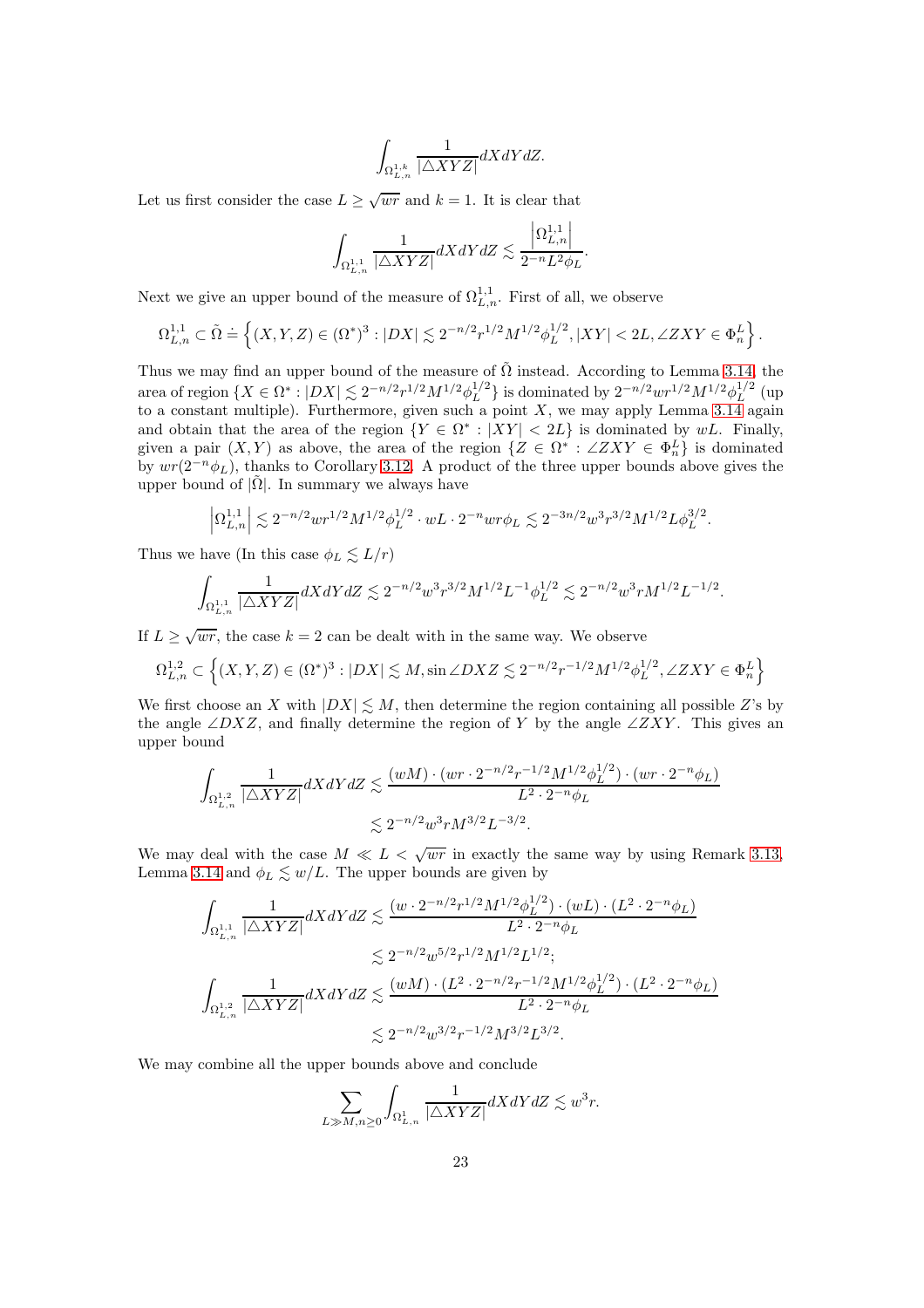$$\int_{\Omega^{1,k}_{L,n}} \frac{1}{|\triangle XYZ|} dXdYdZ.$$

Let us first consider the case $L \geq \sqrt{wr}$ and $k=1$. It is clear that

$$\int_{\Omega^{1,1}_{L,n}} \frac{1}{|\triangle XYZ|} dXdYdZ \lesssim \frac{\left|\Omega^{1,1}_{L,n}\right|}{2^{-n}L^2\phi_L}.$$

Next we give an upper bound of the measure of $\Omega^{1,1}_{L,n}$. First of all, we observe

$$\Omega^{1,1}_{L,n} \subset \tilde{\Omega} \doteq \left\{(X,Y,Z) \in (\Omega^*)^3 : |DX| \lesssim 2^{-n/2} r^{1/2} M^{1/2} \phi_L^{1/2}, |XY| < 2L, \angle ZXY \in \Phi_n^L\right\}.$$

Thus we may find an upper bound of the measure of $\tilde{\Omega}$ instead. According to Lemma 3.14, the area of region $\{X \in \Omega^* : |DX| \lesssim 2^{-n/2} r^{1/2} M^{1/2} \phi_L^{1/2}\}$ is dominated by $2^{-n/2} w r^{1/2} M^{1/2} \phi_L^{1/2}$ (up to a constant multiple). Furthermore, given such a point $X$, we may apply Lemma 3.14 again and obtain that the area of the region $\{Y \in \Omega^* : |XY| < 2L\}$ is dominated by $wL$. Finally, given a pair $(X,Y)$ as above, the area of the region $\{Z \in \Omega^* : \angle ZXY \in \Phi_n^L\}$ is dominated by $wr(2^{-n}\phi_L)$, thanks to Corollary 3.12. A product of the three upper bounds above gives the upper bound of $|\tilde{\Omega}|$. In summary we always have

$$\left|\Omega^{1,1}_{L,n}\right| \lesssim 2^{-n/2} w r^{1/2} M^{1/2} \phi_L^{1/2} \cdot wL \cdot 2^{-n} w r \phi_L \lesssim 2^{-3n/2} w^3 r^{3/2} M^{1/2} L \phi_L^{3/2}.$$

Thus we have (In this case $\phi_L \lesssim L/r$)

$$\int_{\Omega^{1,1}_{L,n}} \frac{1}{|\triangle XYZ|} dXdYdZ \lesssim 2^{-n/2} w^3 r^{3/2} M^{1/2} L^{-1} \phi_L^{1/2} \lesssim 2^{-n/2} w^3 r M^{1/2} L^{-1/2}.$$

If $L \geq \sqrt{wr}$, the case $k=2$ can be dealt with in the same way. We observe

$$\Omega^{1,2}_{L,n} \subset \left\{(X,Y,Z) \in (\Omega^*)^3 : |DX| \lesssim M, \sin \angle DXZ \lesssim 2^{-n/2} r^{-1/2} M^{1/2} \phi_L^{1/2}, \angle ZXY \in \Phi_n^L\right\}$$

We first choose an $X$ with $|DX| \lesssim M$, then determine the region containing all possible $Z$'s by the angle $\angle DXZ$, and finally determine the region of $Y$ by the angle $\angle ZXY$. This gives an upper bound

$$\begin{aligned}
\int_{\Omega^{1,2}_{L,n}} \frac{1}{|\triangle XYZ|} dXdYdZ &\lesssim \frac{(wM) \cdot (wr \cdot 2^{-n/2} r^{-1/2} M^{1/2} \phi_L^{1/2}) \cdot (wr \cdot 2^{-n} \phi_L)}{L^2 \cdot 2^{-n} \phi_L} \\
&\lesssim 2^{-n/2} w^3 r M^{3/2} L^{-3/2}.
\end{aligned}$$

We may deal with the case $M \ll L < \sqrt{wr}$ in exactly the same way by using Remark 3.13, Lemma 3.14 and $\phi_L \lesssim w/L$. The upper bounds are given by

$$\begin{aligned}
\int_{\Omega^{1,1}_{L,n}} \frac{1}{|\triangle XYZ|} dXdYdZ &\lesssim \frac{(w \cdot 2^{-n/2} r^{1/2} M^{1/2} \phi_L^{1/2}) \cdot (wL) \cdot (L^2 \cdot 2^{-n} \phi_L)}{L^2 \cdot 2^{-n} \phi_L} \\
&\lesssim 2^{-n/2} w^{5/2} r^{1/2} M^{1/2} L^{1/2}; \\
\int_{\Omega^{1,2}_{L,n}} \frac{1}{|\triangle XYZ|} dXdYdZ &\lesssim \frac{(wM) \cdot (L^2 \cdot 2^{-n/2} r^{-1/2} M^{1/2} \phi_L^{1/2}) \cdot (L^2 \cdot 2^{-n} \phi_L)}{L^2 \cdot 2^{-n} \phi_L} \\
&\lesssim 2^{-n/2} w^{3/2} r^{-1/2} M^{3/2} L^{3/2}.
\end{aligned}$$

We may combine all the upper bounds above and conclude

$$\sum_{L \gg M, n \geq 0} \int_{\Omega^1_{L,n}} \frac{1}{|\triangle XYZ|} dXdYdZ \lesssim w^3 r.$$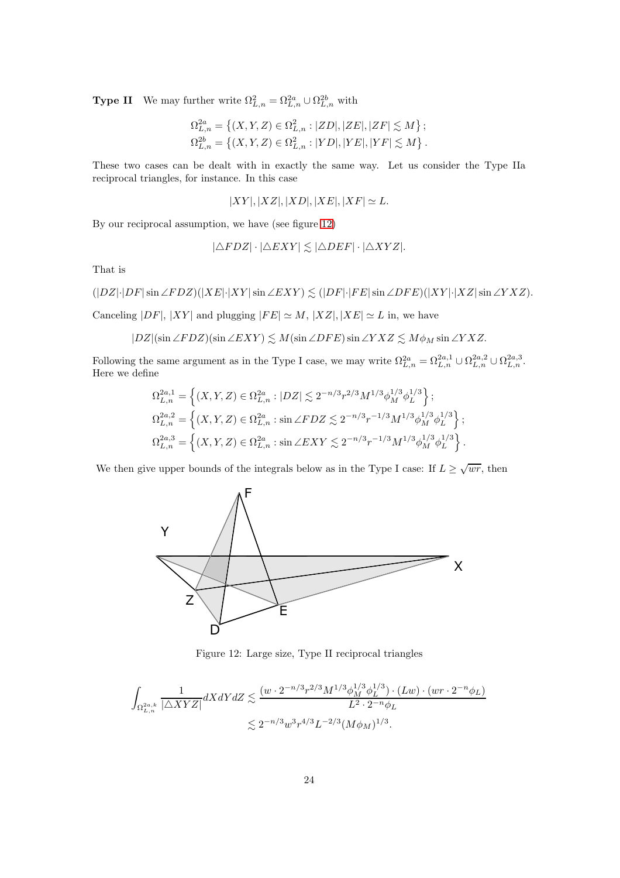**Type II** We may further write $\Omega^2_{L,n} = \Omega^{2a}_{L,n} \cup \Omega^{2b}_{L,n}$ with

$$\Omega^{2a}_{L,n} = \left\{(X,Y,Z) \in \Omega^2_{L,n} : |ZD|, |ZE|, |ZF| \lesssim M\right\};$$
$$\Omega^{2b}_{L,n} = \left\{(X,Y,Z) \in \Omega^2_{L,n} : |YD|, |YE|, |YF| \lesssim M\right\}.$$

These two cases can be dealt with in exactly the same way. Let us consider the Type IIa reciprocal triangles, for instance. In this case

$$|XY|, |XZ|, |XD|, |XE|, |XF| \simeq L.$$

By our reciprocal assumption, we have (see figure 12)

$$|\triangle FDZ| \cdot |\triangle EXY| \lesssim |\triangle DEF| \cdot |\triangle XYZ|.$$

That is

$$(|DZ|\cdot|DF| \sin\angle FDZ)(|XE|\cdot|XY| \sin\angle EXY) \lesssim (|DF|\cdot|FE| \sin\angle DFE)(|XY|\cdot|XZ| \sin\angle YXZ).$$

Canceling $|DF|$, $|XY|$ and plugging $|FE| \simeq M$, $|XZ|, |XE| \simeq L$ in, we have

$$|DZ|(\sin\angle FDZ)(\sin\angle EXY) \lesssim M(\sin\angle DFE)\sin\angle YXZ \lesssim M\phi_M \sin\angle YXZ.$$

Following the same argument as in the Type I case, we may write $\Omega^{2a}_{L,n} = \Omega^{2a,1}_{L,n} \cup \Omega^{2a,2}_{L,n} \cup \Omega^{2a,3}_{L,n}$. Here we define

$$\Omega^{2a,1}_{L,n} = \left\{(X,Y,Z) \in \Omega^{2a}_{L,n} : |DZ| \lesssim 2^{-n/3} r^{2/3} M^{1/3} \phi_M^{1/3} \phi_L^{1/3}\right\};$$
$$\Omega^{2a,2}_{L,n} = \left\{(X,Y,Z) \in \Omega^{2a}_{L,n} : \sin\angle FDZ \lesssim 2^{-n/3} r^{-1/3} M^{1/3} \phi_M^{1/3} \phi_L^{1/3}\right\};$$
$$\Omega^{2a,3}_{L,n} = \left\{(X,Y,Z) \in \Omega^{2a}_{L,n} : \sin\angle EXY \lesssim 2^{-n/3} r^{-1/3} M^{1/3} \phi_M^{1/3} \phi_L^{1/3}\right\}.$$

We then give upper bounds of the integrals below as in the Type I case: If $L \geq \sqrt{wr}$, then

Figure 12: Large size, Type II reciprocal triangles

$$\int_{\Omega^{2a,k}_{L,n}} \frac{1}{|\triangle XYZ|} dXdYdZ \lesssim \frac{(w \cdot 2^{-n/3} r^{2/3} M^{1/3} \phi_M^{1/3} \phi_L^{1/3}) \cdot (Lw) \cdot (wr \cdot 2^{-n}\phi_L)}{L^2 \cdot 2^{-n}\phi_L}$$
$$\lesssim 2^{-n/3} w^3 r^{4/3} L^{-2/3} (M\phi_M)^{1/3}.$$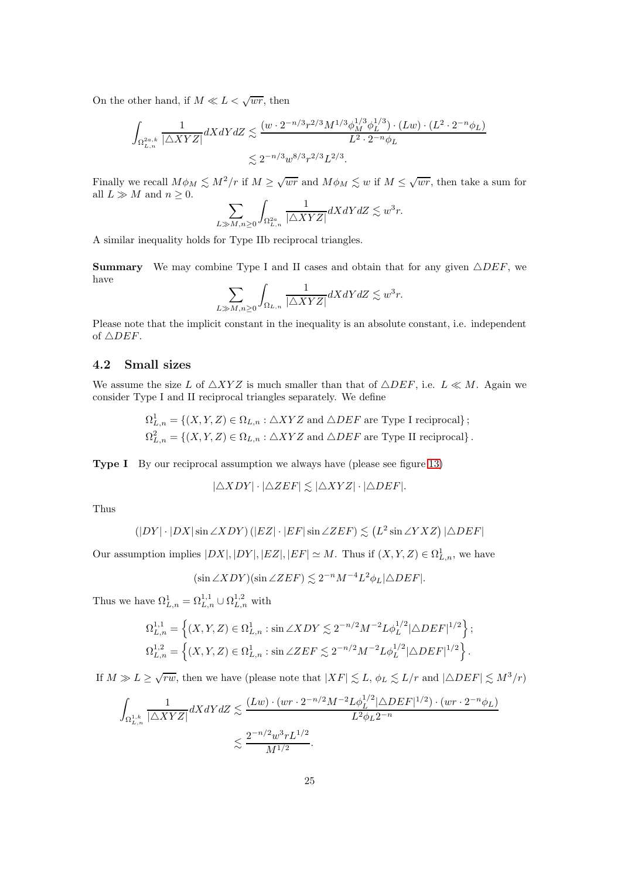On the other hand, if $M \ll L < \sqrt{wr}$, then

$$\int_{\Omega^{2a,k}_{L,n}} \frac{1}{|\triangle XYZ|} dXdYdZ \lesssim \frac{(w \cdot 2^{-n/3} r^{2/3} M^{1/3} \phi_M^{1/3} \phi_L^{1/3}) \cdot (Lw) \cdot (L^2 \cdot 2^{-n} \phi_L)}{L^2 \cdot 2^{-n} \phi_L}$$
$$\lesssim 2^{-n/3} w^{8/3} r^{2/3} L^{2/3}.$$

Finally we recall $M\phi_M \lesssim M^2/r$ if $M \geq \sqrt{wr}$ and $M\phi_M \lesssim w$ if $M \leq \sqrt{wr}$, then take a sum for all $L \gg M$ and $n \geq 0$.

$$\sum_{L \gg M, n \geq 0} \int_{\Omega^{2a}_{L,n}} \frac{1}{|\triangle XYZ|} dXdYdZ \lesssim w^3 r.$$

A similar inequality holds for Type IIb reciprocal triangles.

**Summary** We may combine Type I and II cases and obtain that for any given $\triangle DEF$, we have

$$\sum_{L \gg M, n \geq 0} \int_{\Omega_{L,n}} \frac{1}{|\triangle XYZ|} dXdYdZ \lesssim w^3 r.$$

Please note that the implicit constant in the inequality is an absolute constant, i.e. independent of $\triangle DEF$.

## 4.2 Small sizes

We assume the size $L$ of $\triangle XYZ$ is much smaller than that of $\triangle DEF$, i.e. $L \ll M$. Again we consider Type I and II reciprocal triangles separately. We define

$$\Omega^1_{L,n} = \{(X,Y,Z) \in \Omega_{L,n} : \triangle XYZ \text{ and } \triangle DEF \text{ are Type I reciprocal}\};$$
$$\Omega^2_{L,n} = \{(X,Y,Z) \in \Omega_{L,n} : \triangle XYZ \text{ and } \triangle DEF \text{ are Type II reciprocal}\}.$$

**Type I** By our reciprocal assumption we always have (please see figure 13)

$$|\triangle XDY| \cdot |\triangle ZEF| \lesssim |\triangle XYZ| \cdot |\triangle DEF|.$$

Thus

$$(|DY| \cdot |DX| \sin \angle XDY)\,(|EZ| \cdot |EF| \sin \angle ZEF) \lesssim \left(L^2 \sin \angle YXZ\right) |\triangle DEF|$$

Our assumption implies $|DX|, |DY|, |EZ|, |EF| \simeq M$. Thus if $(X,Y,Z) \in \Omega^1_{L,n}$, we have

$$(\sin \angle XDY)(\sin \angle ZEF) \lesssim 2^{-n} M^{-4} L^2 \phi_L |\triangle DEF|.$$

Thus we have $\Omega^1_{L,n} = \Omega^{1,1}_{L,n} \cup \Omega^{1,2}_{L,n}$ with

$$\Omega^{1,1}_{L,n} = \left\{(X,Y,Z) \in \Omega^1_{L,n} : \sin \angle XDY \lesssim 2^{-n/2} M^{-2} L \phi_L^{1/2} |\triangle DEF|^{1/2}\right\};$$
$$\Omega^{1,2}_{L,n} = \left\{(X,Y,Z) \in \Omega^1_{L,n} : \sin \angle ZEF \lesssim 2^{-n/2} M^{-2} L \phi_L^{1/2} |\triangle DEF|^{1/2}\right\}.$$

If $M \gg L \geq \sqrt{rw}$, then we have (please note that $|XF| \lesssim L$, $\phi_L \lesssim L/r$ and $|\triangle DEF| \lesssim M^3/r$)

$$\int_{\Omega^{1,k}_{L,n}} \frac{1}{|\triangle XYZ|} dXdYdZ \lesssim \frac{(Lw) \cdot (wr \cdot 2^{-n/2} M^{-2} L \phi_L^{1/2} |\triangle DEF|^{1/2}) \cdot (wr \cdot 2^{-n} \phi_L)}{L^2 \phi_L 2^{-n}}$$
$$\lesssim \frac{2^{-n/2} w^3 r L^{1/2}}{M^{1/2}}.$$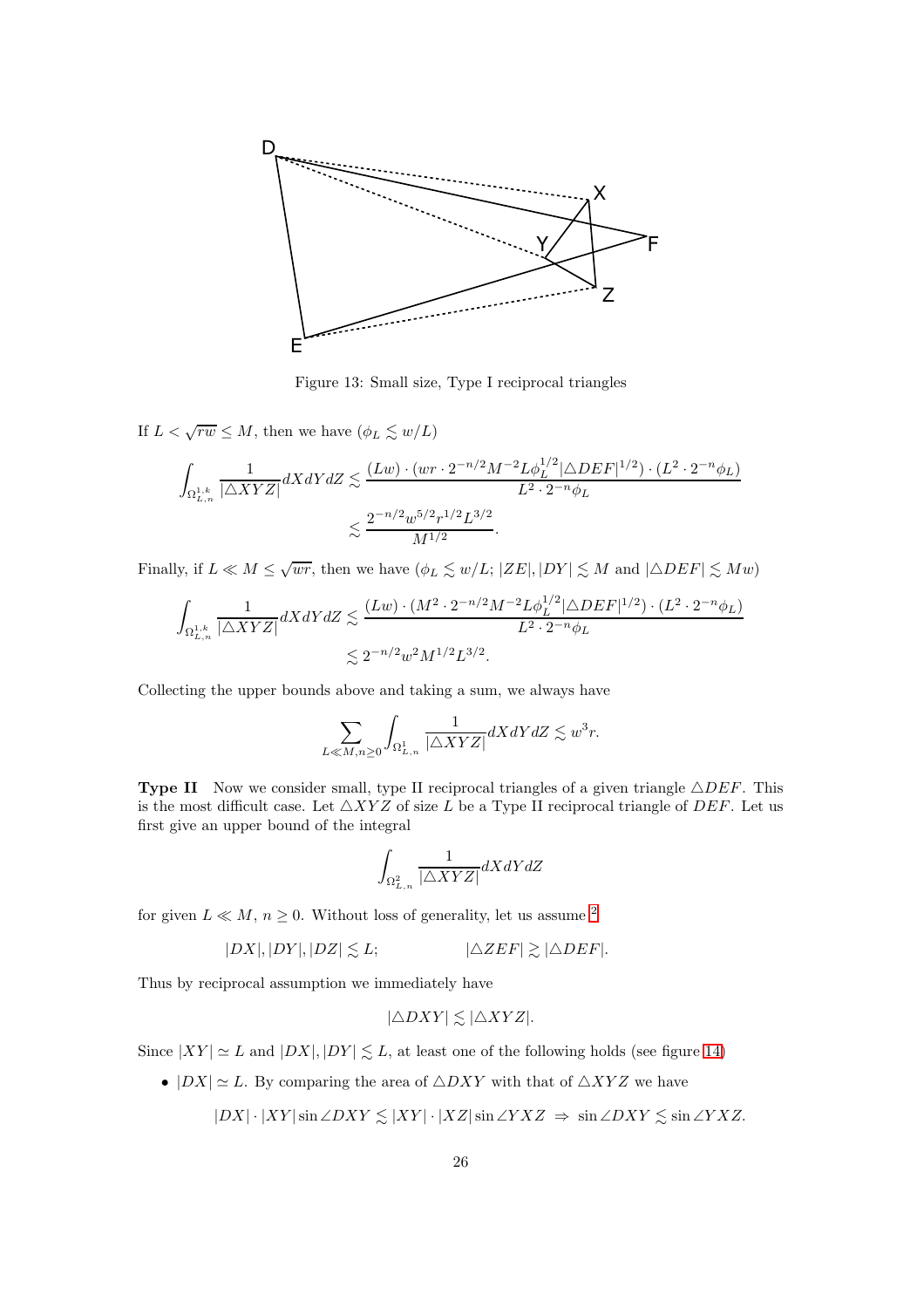Figure 13: Small size, Type I reciprocal triangles

If $L < \sqrt{rw} \le M$, then we have ($\phi_L \lesssim w/L$)

$$\int_{\Omega^{1,k}_{L,n}} \frac{1}{|\triangle XYZ|} dXdYdZ \lesssim \frac{(Lw)\cdot (wr \cdot 2^{-n/2} M^{-2} L \phi_L^{1/2} |\triangle DEF|^{1/2}) \cdot (L^2 \cdot 2^{-n}\phi_L)}{L^2 \cdot 2^{-n}\phi_L}$$
$$\lesssim \frac{2^{-n/2} w^{5/2} r^{1/2} L^{3/2}}{M^{1/2}}.$$

Finally, if $L \ll M \le \sqrt{wr}$, then we have ($\phi_L \lesssim w/L$; $|ZE|, |DY| \lesssim M$ and $|\triangle DEF| \lesssim Mw$)

$$\int_{\Omega^{1,k}_{L,n}} \frac{1}{|\triangle XYZ|} dXdYdZ \lesssim \frac{(Lw)\cdot (M^2 \cdot 2^{-n/2} M^{-2} L \phi_L^{1/2} |\triangle DEF|^{1/2}) \cdot (L^2 \cdot 2^{-n}\phi_L)}{L^2 \cdot 2^{-n}\phi_L}$$
$$\lesssim 2^{-n/2} w^2 M^{1/2} L^{3/2}.$$

Collecting the upper bounds above and taking a sum, we always have

$$\sum_{L \ll M, n \ge 0} \int_{\Omega^1_{L,n}} \frac{1}{|\triangle XYZ|} dXdYdZ \lesssim w^3 r.$$

**Type II** Now we consider small, type II reciprocal triangles of a given triangle $\triangle DEF$. This is the most difficult case. Let $\triangle XYZ$ of size $L$ be a Type II reciprocal triangle of $DEF$. Let us first give an upper bound of the integral

$$\int_{\Omega^2_{L,n}} \frac{1}{|\triangle XYZ|} dXdYdZ$$

for given $L \ll M$, $n \ge 0$. Without loss of generality, let us assume [2]

$$|DX|, |DY|, |DZ| \lesssim L; \qquad\qquad |\triangle ZEF| \gtrsim |\triangle DEF|.$$

Thus by reciprocal assumption we immediately have

$$|\triangle DXY| \lesssim |\triangle XYZ|.$$

Since $|XY| \simeq L$ and $|DX|, |DY| \lesssim L$, at least one of the following holds (see figure 14)

- $|DX| \simeq L$. By comparing the area of $\triangle DXY$ with that of $\triangle XYZ$ we have

$$|DX| \cdot |XY| \sin \angle DXY \lesssim |XY| \cdot |XZ| \sin \angle YXZ \;\Rightarrow\; \sin \angle DXY \lesssim \sin \angle YXZ.$$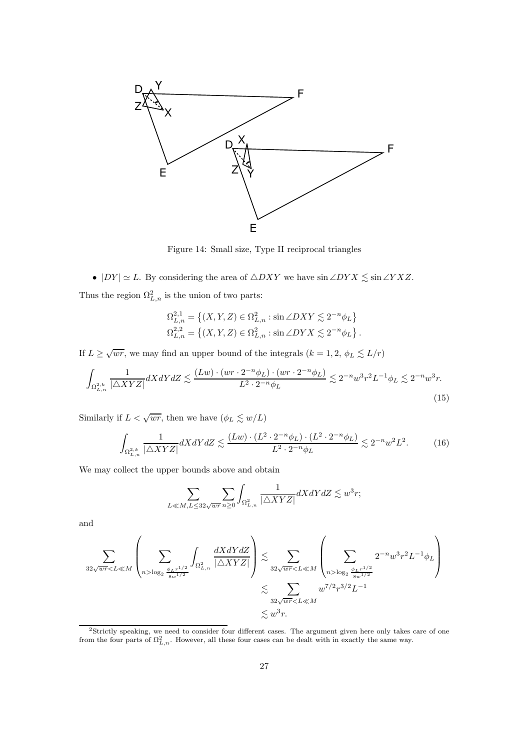Figure 14: Small size, Type II reciprocal triangles

- $|DY| \simeq L$. By considering the area of $\triangle DXY$ we have $\sin\angle DYX \lesssim \sin\angle YXZ$.

Thus the region $\Omega_{L,n}^2$ is the union of two parts:

$$\Omega_{L,n}^{2,1} = \left\{(X,Y,Z) \in \Omega_{L,n}^2 : \sin\angle DXY \lesssim 2^{-n}\phi_L\right\}$$
$$\Omega_{L,n}^{2,2} = \left\{(X,Y,Z) \in \Omega_{L,n}^2 : \sin\angle DYX \lesssim 2^{-n}\phi_L\right\}.$$

If $L \geq \sqrt{wr}$, we may find an upper bound of the integrals ($k = 1, 2$, $\phi_L \lesssim L/r$)

$$\int_{\Omega_{L,n}^{2,k}} \frac{1}{|\triangle XYZ|} dX dY dZ \lesssim \frac{(Lw)\cdot(wr\cdot 2^{-n}\phi_L)\cdot(wr\cdot 2^{-n}\phi_L)}{L^2\cdot 2^{-n}\phi_L} \lesssim 2^{-n}w^3r^2L^{-1}\phi_L \lesssim 2^{-n}w^3r. \tag{15}$$

Similarly if $L < \sqrt{wr}$, then we have ($\phi_L \lesssim w/L$)

$$\int_{\Omega_{L,n}^{2,k}} \frac{1}{|\triangle XYZ|} dX dY dZ \lesssim \frac{(Lw)\cdot(L^2\cdot 2^{-n}\phi_L)\cdot(L^2\cdot 2^{-n}\phi_L)}{L^2\cdot 2^{-n}\phi_L} \lesssim 2^{-n}w^2L^2. \tag{16}$$

We may collect the upper bounds above and obtain

$$\sum_{L\ll M, L\leq 32\sqrt{wr}} \sum_{n\geq 0} \int_{\Omega_{L,n}^2} \frac{1}{|\triangle XYZ|} dX dY dZ \lesssim w^3 r;$$

and

$$\begin{aligned}
\sum_{32\sqrt{wr}<L\ll M} \left( \sum_{n>\log_2 \frac{\phi_L r^{1/2}}{8w^{1/2}}} \int_{\Omega_{L,n}^2} \frac{dX dY dZ}{|\triangle XYZ|} \right) &\lesssim \sum_{32\sqrt{wr}<L\ll M} \left( \sum_{n>\log_2 \frac{\phi_L r^{1/2}}{8w^{1/2}}} 2^{-n}w^3r^2L^{-1}\phi_L \right) \\
&\lesssim \sum_{32\sqrt{wr}<L\ll M} w^{7/2}r^{3/2}L^{-1} \\
&\lesssim w^3 r.
\end{aligned}$$

[2] Strictly speaking, we need to consider four different cases. The argument given here only takes care of one from the four parts of $\Omega_{L,n}^2$. However, all these four cases can be dealt with in exactly the same way.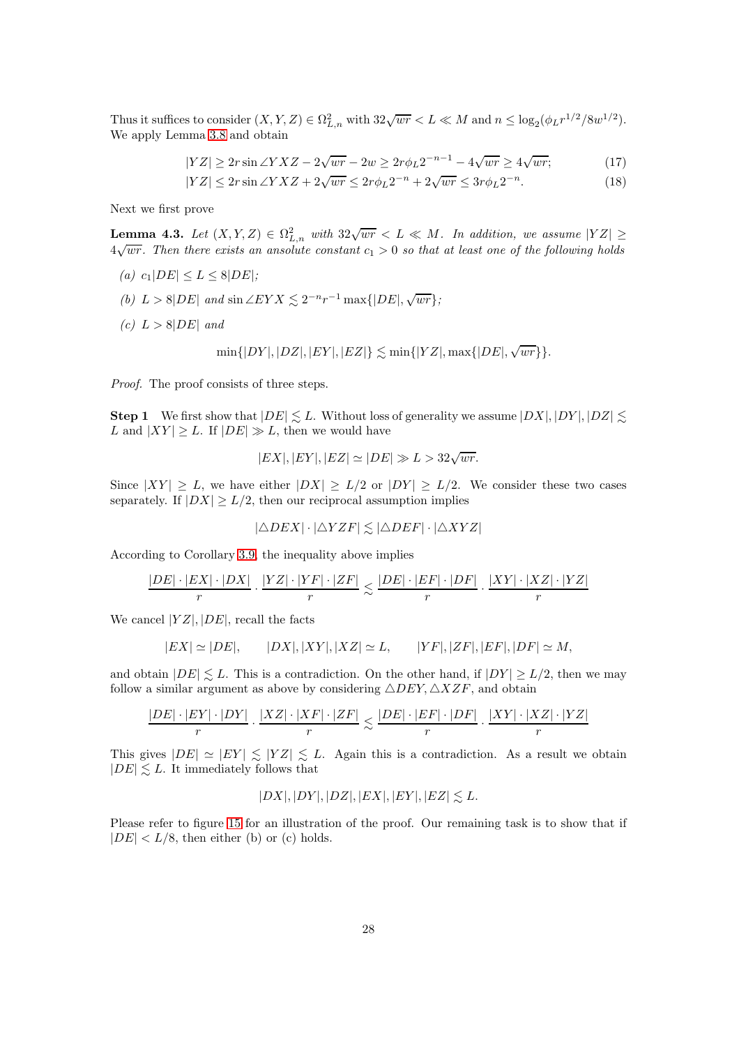Thus it suffices to consider $(X, Y, Z) \in \Omega^2_{L,n}$ with $32\sqrt{wr} < L \ll M$ and $n \leq \log_2(\phi_L r^{1/2}/8w^{1/2})$. We apply Lemma 3.8 and obtain

$$|YZ| \geq 2r \sin \angle YXZ - 2\sqrt{wr} - 2w \geq 2r\phi_L 2^{-n-1} - 4\sqrt{wr} \geq 4\sqrt{wr}; \tag{17}$$

$$|YZ| \leq 2r \sin \angle YXZ + 2\sqrt{wr} \leq 2r\phi_L 2^{-n} + 2\sqrt{wr} \leq 3r\phi_L 2^{-n}. \tag{18}$$

Next we first prove

**Lemma 4.3.** *Let $(X, Y, Z) \in \Omega^2_{L,n}$ with $32\sqrt{wr} < L \ll M$. In addition, we assume $|YZ| \geq 4\sqrt{wr}$. Then there exists an ansolute constant $c_1 > 0$ so that at least one of the following holds*

*(a) $c_1|DE| \leq L \leq 8|DE|$;*

*(b) $L > 8|DE|$ and $\sin \angle EYX \lesssim 2^{-n}r^{-1} \max\{|DE|, \sqrt{wr}\}$;*

*(c) $L > 8|DE|$ and*

$$\min\{|DY|, |DZ|, |EY|, |EZ|\} \lesssim \min\{|YZ|, \max\{|DE|, \sqrt{wr}\}\}.$$

*Proof.* The proof consists of three steps.

**Step 1** We first show that $|DE| \lesssim L$. Without loss of generality we assume $|DX|, |DY|, |DZ| \lesssim L$ and $|XY| \geq L$. If $|DE| \gg L$, then we would have

$$|EX|, |EY|, |EZ| \simeq |DE| \gg L > 32\sqrt{wr}.$$

Since $|XY| \geq L$, we have either $|DX| \geq L/2$ or $|DY| \geq L/2$. We consider these two cases separately. If $|DX| \geq L/2$, then our reciprocal assumption implies

$$|\triangle DEX| \cdot |\triangle YZF| \lesssim |\triangle DEF| \cdot |\triangle XYZ|$$

According to Corollary 3.9, the inequality above implies

$$\frac{|DE| \cdot |EX| \cdot |DX|}{r} \cdot \frac{|YZ| \cdot |YF| \cdot |ZF|}{r} \lesssim \frac{|DE| \cdot |EF| \cdot |DF|}{r} \cdot \frac{|XY| \cdot |XZ| \cdot |YZ|}{r}$$

We cancel $|YZ|, |DE|$, recall the facts

$$|EX| \simeq |DE|, \qquad |DX|, |XY|, |XZ| \simeq L, \qquad |YF|, |ZF|, |EF|, |DF| \simeq M,$$

and obtain $|DE| \lesssim L$. This is a contradiction. On the other hand, if $|DY| \geq L/2$, then we may follow a similar argument as above by considering $\triangle DEY, \triangle XZF$, and obtain

$$\frac{|DE| \cdot |EY| \cdot |DY|}{r} \cdot \frac{|XZ| \cdot |XF| \cdot |ZF|}{r} \lesssim \frac{|DE| \cdot |EF| \cdot |DF|}{r} \cdot \frac{|XY| \cdot |XZ| \cdot |YZ|}{r}$$

This gives $|DE| \simeq |EY| \lesssim |YZ| \lesssim L$. Again this is a contradiction. As a result we obtain $|DE| \lesssim L$. It immediately follows that

$$|DX|, |DY|, |DZ|, |EX|, |EY|, |EZ| \lesssim L.$$

Please refer to figure 15 for an illustration of the proof. Our remaining task is to show that if $|DE| < L/8$, then either (b) or (c) holds.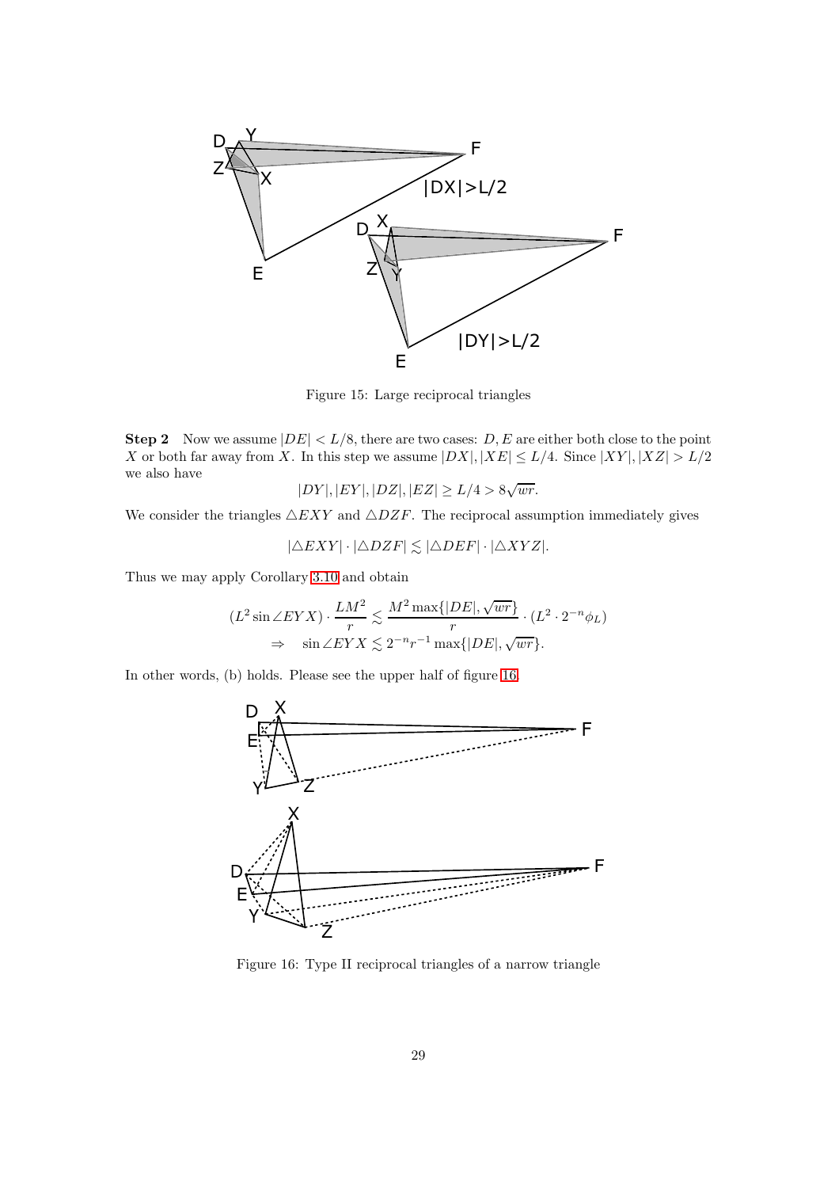Figure 15: Large reciprocal triangles

**Step 2** Now we assume $|DE| < L/8$, there are two cases: $D, E$ are either both close to the point $X$ or both far away from $X$. In this step we assume $|DX|, |XE| \leq L/4$. Since $|XY|, |XZ| > L/2$ we also have

$$|DY|, |EY|, |DZ|, |EZ| \geq L/4 > 8\sqrt{wr}.$$

We consider the triangles $\triangle EXY$ and $\triangle DZF$. The reciprocal assumption immediately gives

$$|\triangle EXY| \cdot |\triangle DZF| \lesssim |\triangle DEF| \cdot |\triangle XYZ|.$$

Thus we may apply Corollary 3.10 and obtain

$$(L^2 \sin\angle EYX) \cdot \frac{LM^2}{r} \lesssim \frac{M^2 \max\{|DE|, \sqrt{wr}\}}{r} \cdot (L^2 \cdot 2^{-n}\phi_L)$$
$$\Rightarrow \quad \sin\angle EYX \lesssim 2^{-n} r^{-1} \max\{|DE|, \sqrt{wr}\}.$$

In other words, (b) holds. Please see the upper half of figure 16.

Figure 16: Type II reciprocal triangles of a narrow triangle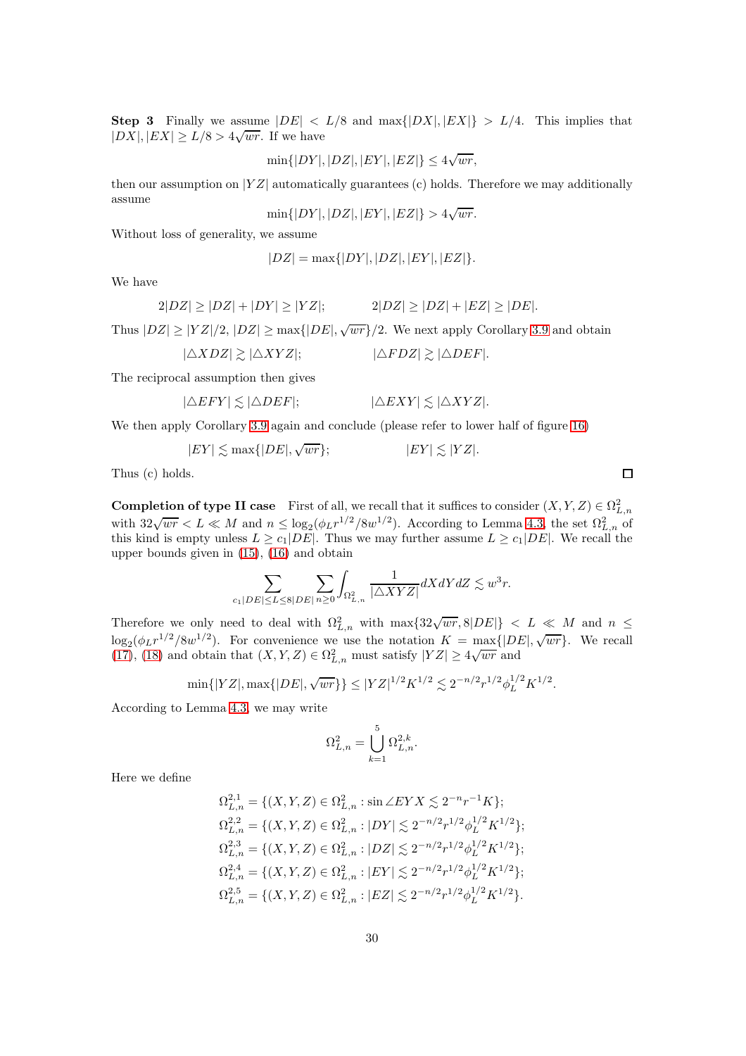**Step 3** Finally we assume $|DE| < L/8$ and $\max\{|DX|, |EX|\} > L/4$. This implies that $|DX|, |EX| \geq L/8 > 4\sqrt{wr}$. If we have

$$\min\{|DY|, |DZ|, |EY|, |EZ|\} \leq 4\sqrt{wr},$$

then our assumption on $|YZ|$ automatically guarantees (c) holds. Therefore we may additionally assume

$$\min\{|DY|, |DZ|, |EY|, |EZ|\} > 4\sqrt{wr}.$$

Without loss of generality, we assume

$$|DZ| = \max\{|DY|, |DZ|, |EY|, |EZ|\}.$$

We have

$$2|DZ| \geq |DZ| + |DY| \geq |YZ|; \qquad\qquad 2|DZ| \geq |DZ| + |EZ| \geq |DE|.$$

Thus $|DZ| \geq |YZ|/2$, $|DZ| \geq \max\{|DE|, \sqrt{wr}\}/2$. We next apply Corollary 3.9 and obtain

$$|\triangle XDZ| \gtrsim |\triangle XYZ|; \qquad\qquad |\triangle FDZ| \gtrsim |\triangle DEF|.$$

The reciprocal assumption then gives

$$|\triangle EFY| \lesssim |\triangle DEF|; \qquad\qquad |\triangle EXY| \lesssim |\triangle XYZ|.$$

We then apply Corollary 3.9 again and conclude (please refer to lower half of figure 16)

$$|EY| \lesssim \max\{|DE|, \sqrt{wr}\}; \qquad\qquad |EY| \lesssim |YZ|.$$

Thus (c) holds. □

**Completion of type II case** First of all, we recall that it suffices to consider $(X, Y, Z) \in \Omega^2_{L,n}$ with $32\sqrt{wr} < L \ll M$ and $n \leq \log_2(\phi_L r^{1/2}/8w^{1/2})$. According to Lemma 4.3, the set $\Omega^2_{L,n}$ of this kind is empty unless $L \geq c_1|DE|$. Thus we may further assume $L \geq c_1|DE|$. We recall the upper bounds given in (15), (16) and obtain

$$\sum_{c_1|DE| \leq L \leq 8|DE|} \sum_{n \geq 0} \int_{\Omega^2_{L,n}} \frac{1}{|\triangle XYZ|} dX dY dZ \lesssim w^3 r.$$

Therefore we only need to deal with $\Omega^2_{L,n}$ with $\max\{32\sqrt{wr}, 8|DE|\} < L \ll M$ and $n \leq \log_2(\phi_L r^{1/2}/8w^{1/2})$. For convenience we use the notation $K = \max\{|DE|, \sqrt{wr}\}$. We recall (17), (18) and obtain that $(X, Y, Z) \in \Omega^2_{L,n}$ must satisfy $|YZ| \geq 4\sqrt{wr}$ and

$$\min\{|YZ|, \max\{|DE|, \sqrt{wr}\}\} \leq |YZ|^{1/2} K^{1/2} \lesssim 2^{-n/2} r^{1/2} \phi_L^{1/2} K^{1/2}.$$

According to Lemma 4.3, we may write

$$\Omega^2_{L,n} = \bigcup_{k=1}^{5} \Omega^{2,k}_{L,n}.$$

Here we define

$$\Omega^{2,1}_{L,n} = \{(X, Y, Z) \in \Omega^2_{L,n} : \sin \angle EYX \lesssim 2^{-n} r^{-1} K\};$$
$$\Omega^{2,2}_{L,n} = \{(X, Y, Z) \in \Omega^2_{L,n} : |DY| \lesssim 2^{-n/2} r^{1/2} \phi_L^{1/2} K^{1/2}\};$$
$$\Omega^{2,3}_{L,n} = \{(X, Y, Z) \in \Omega^2_{L,n} : |DZ| \lesssim 2^{-n/2} r^{1/2} \phi_L^{1/2} K^{1/2}\};$$
$$\Omega^{2,4}_{L,n} = \{(X, Y, Z) \in \Omega^2_{L,n} : |EY| \lesssim 2^{-n/2} r^{1/2} \phi_L^{1/2} K^{1/2}\};$$
$$\Omega^{2,5}_{L,n} = \{(X, Y, Z) \in \Omega^2_{L,n} : |EZ| \lesssim 2^{-n/2} r^{1/2} \phi_L^{1/2} K^{1/2}\}.$$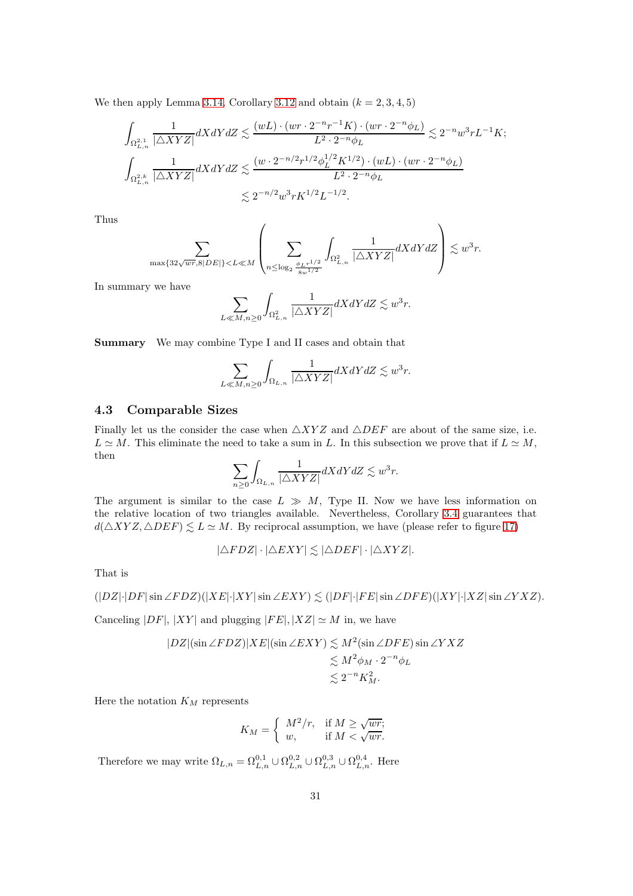We then apply Lemma 3.14, Corollary 3.12 and obtain ($k = 2, 3, 4, 5$)

$$\int_{\Omega^{2,1}_{L,n}} \frac{1}{|\triangle XYZ|} dXdYdZ \lesssim \frac{(wL) \cdot (wr \cdot 2^{-n} r^{-1} K) \cdot (wr \cdot 2^{-n} \phi_L)}{L^2 \cdot 2^{-n} \phi_L} \lesssim 2^{-n} w^3 r L^{-1} K;$$

$$\int_{\Omega^{2,k}_{L,n}} \frac{1}{|\triangle XYZ|} dXdYdZ \lesssim \frac{(w \cdot 2^{-n/2} r^{1/2} \phi_L^{1/2} K^{1/2}) \cdot (wL) \cdot (wr \cdot 2^{-n} \phi_L)}{L^2 \cdot 2^{-n} \phi_L}$$
$$\lesssim 2^{-n/2} w^3 r K^{1/2} L^{-1/2}.$$

Thus

$$\sum_{\max\{32\sqrt{wr}, 8|DE|\} < L \ll M} \left( \sum_{n \leq \log_2 \frac{\phi_L r^{1/2}}{8 w^{1/2}}} \int_{\Omega^2_{L,n}} \frac{1}{|\triangle XYZ|} dXdYdZ \right) \lesssim w^3 r.$$

In summary we have

$$\sum_{L \ll M, n \geq 0} \int_{\Omega^2_{L,n}} \frac{1}{|\triangle XYZ|} dXdYdZ \lesssim w^3 r.$$

**Summary** We may combine Type I and II cases and obtain that

$$\sum_{L \ll M, n \geq 0} \int_{\Omega_{L,n}} \frac{1}{|\triangle XYZ|} dXdYdZ \lesssim w^3 r.$$

### 4.3 Comparable Sizes

Finally let us the consider the case when $\triangle XYZ$ and $\triangle DEF$ are about of the same size, i.e. $L \simeq M$. This eliminate the need to take a sum in $L$. In this subsection we prove that if $L \simeq M$, then

$$\sum_{n \geq 0} \int_{\Omega_{L,n}} \frac{1}{|\triangle XYZ|} dXdYdZ \lesssim w^3 r.$$

The argument is similar to the case $L \gg M$, Type II. Now we have less information on the relative location of two triangles available. Nevertheless, Corollary 3.4 guarantees that $d(\triangle XYZ, \triangle DEF) \lesssim L \simeq M$. By reciprocal assumption, we have (please refer to figure 17)

$$|\triangle FDZ| \cdot |\triangle EXY| \lesssim |\triangle DEF| \cdot |\triangle XYZ|.$$

That is

$$(|DZ| \cdot |DF| \sin \angle FDZ)(|XE| \cdot |XY| \sin \angle EXY) \lesssim (|DF| \cdot |FE| \sin \angle DFE)(|XY| \cdot |XZ| \sin \angle YXZ).$$

Canceling $|DF|$, $|XY|$ and plugging $|FE|, |XZ| \simeq M$ in, we have

$$|DZ| (\sin \angle FDZ) |XE| (\sin \angle EXY) \lesssim M^2 (\sin \angle DFE) \sin \angle YXZ$$
$$\lesssim M^2 \phi_M \cdot 2^{-n} \phi_L$$
$$\lesssim 2^{-n} K_M^2.$$

Here the notation $K_M$ represents

$$K_M = \begin{cases} M^2/r, & \text{if } M \geq \sqrt{wr}; \\ w, & \text{if } M < \sqrt{wr}. \end{cases}$$

Therefore we may write $\Omega_{L,n} = \Omega^{0,1}_{L,n} \cup \Omega^{0,2}_{L,n} \cup \Omega^{0,3}_{L,n} \cup \Omega^{0,4}_{L,n}$. Here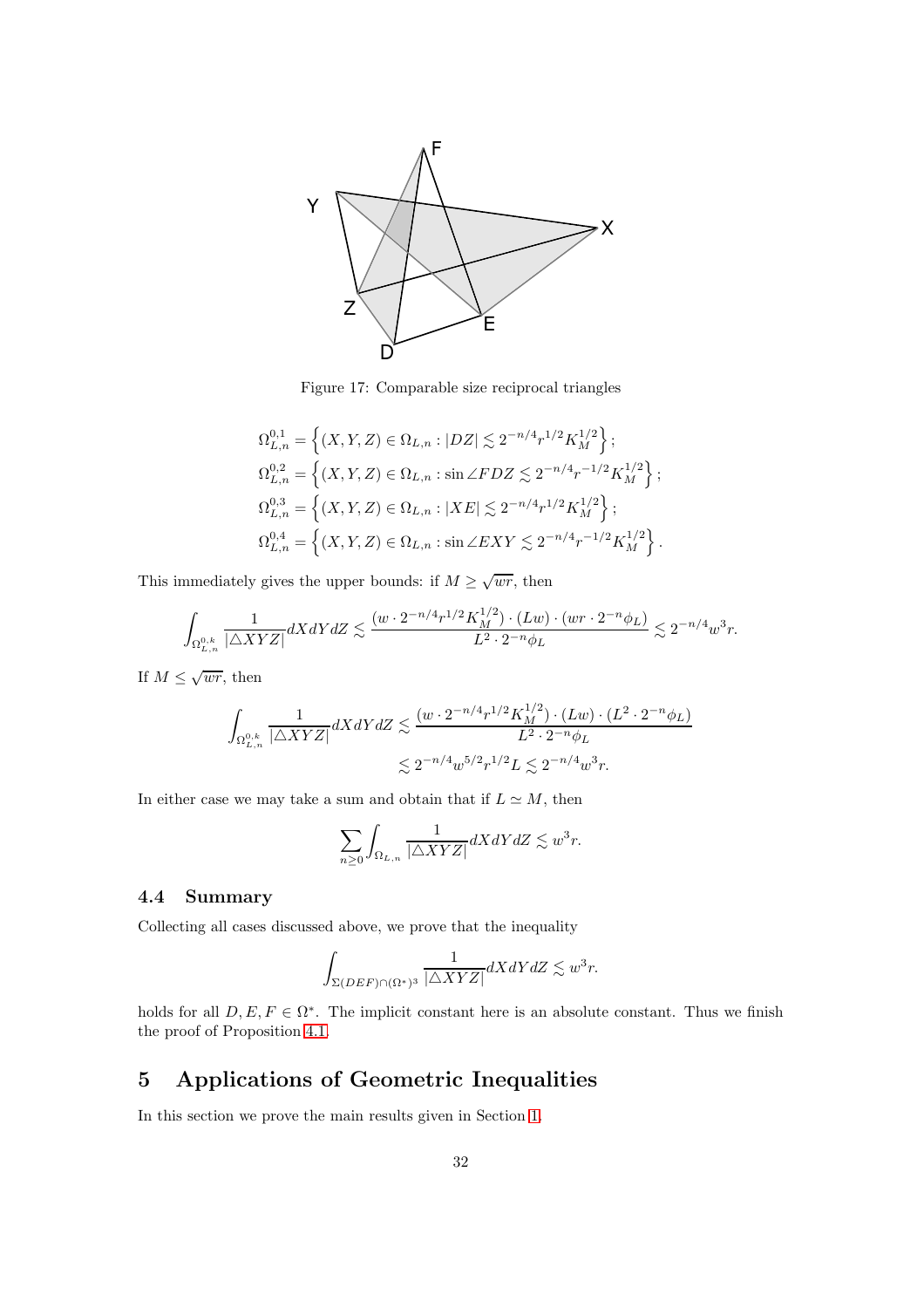Figure 17: Comparable size reciprocal triangles

$$\Omega_{L,n}^{0,1} = \left\{(X,Y,Z) \in \Omega_{L,n} : |DZ| \lesssim 2^{-n/4} r^{1/2} K_M^{1/2}\right\};$$
$$\Omega_{L,n}^{0,2} = \left\{(X,Y,Z) \in \Omega_{L,n} : \sin \angle FDZ \lesssim 2^{-n/4} r^{-1/2} K_M^{1/2}\right\};$$
$$\Omega_{L,n}^{0,3} = \left\{(X,Y,Z) \in \Omega_{L,n} : |XE| \lesssim 2^{-n/4} r^{1/2} K_M^{1/2}\right\};$$
$$\Omega_{L,n}^{0,4} = \left\{(X,Y,Z) \in \Omega_{L,n} : \sin \angle EXY \lesssim 2^{-n/4} r^{-1/2} K_M^{1/2}\right\}.$$

This immediately gives the upper bounds: if $M \geq \sqrt{wr}$, then

$$\int_{\Omega_{L,n}^{0,k}} \frac{1}{|\triangle XYZ|} dXdYdZ \lesssim \frac{(w \cdot 2^{-n/4} r^{1/2} K_M^{1/2}) \cdot (Lw) \cdot (wr \cdot 2^{-n}\phi_L)}{L^2 \cdot 2^{-n}\phi_L} \lesssim 2^{-n/4} w^3 r.$$

If $M \leq \sqrt{wr}$, then

$$\int_{\Omega_{L,n}^{0,k}} \frac{1}{|\triangle XYZ|} dXdYdZ \lesssim \frac{(w \cdot 2^{-n/4} r^{1/2} K_M^{1/2}) \cdot (Lw) \cdot (L^2 \cdot 2^{-n}\phi_L)}{L^2 \cdot 2^{-n}\phi_L}$$
$$\lesssim 2^{-n/4} w^{5/2} r^{1/2} L \lesssim 2^{-n/4} w^3 r.$$

In either case we may take a sum and obtain that if $L \simeq M$, then

$$\sum_{n \geq 0} \int_{\Omega_{L,n}} \frac{1}{|\triangle XYZ|} dXdYdZ \lesssim w^3 r.$$

### 4.4 Summary

Collecting all cases discussed above, we prove that the inequality

$$\int_{\Sigma(DEF)\cap(\Omega^*)^3} \frac{1}{|\triangle XYZ|} dXdYdZ \lesssim w^3 r.$$

holds for all $D, E, F \in \Omega^*$. The implicit constant here is an absolute constant. Thus we finish the proof of Proposition 4.1.

## 5 Applications of Geometric Inequalities

In this section we prove the main results given in Section 1.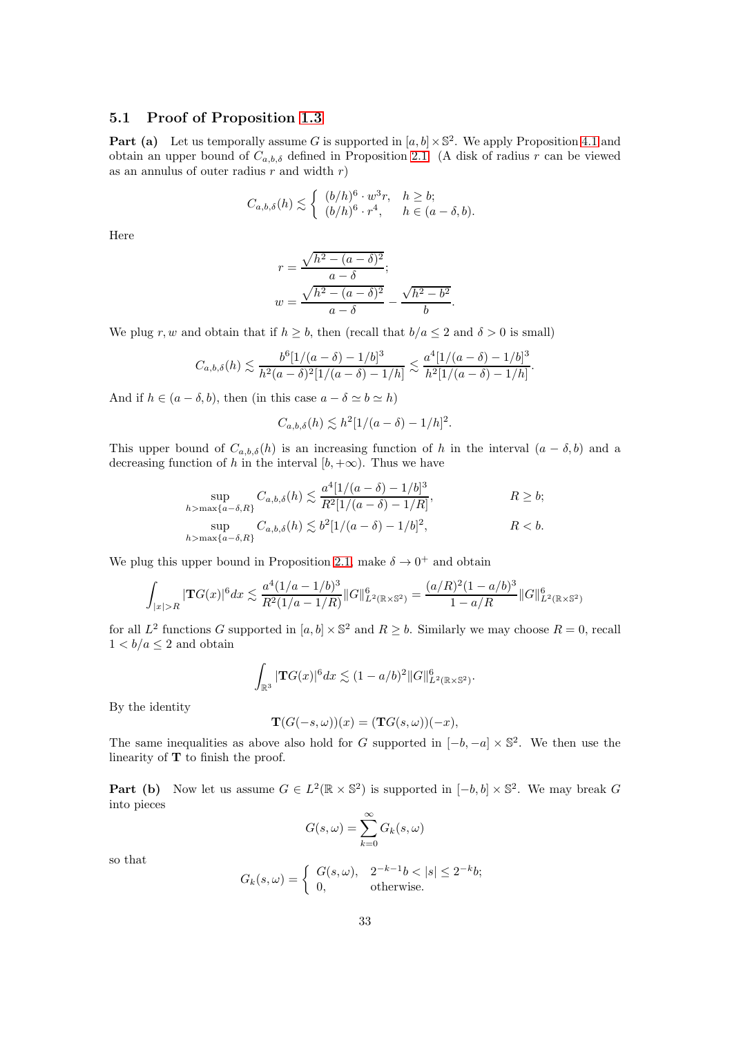### 5.1 Proof of Proposition 1.3

**Part (a)** Let us temporally assume $G$ is supported in $[a,b]\times\mathbb{S}^2$. We apply Proposition 4.1 and obtain an upper bound of $C_{a,b,\delta}$ defined in Proposition 2.1. (A disk of radius $r$ can be viewed as an annulus of outer radius $r$ and width $r$)

$$C_{a,b,\delta}(h) \lesssim \left\{\begin{array}{ll} (b/h)^6\cdot w^3 r, & h\geq b;\\ (b/h)^6\cdot r^4, & h\in(a-\delta,b). \end{array}\right.$$

Here

$$r = \frac{\sqrt{h^2-(a-\delta)^2}}{a-\delta};$$
$$w = \frac{\sqrt{h^2-(a-\delta)^2}}{a-\delta} - \frac{\sqrt{h^2-b^2}}{b}.$$

We plug $r,w$ and obtain that if $h\geq b$, then (recall that $b/a\leq 2$ and $\delta>0$ is small)

$$C_{a,b,\delta}(h) \lesssim \frac{b^6[1/(a-\delta)-1/b]^3}{h^2(a-\delta)^2[1/(a-\delta)-1/h]} \lesssim \frac{a^4[1/(a-\delta)-1/b]^3}{h^2[1/(a-\delta)-1/h]}.$$

And if $h\in(a-\delta,b)$, then (in this case $a-\delta\simeq b\simeq h$)

$$C_{a,b,\delta}(h)\lesssim h^2[1/(a-\delta)-1/h]^2.$$

This upper bound of $C_{a,b,\delta}(h)$ is an increasing function of $h$ in the interval $(a-\delta,b)$ and a decreasing function of $h$ in the interval $[b,+\infty)$. Thus we have

$$\sup_{h>\max\{a-\delta,R\}} C_{a,b,\delta}(h) \lesssim \frac{a^4[1/(a-\delta)-1/b]^3}{R^2[1/(a-\delta)-1/R]}, \qquad R\geq b;$$
$$\sup_{h>\max\{a-\delta,R\}} C_{a,b,\delta}(h) \lesssim b^2[1/(a-\delta)-1/b]^2, \qquad R<b.$$

We plug this upper bound in Proposition 2.1, make $\delta\to 0^+$ and obtain

$$\int_{|x|>R}|\mathbf{T}G(x)|^6dx \lesssim \frac{a^4(1/a-1/b)^3}{R^2(1/a-1/R)}\|G\|_{L^2(\mathbb{R}\times\mathbb{S}^2)}^6 = \frac{(a/R)^2(1-a/b)^3}{1-a/R}\|G\|_{L^2(\mathbb{R}\times\mathbb{S}^2)}^6$$

for all $L^2$ functions $G$ supported in $[a,b]\times\mathbb{S}^2$ and $R\geq b$. Similarly we may choose $R=0$, recall $1<b/a\leq 2$ and obtain

$$\int_{\mathbb{R}^3}|\mathbf{T}G(x)|^6dx \lesssim (1-a/b)^2\|G\|_{L^2(\mathbb{R}\times\mathbb{S}^2)}^6.$$

By the identity

$$\mathbf{T}(G(-s,\omega))(x) = (\mathbf{T}G(s,\omega))(-x),$$

The same inequalities as above also hold for $G$ supported in $[-b,-a]\times\mathbb{S}^2$. We then use the linearity of $\mathbf{T}$ to finish the proof.

**Part (b)** Now let us assume $G\in L^2(\mathbb{R}\times\mathbb{S}^2)$ is supported in $[-b,b]\times\mathbb{S}^2$. We may break $G$ into pieces

$$G(s,\omega)=\sum_{k=0}^\infty G_k(s,\omega)$$

so that

$$G_k(s,\omega) = \left\{\begin{array}{ll} G(s,\omega), & 2^{-k-1}b<|s|\leq 2^{-k}b;\\ 0, & \text{otherwise.}\end{array}\right.$$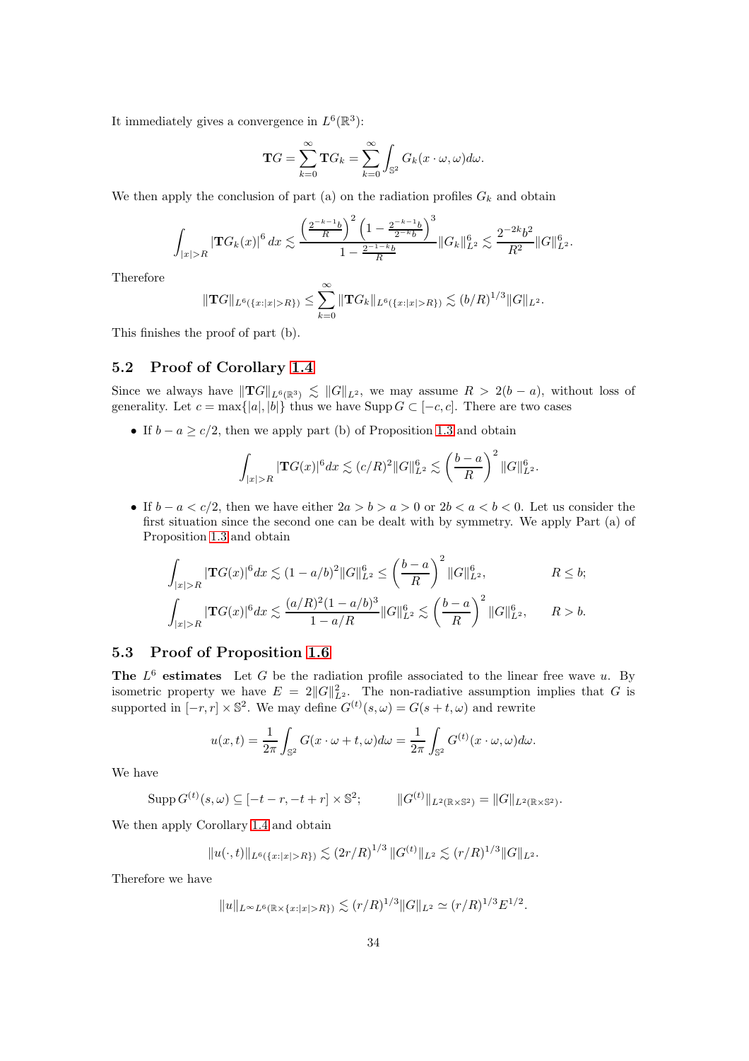It immediately gives a convergence in $L^6(\mathbb{R}^3)$:

$$\mathbf{T}G = \sum_{k=0}^{\infty} \mathbf{T}G_k = \sum_{k=0}^{\infty} \int_{\mathbb{S}^2} G_k(x\cdot\omega,\omega)d\omega.$$

We then apply the conclusion of part (a) on the radiation profiles $G_k$ and obtain

$$\int_{|x|>R} |\mathbf{T}G_k(x)|^6\, dx \lesssim \frac{\left(\frac{2^{-k-1}b}{R}\right)^2 \left(1-\frac{2^{-k-1}b}{2^{-k}b}\right)^3}{1-\frac{2^{-1-k}b}{R}} \|G_k\|_{L^2}^6 \lesssim \frac{2^{-2k}b^2}{R^2}\|G\|_{L^2}^6.$$

Therefore

$$\|\mathbf{T}G\|_{L^6(\{x:|x|>R\})} \le \sum_{k=0}^{\infty} \|\mathbf{T}G_k\|_{L^6(\{x:|x|>R\})} \lesssim (b/R)^{1/3}\|G\|_{L^2}.$$

This finishes the proof of part (b).

## 5.2 Proof of Corollary 1.4

Since we always have $\|\mathbf{T}G\|_{L^6(\mathbb{R}^3)} \lesssim \|G\|_{L^2}$, we may assume $R > 2(b-a)$, without loss of generality. Let $c = \max\{|a|,|b|\}$ thus we have $\operatorname{Supp} G \subset [-c,c]$. There are two cases

- If $b - a \ge c/2$, then we apply part (b) of Proposition 1.3 and obtain

$$\int_{|x|>R} |\mathbf{T}G(x)|^6 dx \lesssim (c/R)^2 \|G\|_{L^2}^6 \lesssim \left(\frac{b-a}{R}\right)^2 \|G\|_{L^2}^6.$$

- If $b - a < c/2$, then we have either $2a > b > a > 0$ or $2b < a < b < 0$. Let us consider the first situation since the second one can be dealt with by symmetry. We apply Part (a) of Proposition 1.3 and obtain

$$\int_{|x|>R} |\mathbf{T}G(x)|^6 dx \lesssim (1-a/b)^2 \|G\|_{L^2}^6 \le \left(\frac{b-a}{R}\right)^2 \|G\|_{L^2}^6, \qquad R \le b;$$

$$\int_{|x|>R} |\mathbf{T}G(x)|^6 dx \lesssim \frac{(a/R)^2(1-a/b)^3}{1-a/R} \|G\|_{L^2}^6 \lesssim \left(\frac{b-a}{R}\right)^2 \|G\|_{L^2}^6, \qquad R > b.$$

## 5.3 Proof of Proposition 1.6

**The $L^6$ estimates** Let $G$ be the radiation profile associated to the linear free wave $u$. By isometric property we have $E = 2\|G\|_{L^2}^2$. The non-radiative assumption implies that $G$ is supported in $[-r,r] \times \mathbb{S}^2$. We may define $G^{(t)}(s,\omega) = G(s+t,\omega)$ and rewrite

$$u(x,t) = \frac{1}{2\pi}\int_{\mathbb{S}^2} G(x\cdot\omega + t,\omega)d\omega = \frac{1}{2\pi}\int_{\mathbb{S}^2} G^{(t)}(x\cdot\omega,\omega)d\omega.$$

We have

$$\operatorname{Supp} G^{(t)}(s,\omega) \subseteq [-t-r,-t+r]\times\mathbb{S}^2; \qquad \|G^{(t)}\|_{L^2(\mathbb{R}\times\mathbb{S}^2)} = \|G\|_{L^2(\mathbb{R}\times\mathbb{S}^2)}.$$

We then apply Corollary 1.4 and obtain

$$\|u(\cdot,t)\|_{L^6(\{x:|x|>R\})} \lesssim (2r/R)^{1/3}\|G^{(t)}\|_{L^2} \lesssim (r/R)^{1/3}\|G\|_{L^2}.$$

Therefore we have

$$\|u\|_{L^\infty L^6(\mathbb{R}\times\{x:|x|>R\})} \lesssim (r/R)^{1/3}\|G\|_{L^2} \simeq (r/R)^{1/3}E^{1/2}.$$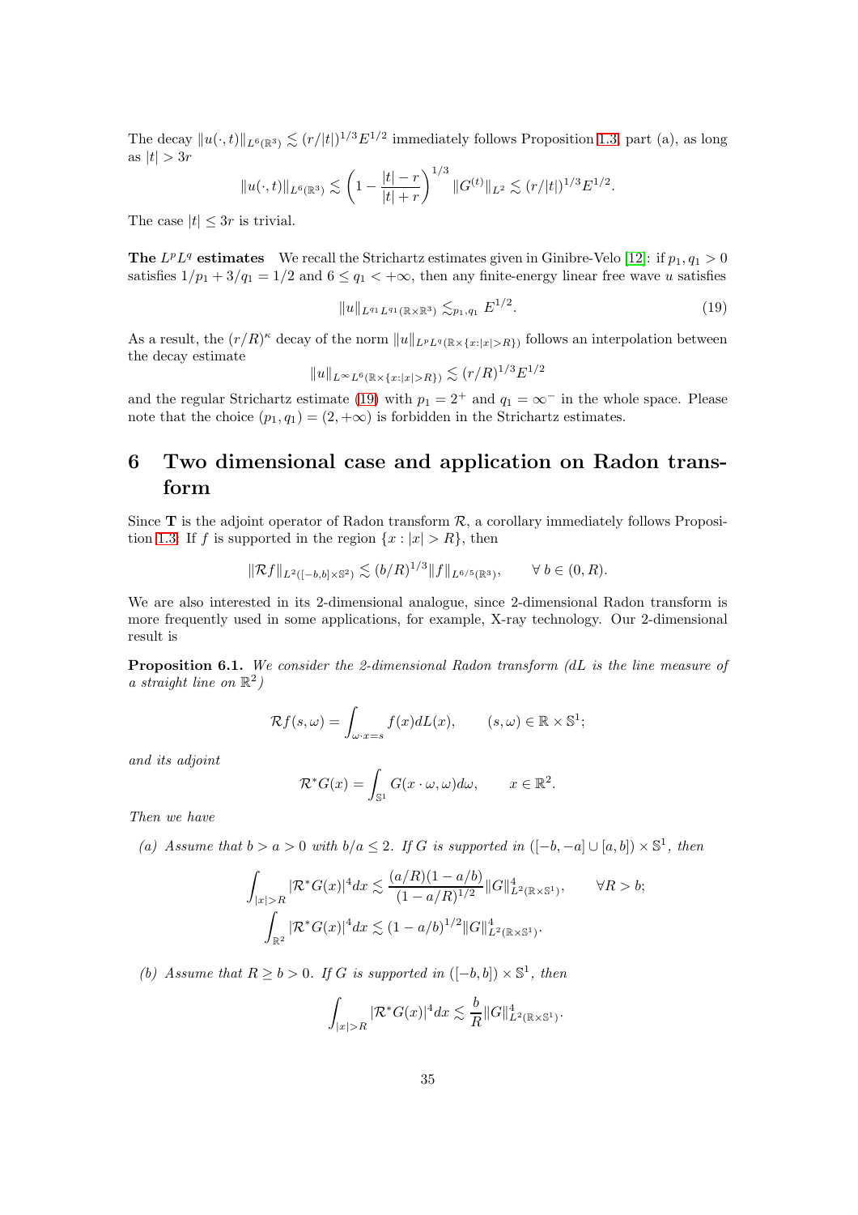The decay $\|u(\cdot,t)\|_{L^6(\mathbb{R}^3)} \lesssim (r/|t|)^{1/3} E^{1/2}$ immediately follows Proposition 1.3, part (a), as long as $|t| > 3r$

$$\|u(\cdot,t)\|_{L^6(\mathbb{R}^3)} \lesssim \left(1 - \frac{|t|-r}{|t|+r}\right)^{1/3} \|G^{(t)}\|_{L^2} \lesssim (r/|t|)^{1/3} E^{1/2}.$$

The case $|t| \leq 3r$ is trivial.

**The $L^p L^q$ estimates** We recall the Strichartz estimates given in Ginibre-Velo [12]: if $p_1, q_1 > 0$ satisfies $1/p_1 + 3/q_1 = 1/2$ and $6 \leq q_1 < +\infty$, then any finite-energy linear free wave $u$ satisfies

$$\|u\|_{L^{q_1} L^{q_1}(\mathbb{R}\times\mathbb{R}^3)} \lesssim_{p_1,q_1} E^{1/2}. \tag{19}$$

As a result, the $(r/R)^\kappa$ decay of the norm $\|u\|_{L^p L^q(\mathbb{R}\times\{x:|x|>R\})}$ follows an interpolation between the decay estimate

$$\|u\|_{L^\infty L^6(\mathbb{R}\times\{x:|x|>R\})} \lesssim (r/R)^{1/3} E^{1/2}$$

and the regular Strichartz estimate (19) with $p_1 = 2^+$ and $q_1 = \infty^-$ in the whole space. Please note that the choice $(p_1, q_1) = (2, +\infty)$ is forbidden in the Strichartz estimates.

# 6 Two dimensional case and application on Radon transform

Since $\mathbf{T}$ is the adjoint operator of Radon transform $\mathcal{R}$, a corollary immediately follows Proposition 1.3: If $f$ is supported in the region $\{x : |x| > R\}$, then

$$\|\mathcal{R}f\|_{L^2([-b,b]\times\mathbb{S}^2)} \lesssim (b/R)^{1/3} \|f\|_{L^{6/5}(\mathbb{R}^3)}, \qquad \forall\, b \in (0, R).$$

We are also interested in its 2-dimensional analogue, since 2-dimensional Radon transform is more frequently used in some applications, for example, X-ray technology. Our 2-dimensional result is

**Proposition 6.1.** *We consider the 2-dimensional Radon transform ($dL$ is the line measure of a straight line on $\mathbb{R}^2$)*

$$\mathcal{R}f(s,\omega) = \int_{\omega\cdot x = s} f(x)\, dL(x), \qquad (s,\omega) \in \mathbb{R}\times\mathbb{S}^1;$$

*and its adjoint*

$$\mathcal{R}^* G(x) = \int_{\mathbb{S}^1} G(x\cdot\omega, \omega)\, d\omega, \qquad x \in \mathbb{R}^2.$$

*Then we have*

*(a) Assume that $b > a > 0$ with $b/a \leq 2$. If $G$ is supported in $([-b,-a]\cup[a,b])\times\mathbb{S}^1$, then*

$$\int_{|x|>R} |\mathcal{R}^* G(x)|^4 dx \lesssim \frac{(a/R)(1-a/b)}{(1-a/R)^{1/2}} \|G\|_{L^2(\mathbb{R}\times\mathbb{S}^1)}^4, \qquad \forall R > b;$$

$$\int_{\mathbb{R}^2} |\mathcal{R}^* G(x)|^4 dx \lesssim (1-a/b)^{1/2} \|G\|_{L^2(\mathbb{R}\times\mathbb{S}^1)}^4.$$

*(b) Assume that $R \geq b > 0$. If $G$ is supported in $([-b,b])\times\mathbb{S}^1$, then*

$$\int_{|x|>R} |\mathcal{R}^* G(x)|^4 dx \lesssim \frac{b}{R} \|G\|_{L^2(\mathbb{R}\times\mathbb{S}^1)}^4.$$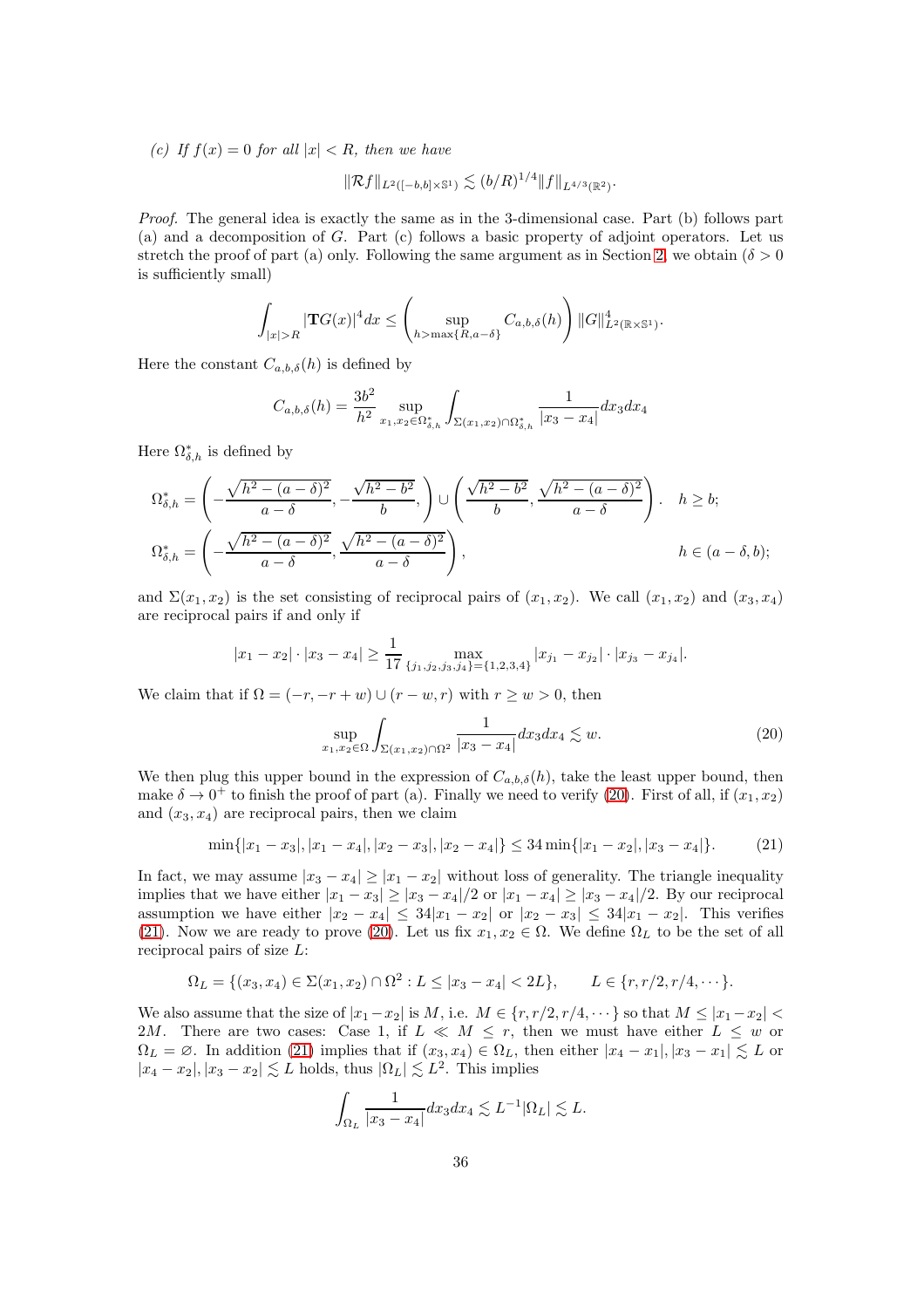*(c) If $f(x) = 0$ for all $|x| < R$, then we have*

$$\|\mathcal{R}f\|_{L^2([-b,b]\times\mathbb{S}^1)} \lesssim (b/R)^{1/4}\|f\|_{L^{4/3}(\mathbb{R}^2)}.$$

*Proof.* The general idea is exactly the same as in the 3-dimensional case. Part (b) follows part (a) and a decomposition of $G$. Part (c) follows a basic property of adjoint operators. Let us stretch the proof of part (a) only. Following the same argument as in Section 2, we obtain ($\delta > 0$ is sufficiently small)

$$\int_{|x|>R} |\mathbf{T}G(x)|^4 dx \leq \left(\sup_{h>\max\{R,a-\delta\}} C_{a,b,\delta}(h)\right) \|G\|^4_{L^2(\mathbb{R}\times\mathbb{S}^1)}.$$

Here the constant $C_{a,b,\delta}(h)$ is defined by

$$C_{a,b,\delta}(h) = \frac{3b^2}{h^2} \sup_{x_1,x_2\in\Omega^*_{\delta,h}} \int_{\Sigma(x_1,x_2)\cap\Omega^*_{\delta,h}} \frac{1}{|x_3 - x_4|} dx_3 dx_4$$

Here $\Omega^*_{\delta,h}$ is defined by

$$\Omega^*_{\delta,h} = \left(-\frac{\sqrt{h^2-(a-\delta)^2}}{a-\delta}, -\frac{\sqrt{h^2-b^2}}{b},\right) \cup \left(\frac{\sqrt{h^2-b^2}}{b}, \frac{\sqrt{h^2-(a-\delta)^2}}{a-\delta}\right). \quad h \geq b;$$

$$\Omega^*_{\delta,h} = \left(-\frac{\sqrt{h^2-(a-\delta)^2}}{a-\delta}, \frac{\sqrt{h^2-(a-\delta)^2}}{a-\delta}\right), \qquad h \in (a-\delta, b);$$

and $\Sigma(x_1, x_2)$ is the set consisting of reciprocal pairs of $(x_1, x_2)$. We call $(x_1, x_2)$ and $(x_3, x_4)$ are reciprocal pairs if and only if

$$|x_1 - x_2| \cdot |x_3 - x_4| \geq \frac{1}{17} \max_{\{j_1,j_2,j_3,j_4\}=\{1,2,3,4\}} |x_{j_1} - x_{j_2}| \cdot |x_{j_3} - x_{j_4}|.$$

We claim that if $\Omega = (-r, -r+w) \cup (r-w, r)$ with $r \geq w > 0$, then

$$\sup_{x_1,x_2\in\Omega} \int_{\Sigma(x_1,x_2)\cap\Omega^2} \frac{1}{|x_3 - x_4|} dx_3 dx_4 \lesssim w. \tag{20}$$

We then plug this upper bound in the expression of $C_{a,b,\delta}(h)$, take the least upper bound, then make $\delta \to 0^+$ to finish the proof of part (a). Finally we need to verify (20). First of all, if $(x_1, x_2)$ and $(x_3, x_4)$ are reciprocal pairs, then we claim

$$\min\{|x_1 - x_3|, |x_1 - x_4|, |x_2 - x_3|, |x_2 - x_4|\} \leq 34 \min\{|x_1 - x_2|, |x_3 - x_4|\}. \tag{21}$$

In fact, we may assume $|x_3 - x_4| \geq |x_1 - x_2|$ without loss of generality. The triangle inequality implies that we have either $|x_1 - x_3| \geq |x_3 - x_4|/2$ or $|x_1 - x_4| \geq |x_3 - x_4|/2$. By our reciprocal assumption we have either $|x_2 - x_4| \leq 34|x_1 - x_2|$ or $|x_2 - x_3| \leq 34|x_1 - x_2|$. This verifies (21). Now we are ready to prove (20). Let us fix $x_1, x_2 \in \Omega$. We define $\Omega_L$ to be the set of all reciprocal pairs of size $L$:

$$\Omega_L = \{(x_3, x_4) \in \Sigma(x_1, x_2) \cap \Omega^2 : L \leq |x_3 - x_4| < 2L\}, \qquad L \in \{r, r/2, r/4, \cdots\}.$$

We also assume that the size of $|x_1 - x_2|$ is $M$, i.e. $M \in \{r, r/2, r/4, \cdots\}$ so that $M \leq |x_1 - x_2| < 2M$. There are two cases: Case 1, if $L \ll M \leq r$, then we must have either $L \leq w$ or $\Omega_L = \varnothing$. In addition (21) implies that if $(x_3, x_4) \in \Omega_L$, then either $|x_4 - x_1|, |x_3 - x_1| \lesssim L$ or $|x_4 - x_2|, |x_3 - x_2| \lesssim L$ holds, thus $|\Omega_L| \lesssim L^2$. This implies

$$\int_{\Omega_L} \frac{1}{|x_3 - x_4|} dx_3 dx_4 \lesssim L^{-1}|\Omega_L| \lesssim L.$$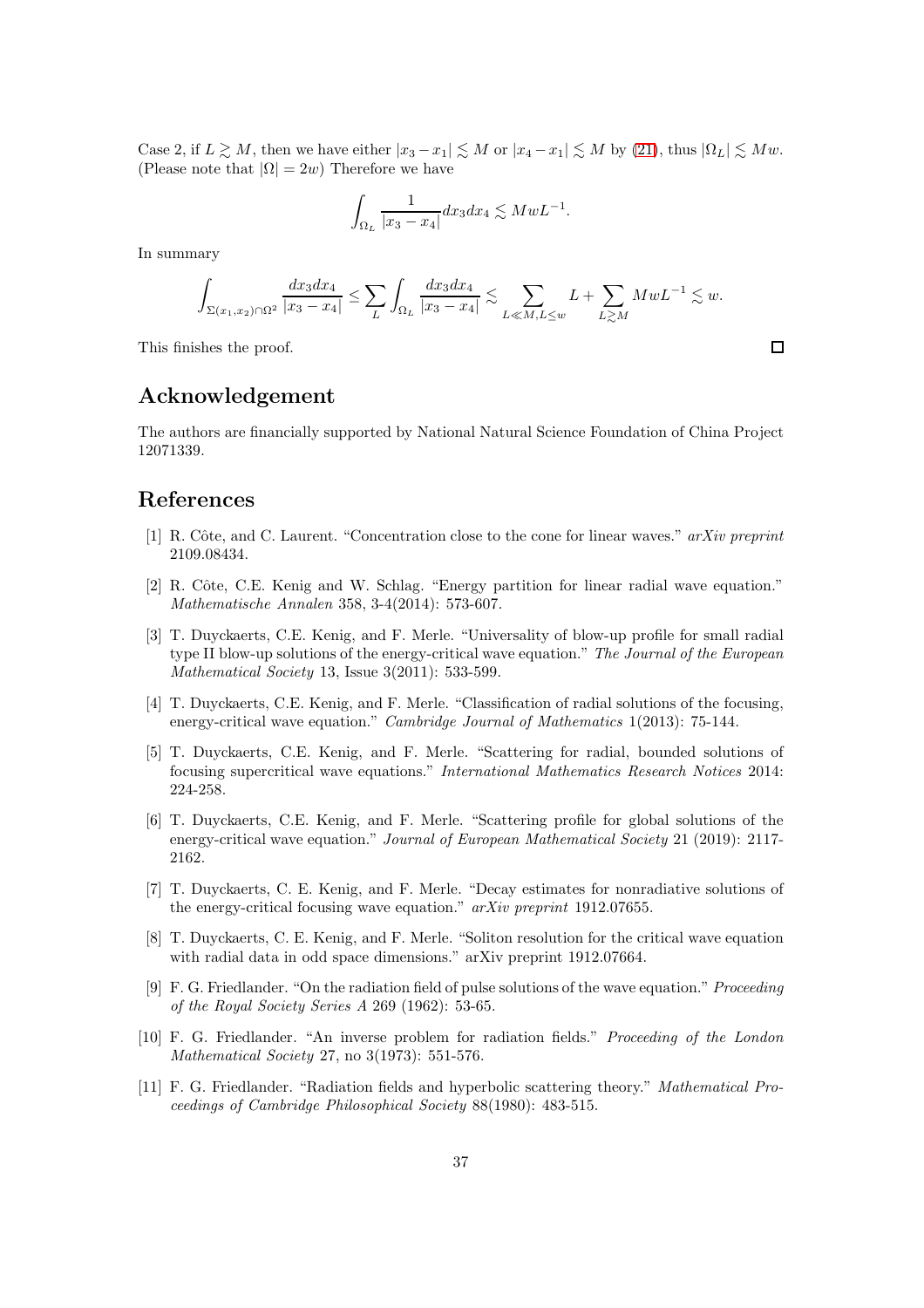Case 2, if $L \gtrsim M$, then we have either $|x_3 - x_1| \lesssim M$ or $|x_4 - x_1| \lesssim M$ by (21), thus $|\Omega_L| \lesssim Mw$. (Please note that $|\Omega| = 2w$) Therefore we have

$$\int_{\Omega_L} \frac{1}{|x_3 - x_4|} dx_3 dx_4 \lesssim MwL^{-1}.$$

In summary

$$\int_{\Sigma(x_1,x_2)\cap\Omega^2} \frac{dx_3 dx_4}{|x_3 - x_4|} \leq \sum_L \int_{\Omega_L} \frac{dx_3 dx_4}{|x_3 - x_4|} \lesssim \sum_{L \ll M, L \leq w} L + \sum_{L \gtrsim M} MwL^{-1} \lesssim w.$$

This finishes the proof. □

## Acknowledgement

The authors are financially supported by National Natural Science Foundation of China Project 12071339.

## References

[1] R. Côte, and C. Laurent. "Concentration close to the cone for linear waves." *arXiv preprint* 2109.08434.

[2] R. Côte, C.E. Kenig and W. Schlag. "Energy partition for linear radial wave equation." *Mathematische Annalen* 358, 3-4(2014): 573-607.

[3] T. Duyckaerts, C.E. Kenig, and F. Merle. "Universality of blow-up profile for small radial type II blow-up solutions of the energy-critical wave equation." *The Journal of the European Mathematical Society* 13, Issue 3(2011): 533-599.

[4] T. Duyckaerts, C.E. Kenig, and F. Merle. "Classification of radial solutions of the focusing, energy-critical wave equation." *Cambridge Journal of Mathematics* 1(2013): 75-144.

[5] T. Duyckaerts, C.E. Kenig, and F. Merle. "Scattering for radial, bounded solutions of focusing supercritical wave equations." *International Mathematics Research Notices* 2014: 224-258.

[6] T. Duyckaerts, C.E. Kenig, and F. Merle. "Scattering profile for global solutions of the energy-critical wave equation." *Journal of European Mathematical Society* 21 (2019): 2117-2162.

[7] T. Duyckaerts, C. E. Kenig, and F. Merle. "Decay estimates for nonradiative solutions of the energy-critical focusing wave equation." *arXiv preprint* 1912.07655.

[8] T. Duyckaerts, C. E. Kenig, and F. Merle. "Soliton resolution for the critical wave equation with radial data in odd space dimensions." arXiv preprint 1912.07664.

[9] F. G. Friedlander. "On the radiation field of pulse solutions of the wave equation." *Proceeding of the Royal Society Series A* 269 (1962): 53-65.

[10] F. G. Friedlander. "An inverse problem for radiation fields." *Proceeding of the London Mathematical Society* 27, no 3(1973): 551-576.

[11] F. G. Friedlander. "Radiation fields and hyperbolic scattering theory." *Mathematical Proceedings of Cambridge Philosophical Society* 88(1980): 483-515.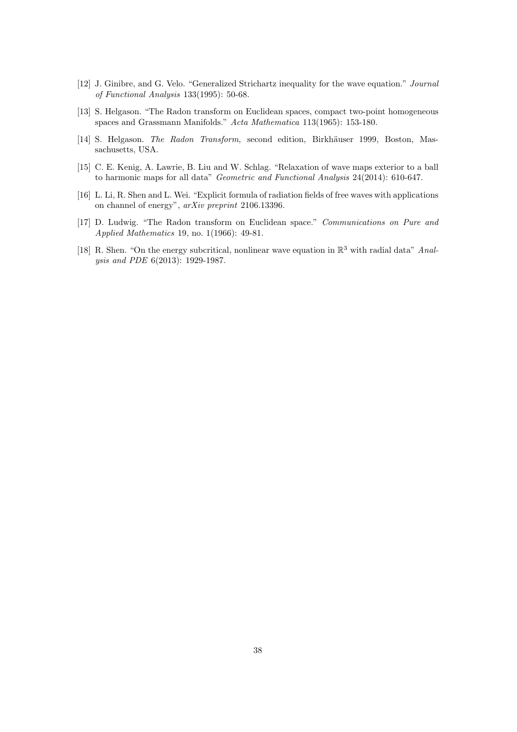[12] J. Ginibre, and G. Velo. "Generalized Strichartz inequality for the wave equation." *Journal of Functional Analysis* 133(1995): 50-68.

[13] S. Helgason. "The Radon transform on Euclidean spaces, compact two-point homogeneous spaces and Grassmann Manifolds." *Acta Mathematica* 113(1965): 153-180.

[14] S. Helgason. *The Radon Transform*, second edition, Birkhäuser 1999, Boston, Massachusetts, USA.

[15] C. E. Kenig, A. Lawrie, B. Liu and W. Schlag. "Relaxation of wave maps exterior to a ball to harmonic maps for all data" *Geometric and Functional Analysis* 24(2014): 610-647.

[16] L. Li, R. Shen and L. Wei. "Explicit formula of radiation fields of free waves with applications on channel of energy", *arXiv preprint* 2106.13396.

[17] D. Ludwig. "The Radon transform on Euclidean space." *Communications on Pure and Applied Mathematics* 19, no. 1(1966): 49-81.

[18] R. Shen. "On the energy subcritical, nonlinear wave equation in $\mathbb{R}^3$ with radial data" *Analysis and PDE* 6(2013): 1929-1987.